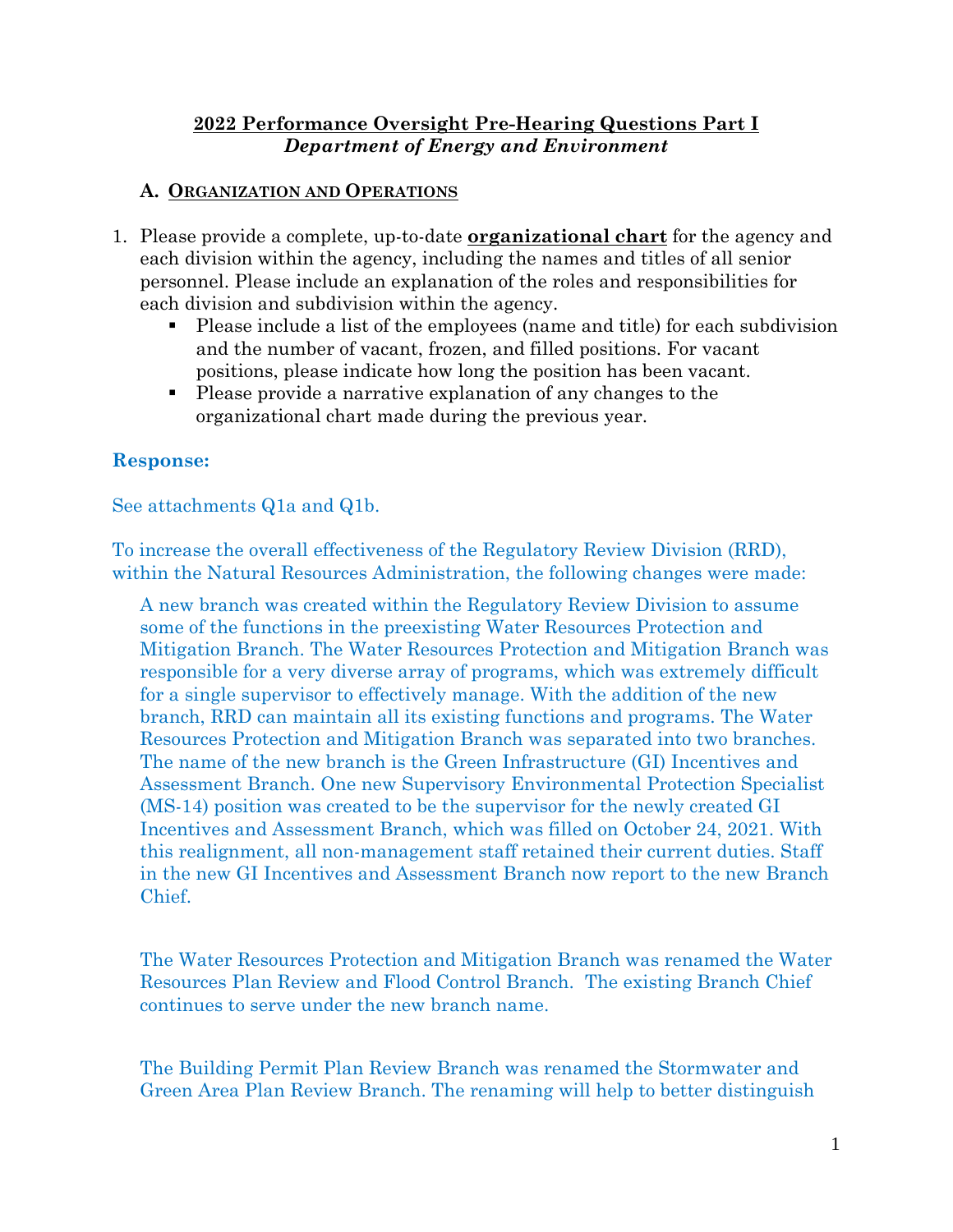**<u>2022 Performance Oversight Pre-Hearing Questions Part I</u>**
***Department of Energy and Environment***

### A. <u>ORGANIZATION AND OPERATIONS</u>

1. Please provide a complete, up-to-date **<u>organizational chart</u>** for the agency and each division within the agency, including the names and titles of all senior personnel. Please include an explanation of the roles and responsibilities for each division and subdivision within the agency.
   - Please include a list of the employees (name and title) for each subdivision and the number of vacant, frozen, and filled positions. For vacant positions, please indicate how long the position has been vacant.
   - Please provide a narrative explanation of any changes to the organizational chart made during the previous year.

**Response:**

See attachments Q1a and Q1b.

To increase the overall effectiveness of the Regulatory Review Division (RRD), within the Natural Resources Administration, the following changes were made:

> A new branch was created within the Regulatory Review Division to assume some of the functions in the preexisting Water Resources Protection and Mitigation Branch. The Water Resources Protection and Mitigation Branch was responsible for a very diverse array of programs, which was extremely difficult for a single supervisor to effectively manage. With the addition of the new branch, RRD can maintain all its existing functions and programs. The Water Resources Protection and Mitigation Branch was separated into two branches. The name of the new branch is the Green Infrastructure (GI) Incentives and Assessment Branch. One new Supervisory Environmental Protection Specialist (MS-14) position was created to be the supervisor for the newly created GI Incentives and Assessment Branch, which was filled on October 24, 2021. With this realignment, all non-management staff retained their current duties. Staff in the new GI Incentives and Assessment Branch now report to the new Branch Chief.
>
> The Water Resources Protection and Mitigation Branch was renamed the Water Resources Plan Review and Flood Control Branch. The existing Branch Chief continues to serve under the new branch name.
>
> The Building Permit Plan Review Branch was renamed the Stormwater and Green Area Plan Review Branch. The renaming will help to better distinguish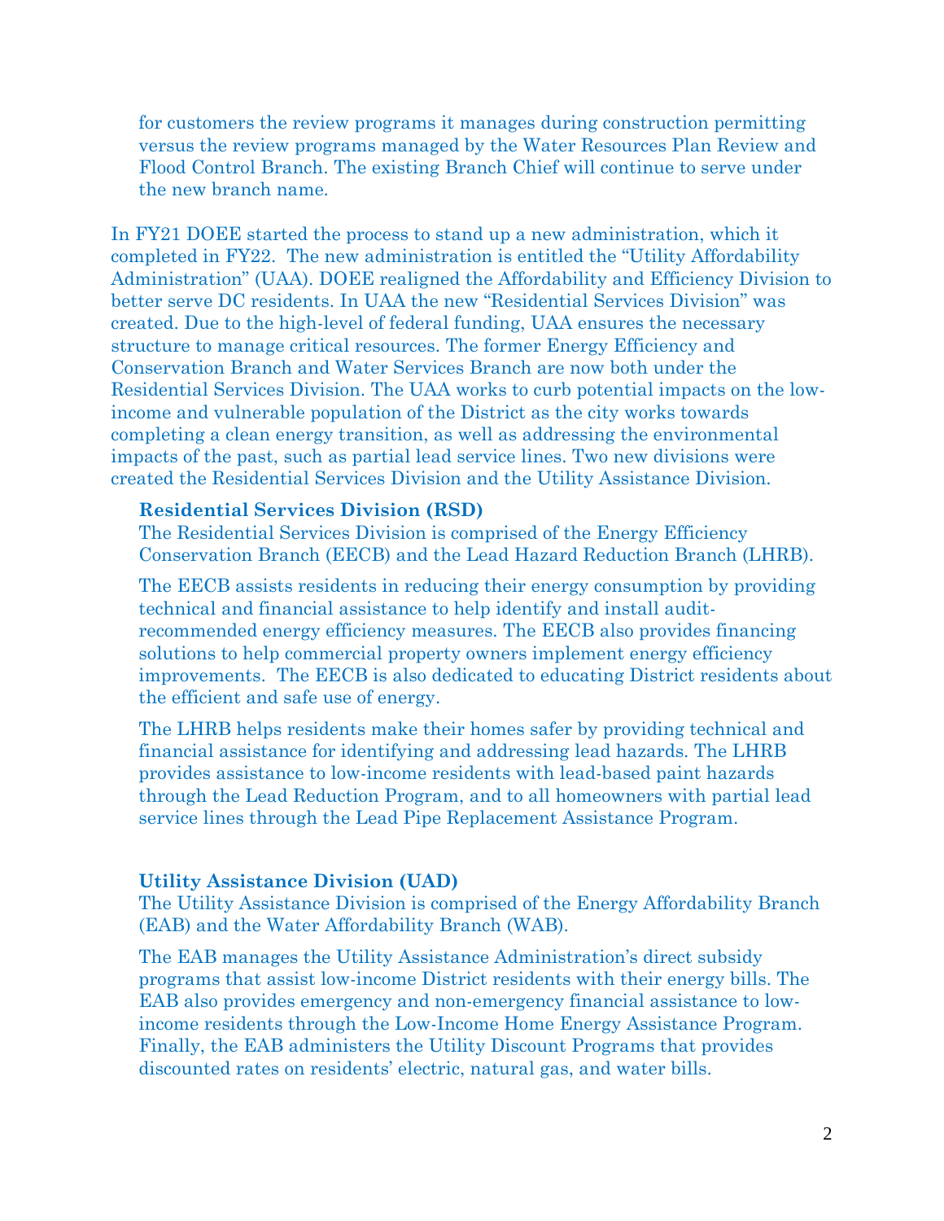for customers the review programs it manages during construction permitting versus the review programs managed by the Water Resources Plan Review and Flood Control Branch. The existing Branch Chief will continue to serve under the new branch name.

In FY21 DOEE started the process to stand up a new administration, which it completed in FY22. The new administration is entitled the "Utility Affordability Administration" (UAA). DOEE realigned the Affordability and Efficiency Division to better serve DC residents. In UAA the new "Residential Services Division" was created. Due to the high-level of federal funding, UAA ensures the necessary structure to manage critical resources. The former Energy Efficiency and Conservation Branch and Water Services Branch are now both under the Residential Services Division. The UAA works to curb potential impacts on the low-income and vulnerable population of the District as the city works towards completing a clean energy transition, as well as addressing the environmental impacts of the past, such as partial lead service lines. Two new divisions were created the Residential Services Division and the Utility Assistance Division.

**Residential Services Division (RSD)**

The Residential Services Division is comprised of the Energy Efficiency Conservation Branch (EECB) and the Lead Hazard Reduction Branch (LHRB).

The EECB assists residents in reducing their energy consumption by providing technical and financial assistance to help identify and install audit-recommended energy efficiency measures. The EECB also provides financing solutions to help commercial property owners implement energy efficiency improvements. The EECB is also dedicated to educating District residents about the efficient and safe use of energy.

The LHRB helps residents make their homes safer by providing technical and financial assistance for identifying and addressing lead hazards. The LHRB provides assistance to low-income residents with lead-based paint hazards through the Lead Reduction Program, and to all homeowners with partial lead service lines through the Lead Pipe Replacement Assistance Program.

**Utility Assistance Division (UAD)**

The Utility Assistance Division is comprised of the Energy Affordability Branch (EAB) and the Water Affordability Branch (WAB).

The EAB manages the Utility Assistance Administration's direct subsidy programs that assist low-income District residents with their energy bills. The EAB also provides emergency and non-emergency financial assistance to low-income residents through the Low-Income Home Energy Assistance Program. Finally, the EAB administers the Utility Discount Programs that provides discounted rates on residents' electric, natural gas, and water bills.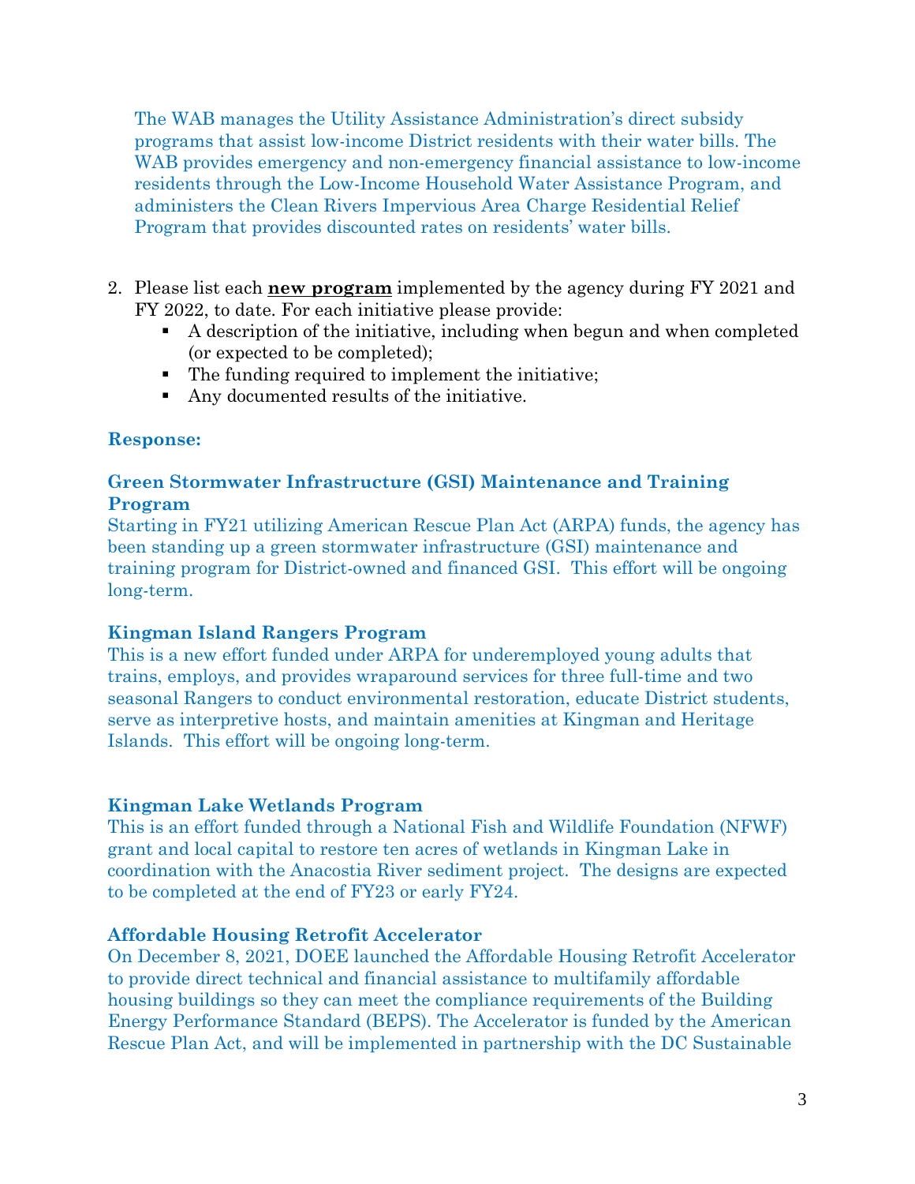The WAB manages the Utility Assistance Administration's direct subsidy programs that assist low-income District residents with their water bills. The WAB provides emergency and non-emergency financial assistance to low-income residents through the Low-Income Household Water Assistance Program, and administers the Clean Rivers Impervious Area Charge Residential Relief Program that provides discounted rates on residents' water bills.

2. Please list each **new program** implemented by the agency during FY 2021 and FY 2022, to date. For each initiative please provide:
   - A description of the initiative, including when begun and when completed (or expected to be completed);
   - The funding required to implement the initiative;
   - Any documented results of the initiative.

**Response:**

**Green Stormwater Infrastructure (GSI) Maintenance and Training Program**

Starting in FY21 utilizing American Rescue Plan Act (ARPA) funds, the agency has been standing up a green stormwater infrastructure (GSI) maintenance and training program for District-owned and financed GSI. This effort will be ongoing long-term.

**Kingman Island Rangers Program**

This is a new effort funded under ARPA for underemployed young adults that trains, employs, and provides wraparound services for three full-time and two seasonal Rangers to conduct environmental restoration, educate District students, serve as interpretive hosts, and maintain amenities at Kingman and Heritage Islands. This effort will be ongoing long-term.

**Kingman Lake Wetlands Program**

This is an effort funded through a National Fish and Wildlife Foundation (NFWF) grant and local capital to restore ten acres of wetlands in Kingman Lake in coordination with the Anacostia River sediment project. The designs are expected to be completed at the end of FY23 or early FY24.

**Affordable Housing Retrofit Accelerator**

On December 8, 2021, DOEE launched the Affordable Housing Retrofit Accelerator to provide direct technical and financial assistance to multifamily affordable housing buildings so they can meet the compliance requirements of the Building Energy Performance Standard (BEPS). The Accelerator is funded by the American Rescue Plan Act, and will be implemented in partnership with the DC Sustainable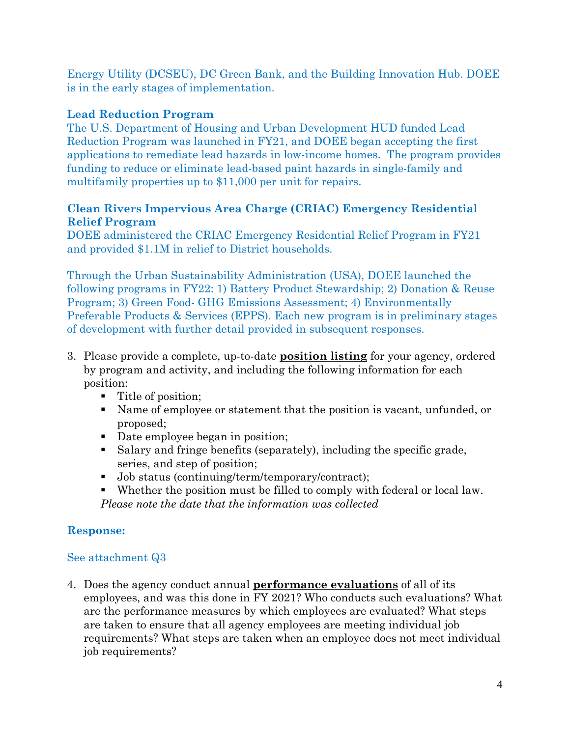Energy Utility (DCSEU), DC Green Bank, and the Building Innovation Hub. DOEE is in the early stages of implementation.

**Lead Reduction Program**

The U.S. Department of Housing and Urban Development HUD funded Lead Reduction Program was launched in FY21, and DOEE began accepting the first applications to remediate lead hazards in low-income homes. The program provides funding to reduce or eliminate lead-based paint hazards in single-family and multifamily properties up to $11,000 per unit for repairs.

**Clean Rivers Impervious Area Charge (CRIAC) Emergency Residential Relief Program**

DOEE administered the CRIAC Emergency Residential Relief Program in FY21 and provided $1.1M in relief to District households.

Through the Urban Sustainability Administration (USA), DOEE launched the following programs in FY22: 1) Battery Product Stewardship; 2) Donation & Reuse Program; 3) Green Food- GHG Emissions Assessment; 4) Environmentally Preferable Products & Services (EPPS). Each new program is in preliminary stages of development with further detail provided in subsequent responses.

3. Please provide a complete, up-to-date **position listing** for your agency, ordered by program and activity, and including the following information for each position:
   - Title of position;
   - Name of employee or statement that the position is vacant, unfunded, or proposed;
   - Date employee began in position;
   - Salary and fringe benefits (separately), including the specific grade, series, and step of position;
   - Job status (continuing/term/temporary/contract);
   - Whether the position must be filled to comply with federal or local law.

   *Please note the date that the information was collected*

**Response:**

See attachment Q3

4. Does the agency conduct annual **performance evaluations** of all of its employees, and was this done in FY 2021? Who conducts such evaluations? What are the performance measures by which employees are evaluated? What steps are taken to ensure that all agency employees are meeting individual job requirements? What steps are taken when an employee does not meet individual job requirements?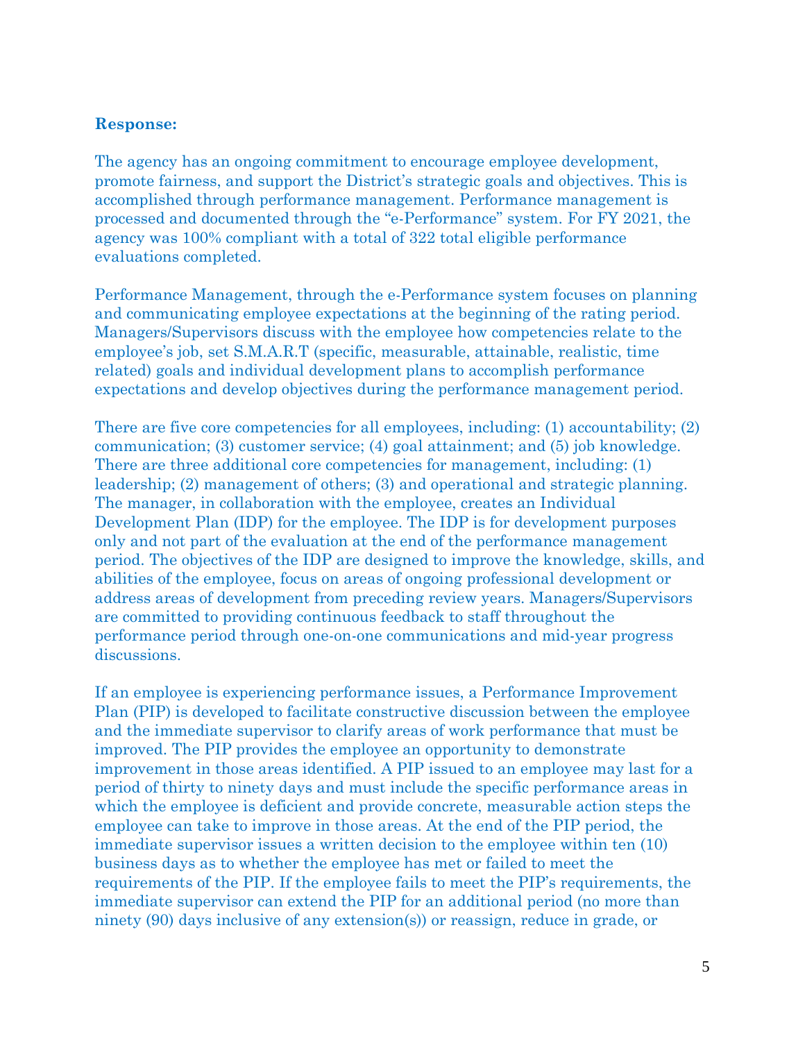**Response:**

The agency has an ongoing commitment to encourage employee development, promote fairness, and support the District's strategic goals and objectives. This is accomplished through performance management. Performance management is processed and documented through the "e-Performance" system. For FY 2021, the agency was 100% compliant with a total of 322 total eligible performance evaluations completed.

Performance Management, through the e-Performance system focuses on planning and communicating employee expectations at the beginning of the rating period. Managers/Supervisors discuss with the employee how competencies relate to the employee's job, set S.M.A.R.T (specific, measurable, attainable, realistic, time related) goals and individual development plans to accomplish performance expectations and develop objectives during the performance management period.

There are five core competencies for all employees, including: (1) accountability; (2) communication; (3) customer service; (4) goal attainment; and (5) job knowledge. There are three additional core competencies for management, including: (1) leadership; (2) management of others; (3) and operational and strategic planning. The manager, in collaboration with the employee, creates an Individual Development Plan (IDP) for the employee. The IDP is for development purposes only and not part of the evaluation at the end of the performance management period. The objectives of the IDP are designed to improve the knowledge, skills, and abilities of the employee, focus on areas of ongoing professional development or address areas of development from preceding review years. Managers/Supervisors are committed to providing continuous feedback to staff throughout the performance period through one-on-one communications and mid-year progress discussions.

If an employee is experiencing performance issues, a Performance Improvement Plan (PIP) is developed to facilitate constructive discussion between the employee and the immediate supervisor to clarify areas of work performance that must be improved. The PIP provides the employee an opportunity to demonstrate improvement in those areas identified. A PIP issued to an employee may last for a period of thirty to ninety days and must include the specific performance areas in which the employee is deficient and provide concrete, measurable action steps the employee can take to improve in those areas. At the end of the PIP period, the immediate supervisor issues a written decision to the employee within ten (10) business days as to whether the employee has met or failed to meet the requirements of the PIP. If the employee fails to meet the PIP's requirements, the immediate supervisor can extend the PIP for an additional period (no more than ninety (90) days inclusive of any extension(s)) or reassign, reduce in grade, or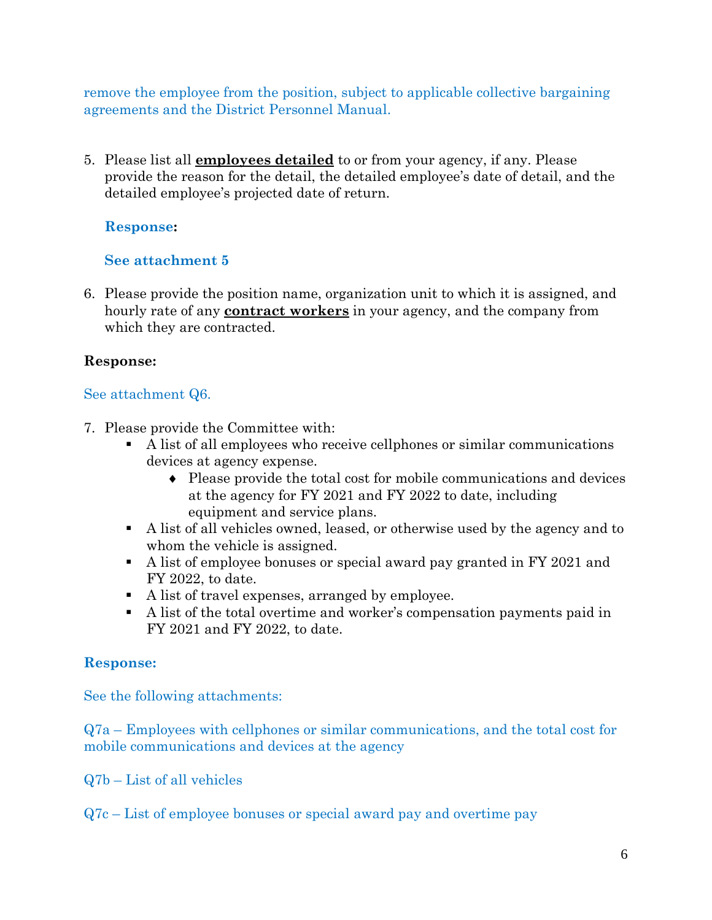remove the employee from the position, subject to applicable collective bargaining agreements and the District Personnel Manual.

5. Please list all **employees detailed** to or from your agency, if any. Please provide the reason for the detail, the detailed employee's date of detail, and the detailed employee's projected date of return.

   **Response:**

   **See attachment 5**

6. Please provide the position name, organization unit to which it is assigned, and hourly rate of any **contract workers** in your agency, and the company from which they are contracted.

**Response:**

See attachment Q6.

7. Please provide the Committee with:
   - A list of all employees who receive cellphones or similar communications devices at agency expense.
     - Please provide the total cost for mobile communications and devices at the agency for FY 2021 and FY 2022 to date, including equipment and service plans.
   - A list of all vehicles owned, leased, or otherwise used by the agency and to whom the vehicle is assigned.
   - A list of employee bonuses or special award pay granted in FY 2021 and FY 2022, to date.
   - A list of travel expenses, arranged by employee.
   - A list of the total overtime and worker's compensation payments paid in FY 2021 and FY 2022, to date.

**Response:**

See the following attachments:

Q7a – Employees with cellphones or similar communications, and the total cost for mobile communications and devices at the agency

Q7b – List of all vehicles

Q7c – List of employee bonuses or special award pay and overtime pay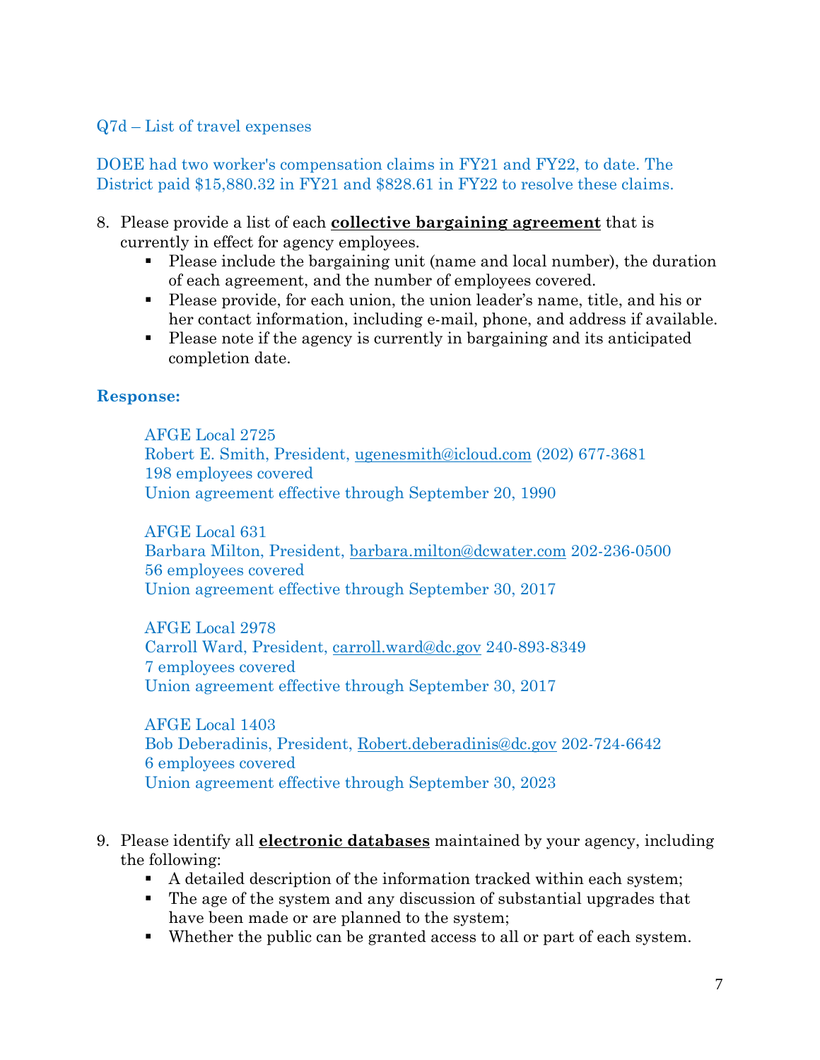Q7d – List of travel expenses

DOEE had two worker's compensation claims in FY21 and FY22, to date. The District paid $15,880.32 in FY21 and $828.61 in FY22 to resolve these claims.

8. Please provide a list of each **collective bargaining agreement** that is currently in effect for agency employees.
   - Please include the bargaining unit (name and local number), the duration of each agreement, and the number of employees covered.
   - Please provide, for each union, the union leader's name, title, and his or her contact information, including e-mail, phone, and address if available.
   - Please note if the agency is currently in bargaining and its anticipated completion date.

**Response:**

AFGE Local 2725
Robert E. Smith, President, ugenesmith@icloud.com (202) 677-3681
198 employees covered
Union agreement effective through September 20, 1990

AFGE Local 631
Barbara Milton, President, barbara.milton@dcwater.com 202-236-0500
56 employees covered
Union agreement effective through September 30, 2017

AFGE Local 2978
Carroll Ward, President, carroll.ward@dc.gov 240-893-8349
7 employees covered
Union agreement effective through September 30, 2017

AFGE Local 1403
Bob Deberadinis, President, Robert.deberadinis@dc.gov 202-724-6642
6 employees covered
Union agreement effective through September 30, 2023

9. Please identify all **electronic databases** maintained by your agency, including the following:
   - A detailed description of the information tracked within each system;
   - The age of the system and any discussion of substantial upgrades that have been made or are planned to the system;
   - Whether the public can be granted access to all or part of each system.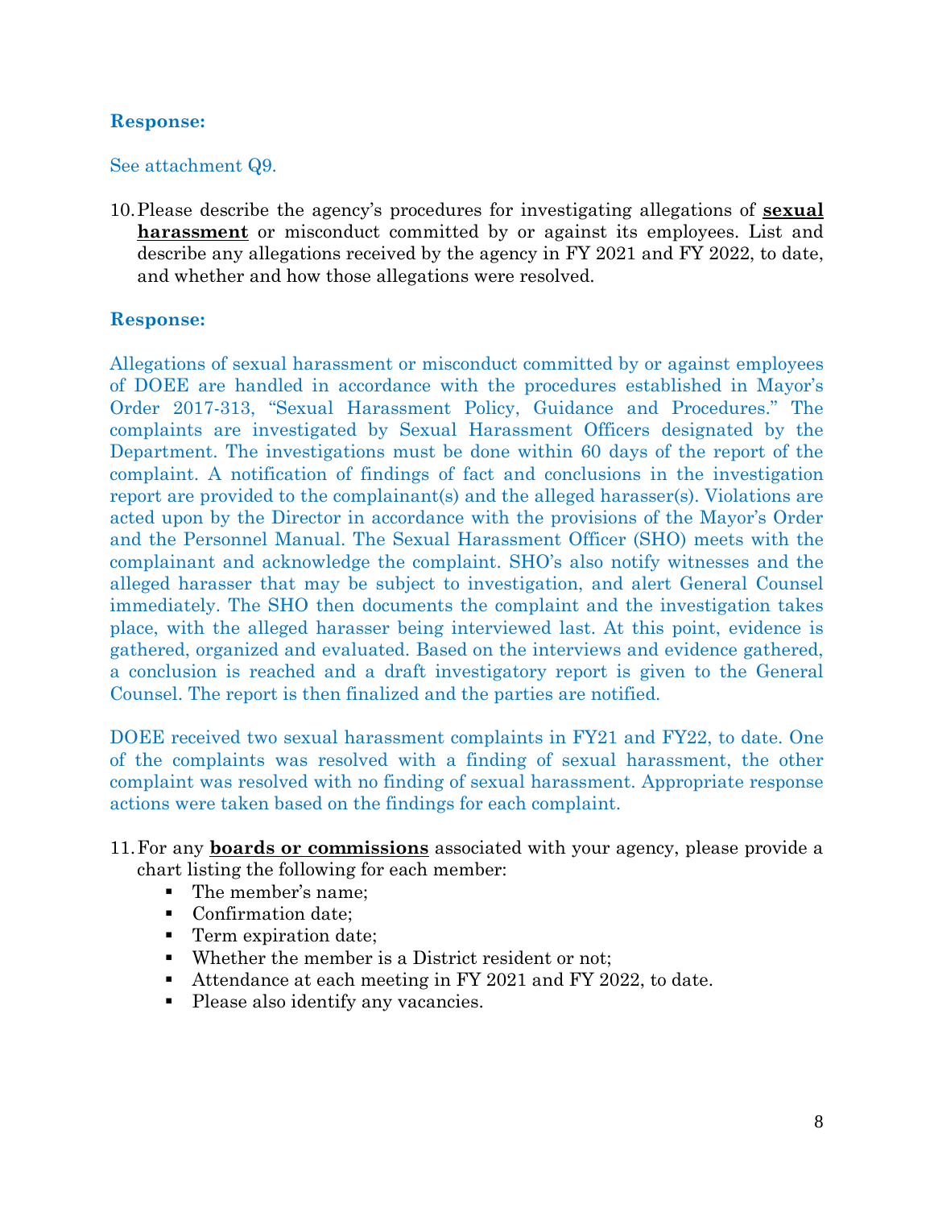**Response:**

See attachment Q9.

10. Please describe the agency's procedures for investigating allegations of **sexual harassment** or misconduct committed by or against its employees. List and describe any allegations received by the agency in FY 2021 and FY 2022, to date, and whether and how those allegations were resolved.

**Response:**

Allegations of sexual harassment or misconduct committed by or against employees of DOEE are handled in accordance with the procedures established in Mayor's Order 2017-313, "Sexual Harassment Policy, Guidance and Procedures." The complaints are investigated by Sexual Harassment Officers designated by the Department. The investigations must be done within 60 days of the report of the complaint. A notification of findings of fact and conclusions in the investigation report are provided to the complainant(s) and the alleged harasser(s). Violations are acted upon by the Director in accordance with the provisions of the Mayor's Order and the Personnel Manual. The Sexual Harassment Officer (SHO) meets with the complainant and acknowledge the complaint. SHO's also notify witnesses and the alleged harasser that may be subject to investigation, and alert General Counsel immediately. The SHO then documents the complaint and the investigation takes place, with the alleged harasser being interviewed last. At this point, evidence is gathered, organized and evaluated. Based on the interviews and evidence gathered, a conclusion is reached and a draft investigatory report is given to the General Counsel. The report is then finalized and the parties are notified.

DOEE received two sexual harassment complaints in FY21 and FY22, to date. One of the complaints was resolved with a finding of sexual harassment, the other complaint was resolved with no finding of sexual harassment. Appropriate response actions were taken based on the findings for each complaint.

11. For any **boards or commissions** associated with your agency, please provide a chart listing the following for each member:
    - The member's name;
    - Confirmation date;
    - Term expiration date;
    - Whether the member is a District resident or not;
    - Attendance at each meeting in FY 2021 and FY 2022, to date.
    - Please also identify any vacancies.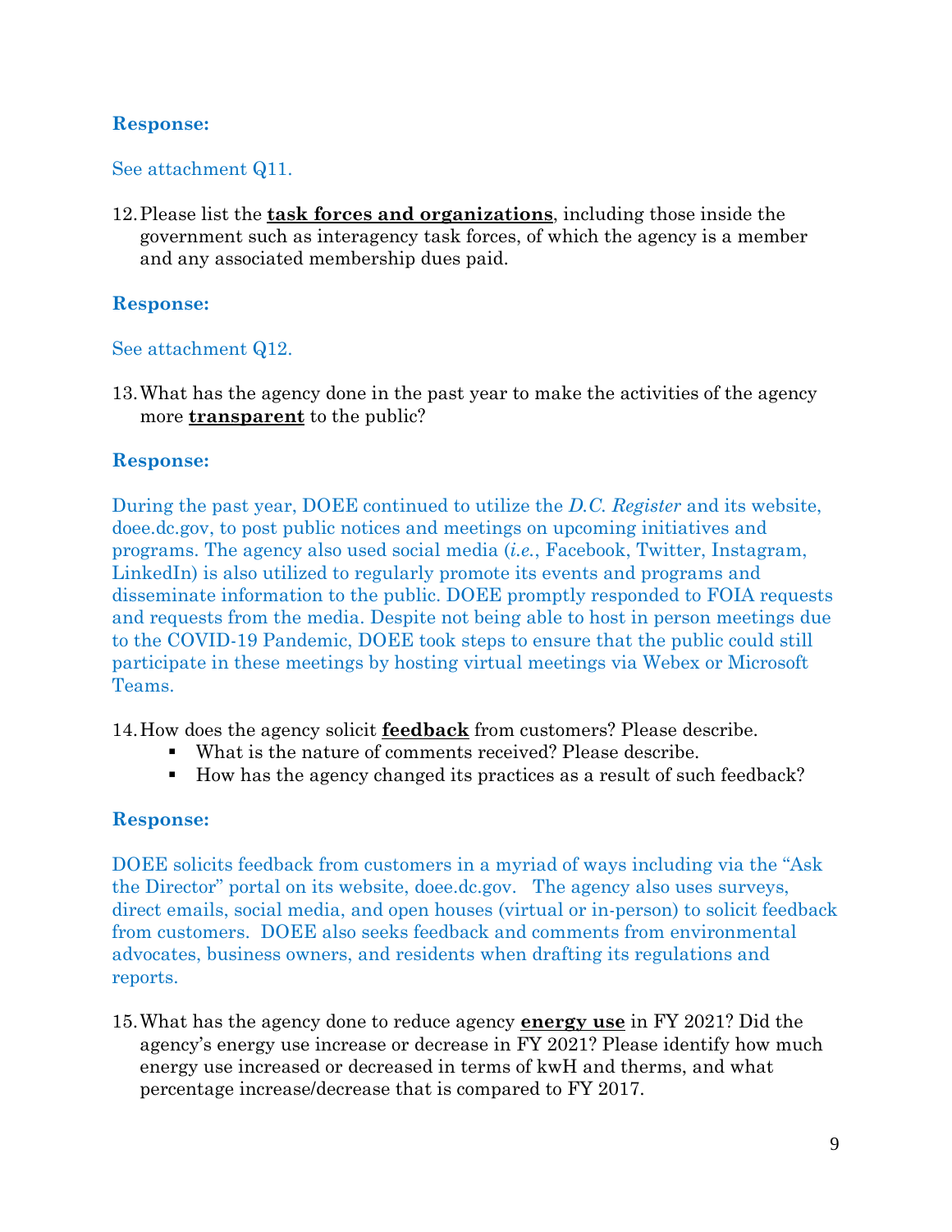**Response:**

See attachment Q11.

12. Please list the **task forces and organizations**, including those inside the government such as interagency task forces, of which the agency is a member and any associated membership dues paid.

**Response:**

See attachment Q12.

13. What has the agency done in the past year to make the activities of the agency more **transparent** to the public?

**Response:**

During the past year, DOEE continued to utilize the *D.C. Register* and its website, doee.dc.gov, to post public notices and meetings on upcoming initiatives and programs. The agency also used social media (*i.e.*, Facebook, Twitter, Instagram, LinkedIn) is also utilized to regularly promote its events and programs and disseminate information to the public. DOEE promptly responded to FOIA requests and requests from the media. Despite not being able to host in person meetings due to the COVID-19 Pandemic, DOEE took steps to ensure that the public could still participate in these meetings by hosting virtual meetings via Webex or Microsoft Teams.

14. How does the agency solicit **feedback** from customers? Please describe.
    - What is the nature of comments received? Please describe.
    - How has the agency changed its practices as a result of such feedback?

**Response:**

DOEE solicits feedback from customers in a myriad of ways including via the "Ask the Director" portal on its website, doee.dc.gov. The agency also uses surveys, direct emails, social media, and open houses (virtual or in-person) to solicit feedback from customers. DOEE also seeks feedback and comments from environmental advocates, business owners, and residents when drafting its regulations and reports.

15. What has the agency done to reduce agency **energy use** in FY 2021? Did the agency's energy use increase or decrease in FY 2021? Please identify how much energy use increased or decreased in terms of kwH and therms, and what percentage increase/decrease that is compared to FY 2017.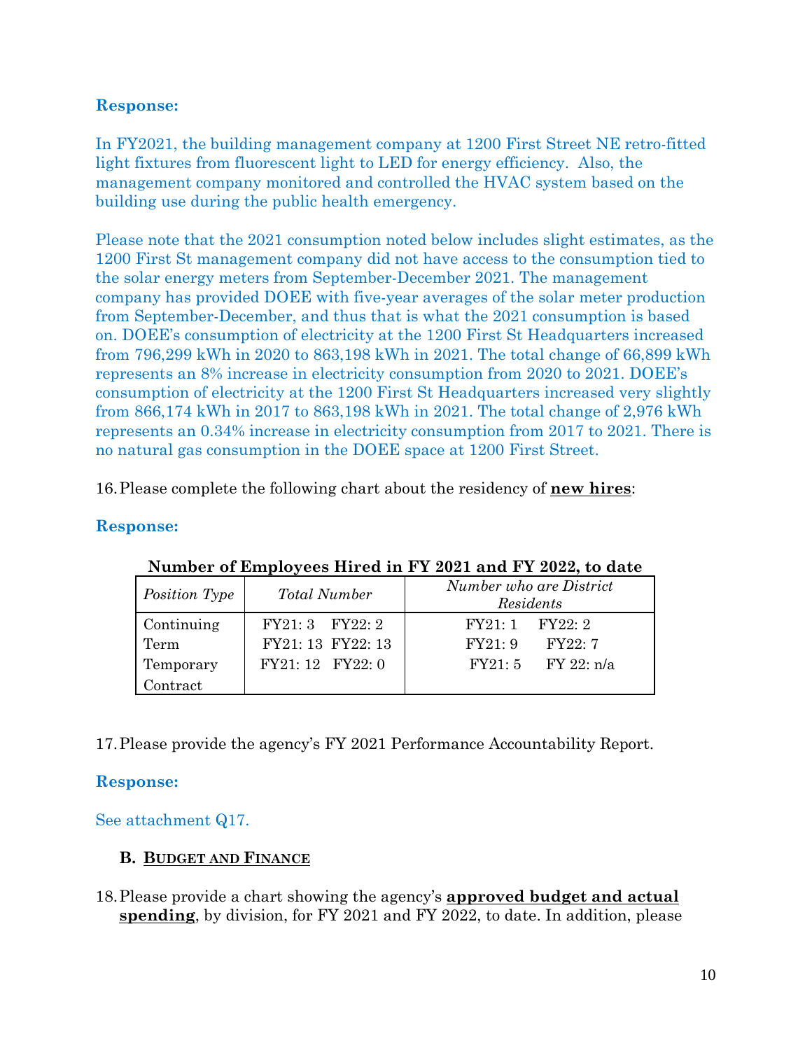**Response:**

In FY2021, the building management company at 1200 First Street NE retro-fitted light fixtures from fluorescent light to LED for energy efficiency. Also, the management company monitored and controlled the HVAC system based on the building use during the public health emergency.

Please note that the 2021 consumption noted below includes slight estimates, as the 1200 First St management company did not have access to the consumption tied to the solar energy meters from September-December 2021. The management company has provided DOEE with five-year averages of the solar meter production from September-December, and thus that is what the 2021 consumption is based on. DOEE's consumption of electricity at the 1200 First St Headquarters increased from 796,299 kWh in 2020 to 863,198 kWh in 2021. The total change of 66,899 kWh represents an 8% increase in electricity consumption from 2020 to 2021. DOEE's consumption of electricity at the 1200 First St Headquarters increased very slightly from 866,174 kWh in 2017 to 863,198 kWh in 2021. The total change of 2,976 kWh represents an 0.34% increase in electricity consumption from 2017 to 2021. There is no natural gas consumption in the DOEE space at 1200 First Street.

16. Please complete the following chart about the residency of **new hires**:

**Response:**

**Number of Employees Hired in FY 2021 and FY 2022, to date**

| *Position Type* | *Total Number* | *Number who are District Residents* |
|---|---|---|
| Continuing | FY21: 3 FY22: 2 | FY21: 1 FY22: 2 |
| Term | FY21: 13 FY22: 13 | FY21: 9 FY22: 7 |
| Temporary | FY21: 12 FY22: 0 | FY21: 5 FY 22: n/a |
| Contract | | |

17. Please provide the agency's FY 2021 Performance Accountability Report.

**Response:**

See attachment Q17.

**B. BUDGET AND FINANCE**

18. Please provide a chart showing the agency's **approved budget and actual spending**, by division, for FY 2021 and FY 2022, to date. In addition, please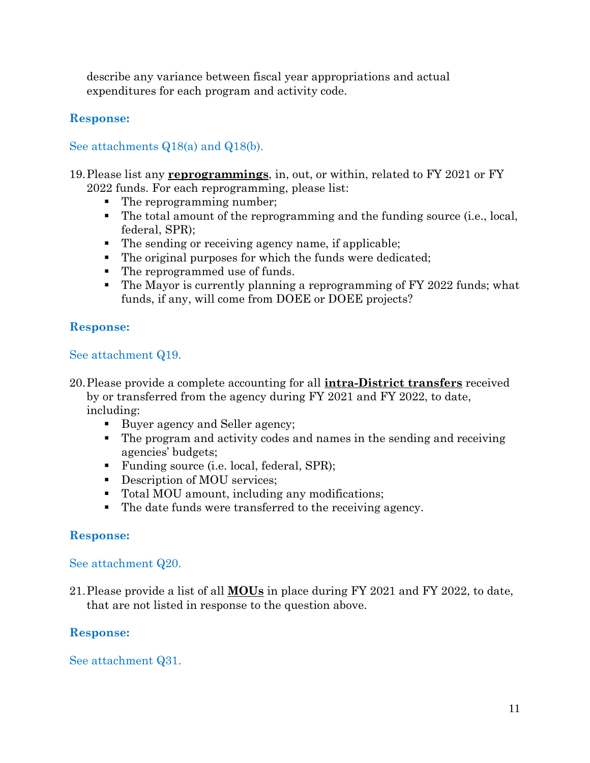describe any variance between fiscal year appropriations and actual expenditures for each program and activity code.

**Response:**

See attachments Q18(a) and Q18(b).

19. Please list any **reprogrammings**, in, out, or within, related to FY 2021 or FY 2022 funds. For each reprogramming, please list:
    - The reprogramming number;
    - The total amount of the reprogramming and the funding source (i.e., local, federal, SPR);
    - The sending or receiving agency name, if applicable;
    - The original purposes for which the funds were dedicated;
    - The reprogrammed use of funds.
    - The Mayor is currently planning a reprogramming of FY 2022 funds; what funds, if any, will come from DOEE or DOEE projects?

**Response:**

See attachment Q19.

20. Please provide a complete accounting for all **intra-District transfers** received by or transferred from the agency during FY 2021 and FY 2022, to date, including:
    - Buyer agency and Seller agency;
    - The program and activity codes and names in the sending and receiving agencies' budgets;
    - Funding source (i.e. local, federal, SPR);
    - Description of MOU services;
    - Total MOU amount, including any modifications;
    - The date funds were transferred to the receiving agency.

**Response:**

See attachment Q20.

21. Please provide a list of all **MOUs** in place during FY 2021 and FY 2022, to date, that are not listed in response to the question above.

**Response:**

See attachment Q31.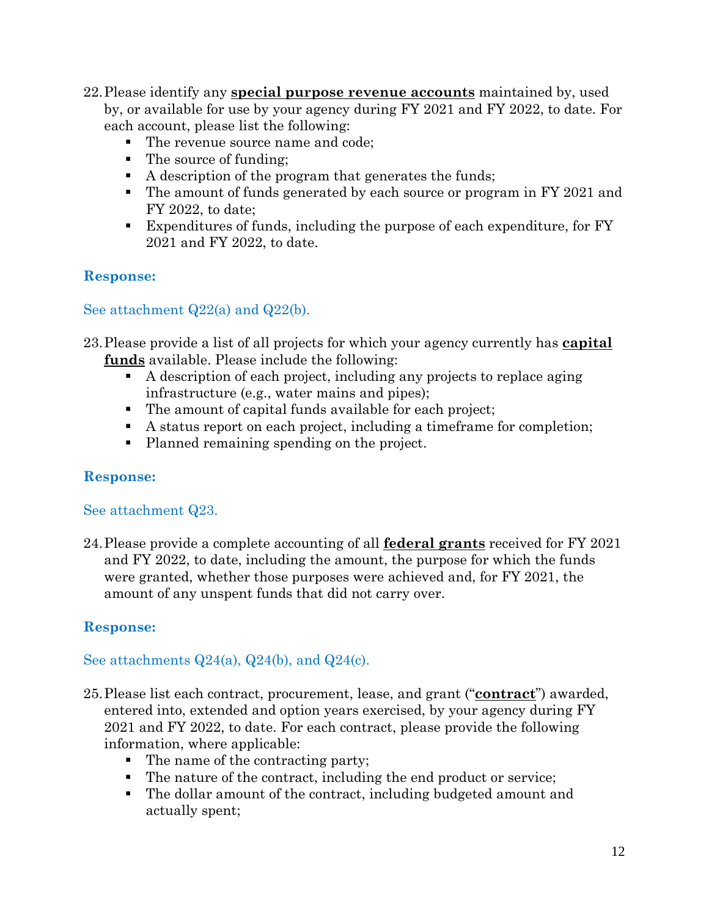22. Please identify any **special purpose revenue accounts** maintained by, used by, or available for use by your agency during FY 2021 and FY 2022, to date. For each account, please list the following:
    - The revenue source name and code;
    - The source of funding;
    - A description of the program that generates the funds;
    - The amount of funds generated by each source or program in FY 2021 and FY 2022, to date;
    - Expenditures of funds, including the purpose of each expenditure, for FY 2021 and FY 2022, to date.

**Response:**

See attachment Q22(a) and Q22(b).

23. Please provide a list of all projects for which your agency currently has **capital funds** available. Please include the following:
    - A description of each project, including any projects to replace aging infrastructure (e.g., water mains and pipes);
    - The amount of capital funds available for each project;
    - A status report on each project, including a timeframe for completion;
    - Planned remaining spending on the project.

**Response:**

See attachment Q23.

24. Please provide a complete accounting of all **federal grants** received for FY 2021 and FY 2022, to date, including the amount, the purpose for which the funds were granted, whether those purposes were achieved and, for FY 2021, the amount of any unspent funds that did not carry over.

**Response:**

See attachments Q24(a), Q24(b), and Q24(c).

25. Please list each contract, procurement, lease, and grant ("**contract**") awarded, entered into, extended and option years exercised, by your agency during FY 2021 and FY 2022, to date. For each contract, please provide the following information, where applicable:
    - The name of the contracting party;
    - The nature of the contract, including the end product or service;
    - The dollar amount of the contract, including budgeted amount and actually spent;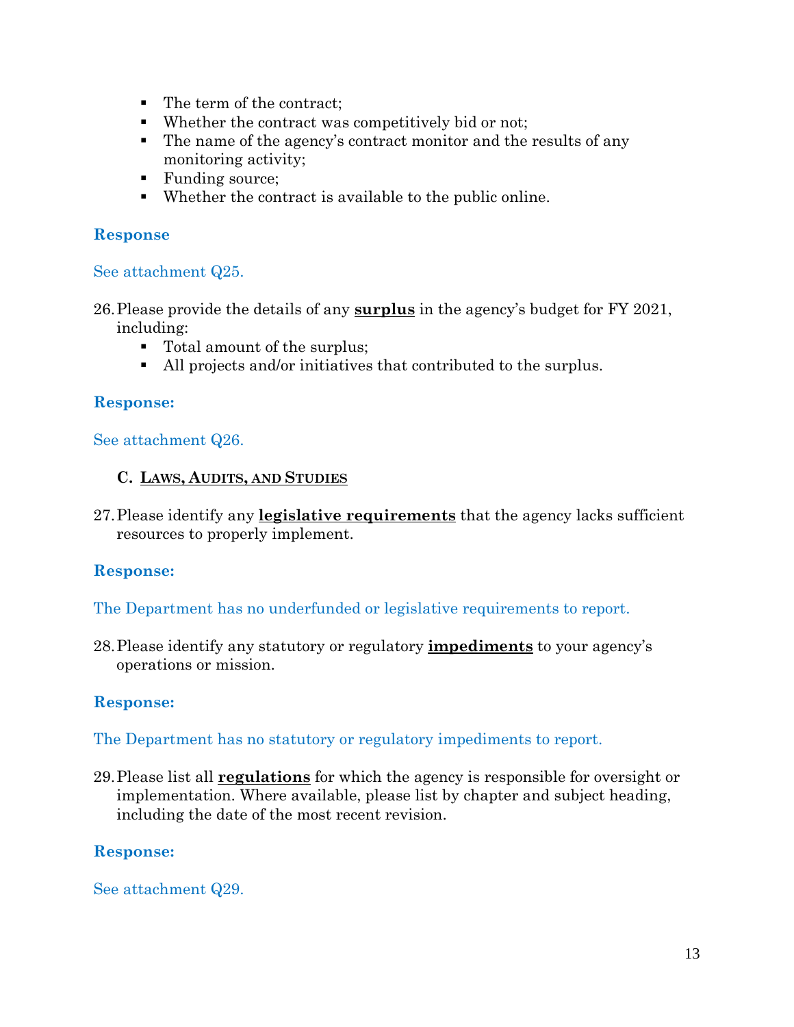- The term of the contract;
- Whether the contract was competitively bid or not;
- The name of the agency's contract monitor and the results of any monitoring activity;
- Funding source;
- Whether the contract is available to the public online.

**Response**

See attachment Q25.

26. Please provide the details of any **surplus** in the agency's budget for FY 2021, including:
    - Total amount of the surplus;
    - All projects and/or initiatives that contributed to the surplus.

**Response:**

See attachment Q26.

### C. LAWS, AUDITS, AND STUDIES

27. Please identify any **legislative requirements** that the agency lacks sufficient resources to properly implement.

**Response:**

The Department has no underfunded or legislative requirements to report.

28. Please identify any statutory or regulatory **impediments** to your agency's operations or mission.

**Response:**

The Department has no statutory or regulatory impediments to report.

29. Please list all **regulations** for which the agency is responsible for oversight or implementation. Where available, please list by chapter and subject heading, including the date of the most recent revision.

**Response:**

See attachment Q29.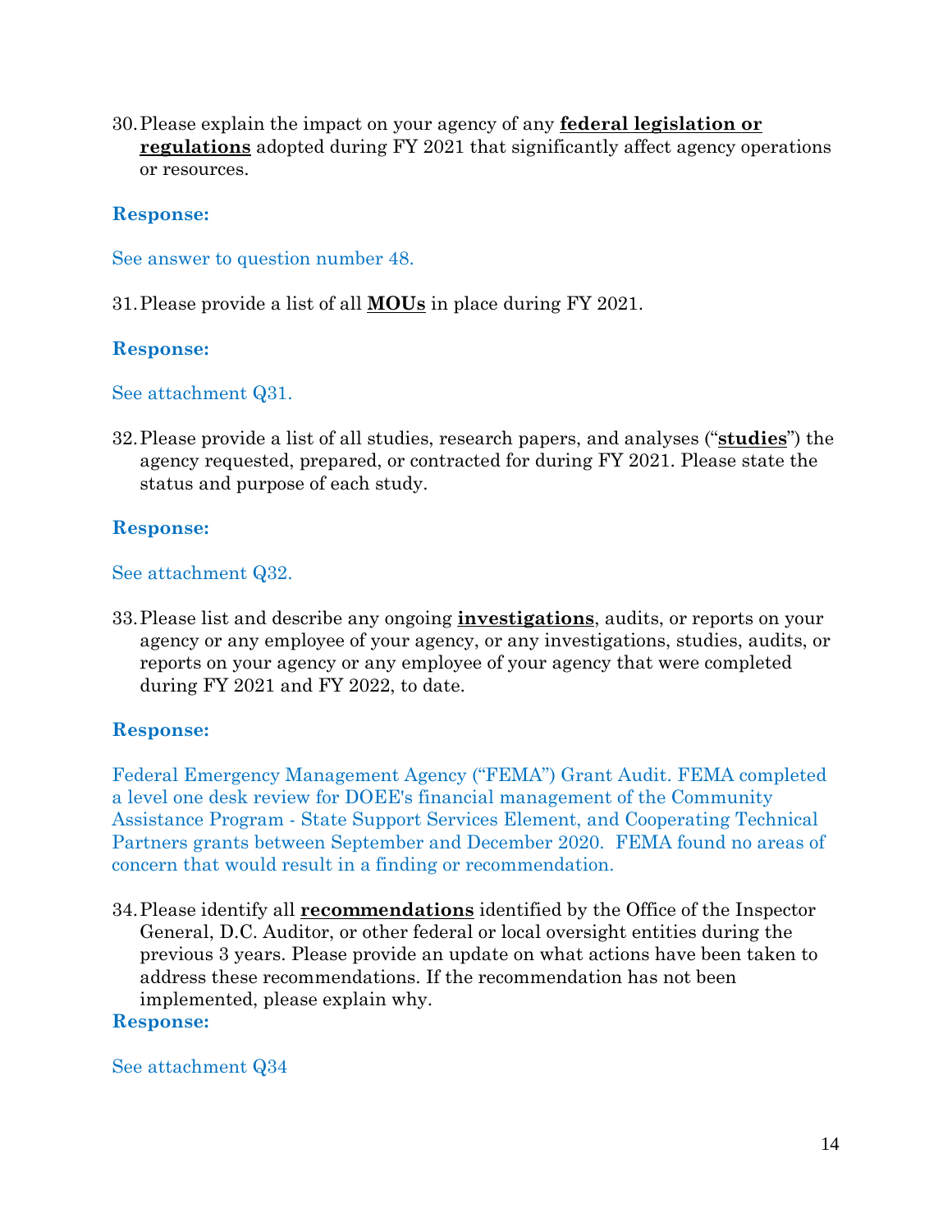30. Please explain the impact on your agency of any **federal legislation or regulations** adopted during FY 2021 that significantly affect agency operations or resources.

**Response:**

See answer to question number 48.

31. Please provide a list of all **MOUs** in place during FY 2021.

**Response:**

See attachment Q31.

32. Please provide a list of all studies, research papers, and analyses ("**studies**") the agency requested, prepared, or contracted for during FY 2021. Please state the status and purpose of each study.

**Response:**

See attachment Q32.

33. Please list and describe any ongoing **investigations**, audits, or reports on your agency or any employee of your agency, or any investigations, studies, audits, or reports on your agency or any employee of your agency that were completed during FY 2021 and FY 2022, to date.

**Response:**

Federal Emergency Management Agency ("FEMA") Grant Audit. FEMA completed a level one desk review for DOEE's financial management of the Community Assistance Program - State Support Services Element, and Cooperating Technical Partners grants between September and December 2020. FEMA found no areas of concern that would result in a finding or recommendation.

34. Please identify all **recommendations** identified by the Office of the Inspector General, D.C. Auditor, or other federal or local oversight entities during the previous 3 years. Please provide an update on what actions have been taken to address these recommendations. If the recommendation has not been implemented, please explain why.

**Response:**

See attachment Q34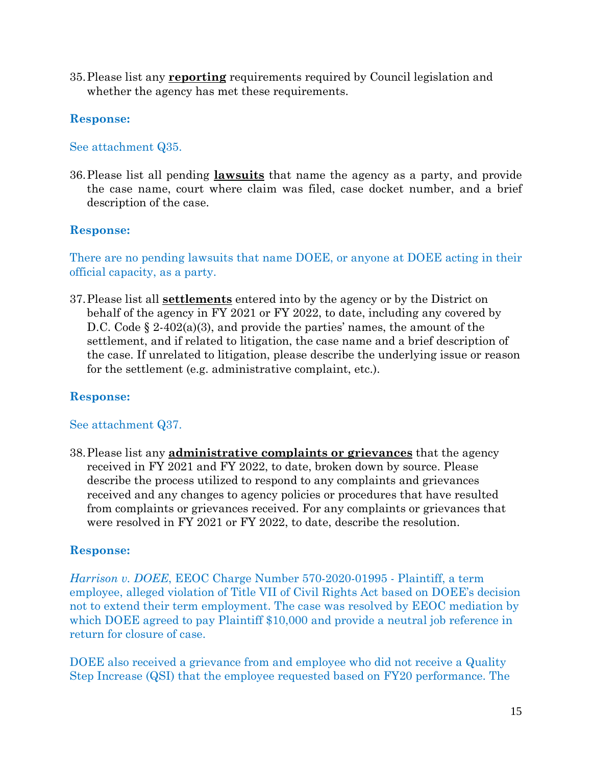35. Please list any **reporting** requirements required by Council legislation and whether the agency has met these requirements.

**Response:**

See attachment Q35.

36. Please list all pending **lawsuits** that name the agency as a party, and provide the case name, court where claim was filed, case docket number, and a brief description of the case.

**Response:**

There are no pending lawsuits that name DOEE, or anyone at DOEE acting in their official capacity, as a party.

37. Please list all **settlements** entered into by the agency or by the District on behalf of the agency in FY 2021 or FY 2022, to date, including any covered by D.C. Code § 2-402(a)(3), and provide the parties' names, the amount of the settlement, and if related to litigation, the case name and a brief description of the case. If unrelated to litigation, please describe the underlying issue or reason for the settlement (e.g. administrative complaint, etc.).

**Response:**

See attachment Q37.

38. Please list any **administrative complaints or grievances** that the agency received in FY 2021 and FY 2022, to date, broken down by source. Please describe the process utilized to respond to any complaints and grievances received and any changes to agency policies or procedures that have resulted from complaints or grievances received. For any complaints or grievances that were resolved in FY 2021 or FY 2022, to date, describe the resolution.

**Response:**

*Harrison v. DOEE*, EEOC Charge Number 570-2020-01995 - Plaintiff, a term employee, alleged violation of Title VII of Civil Rights Act based on DOEE's decision not to extend their term employment. The case was resolved by EEOC mediation by which DOEE agreed to pay Plaintiff $10,000 and provide a neutral job reference in return for closure of case.

DOEE also received a grievance from and employee who did not receive a Quality Step Increase (QSI) that the employee requested based on FY20 performance. The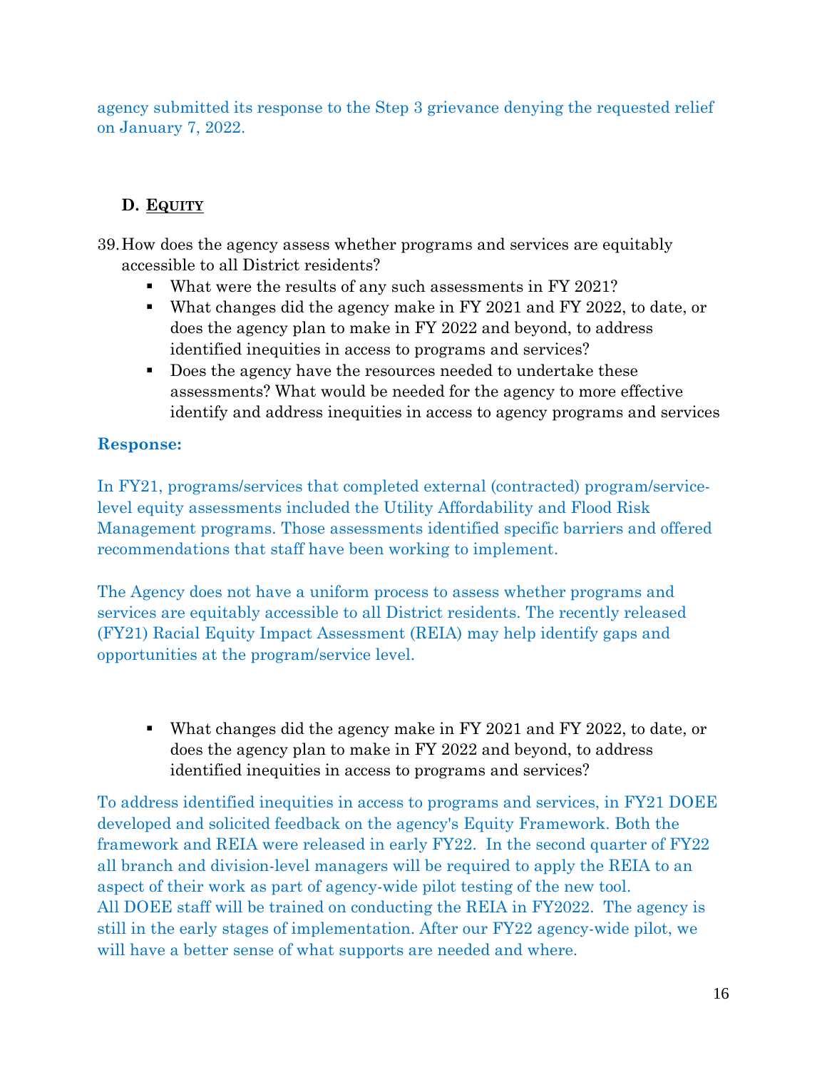agency submitted its response to the Step 3 grievance denying the requested relief on January 7, 2022.

## D. Equity

39. How does the agency assess whether programs and services are equitably accessible to all District residents?
    - What were the results of any such assessments in FY 2021?
    - What changes did the agency make in FY 2021 and FY 2022, to date, or does the agency plan to make in FY 2022 and beyond, to address identified inequities in access to programs and services?
    - Does the agency have the resources needed to undertake these assessments? What would be needed for the agency to more effective identify and address inequities in access to agency programs and services

**Response:**

In FY21, programs/services that completed external (contracted) program/service-level equity assessments included the Utility Affordability and Flood Risk Management programs. Those assessments identified specific barriers and offered recommendations that staff have been working to implement.

The Agency does not have a uniform process to assess whether programs and services are equitably accessible to all District residents. The recently released (FY21) Racial Equity Impact Assessment (REIA) may help identify gaps and opportunities at the program/service level.

- What changes did the agency make in FY 2021 and FY 2022, to date, or does the agency plan to make in FY 2022 and beyond, to address identified inequities in access to programs and services?

To address identified inequities in access to programs and services, in FY21 DOEE developed and solicited feedback on the agency's Equity Framework. Both the framework and REIA were released in early FY22. In the second quarter of FY22 all branch and division-level managers will be required to apply the REIA to an aspect of their work as part of agency-wide pilot testing of the new tool. All DOEE staff will be trained on conducting the REIA in FY2022. The agency is still in the early stages of implementation. After our FY22 agency-wide pilot, we will have a better sense of what supports are needed and where.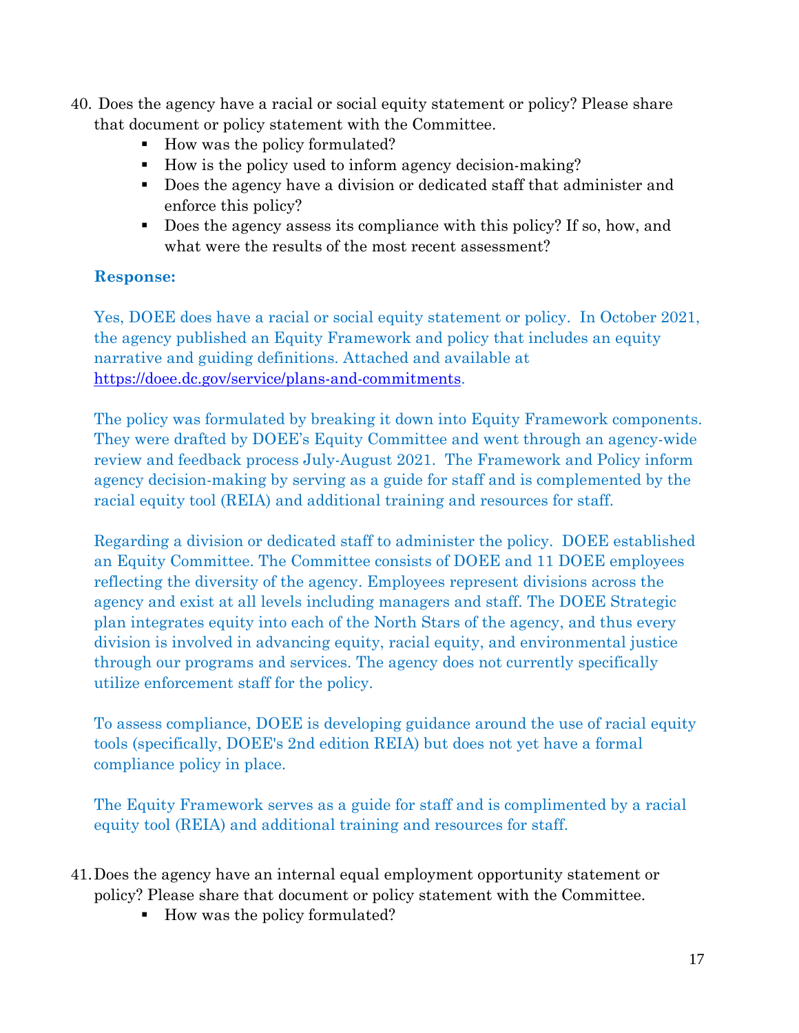40. Does the agency have a racial or social equity statement or policy? Please share that document or policy statement with the Committee.
    - How was the policy formulated?
    - How is the policy used to inform agency decision-making?
    - Does the agency have a division or dedicated staff that administer and enforce this policy?
    - Does the agency assess its compliance with this policy? If so, how, and what were the results of the most recent assessment?

**Response:**

Yes, DOEE does have a racial or social equity statement or policy. In October 2021, the agency published an Equity Framework and policy that includes an equity narrative and guiding definitions. Attached and available at https://doee.dc.gov/service/plans-and-commitments.

The policy was formulated by breaking it down into Equity Framework components. They were drafted by DOEE's Equity Committee and went through an agency-wide review and feedback process July-August 2021. The Framework and Policy inform agency decision-making by serving as a guide for staff and is complemented by the racial equity tool (REIA) and additional training and resources for staff.

Regarding a division or dedicated staff to administer the policy. DOEE established an Equity Committee. The Committee consists of DOEE and 11 DOEE employees reflecting the diversity of the agency. Employees represent divisions across the agency and exist at all levels including managers and staff. The DOEE Strategic plan integrates equity into each of the North Stars of the agency, and thus every division is involved in advancing equity, racial equity, and environmental justice through our programs and services. The agency does not currently specifically utilize enforcement staff for the policy.

To assess compliance, DOEE is developing guidance around the use of racial equity tools (specifically, DOEE's 2nd edition REIA) but does not yet have a formal compliance policy in place.

The Equity Framework serves as a guide for staff and is complimented by a racial equity tool (REIA) and additional training and resources for staff.

41. Does the agency have an internal equal employment opportunity statement or policy? Please share that document or policy statement with the Committee.
    - How was the policy formulated?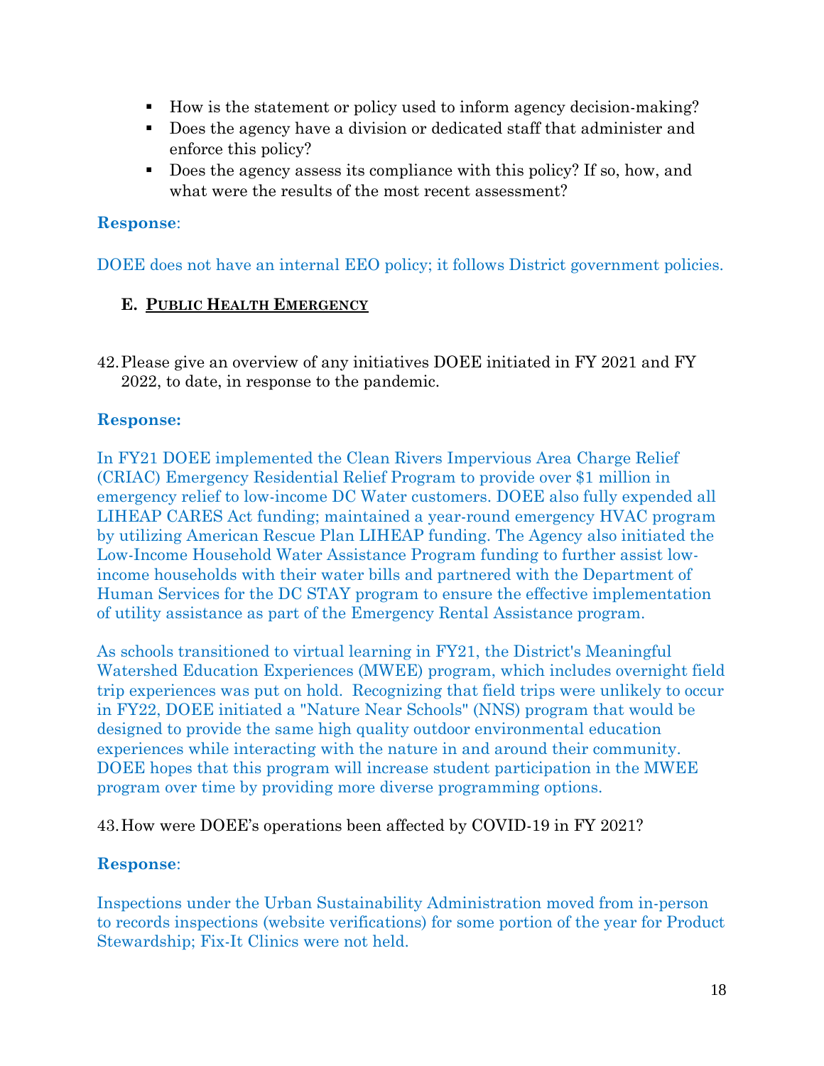- How is the statement or policy used to inform agency decision-making?
- Does the agency have a division or dedicated staff that administer and enforce this policy?
- Does the agency assess its compliance with this policy? If so, how, and what were the results of the most recent assessment?

**Response**:

DOEE does not have an internal EEO policy; it follows District government policies.

## E. PUBLIC HEALTH EMERGENCY

42. Please give an overview of any initiatives DOEE initiated in FY 2021 and FY 2022, to date, in response to the pandemic.

**Response:**

In FY21 DOEE implemented the Clean Rivers Impervious Area Charge Relief (CRIAC) Emergency Residential Relief Program to provide over $1 million in emergency relief to low-income DC Water customers. DOEE also fully expended all LIHEAP CARES Act funding; maintained a year-round emergency HVAC program by utilizing American Rescue Plan LIHEAP funding. The Agency also initiated the Low-Income Household Water Assistance Program funding to further assist low-income households with their water bills and partnered with the Department of Human Services for the DC STAY program to ensure the effective implementation of utility assistance as part of the Emergency Rental Assistance program.

As schools transitioned to virtual learning in FY21, the District's Meaningful Watershed Education Experiences (MWEE) program, which includes overnight field trip experiences was put on hold. Recognizing that field trips were unlikely to occur in FY22, DOEE initiated a "Nature Near Schools" (NNS) program that would be designed to provide the same high quality outdoor environmental education experiences while interacting with the nature in and around their community. DOEE hopes that this program will increase student participation in the MWEE program over time by providing more diverse programming options.

43. How were DOEE's operations been affected by COVID-19 in FY 2021?

**Response**:

Inspections under the Urban Sustainability Administration moved from in-person to records inspections (website verifications) for some portion of the year for Product Stewardship; Fix-It Clinics were not held.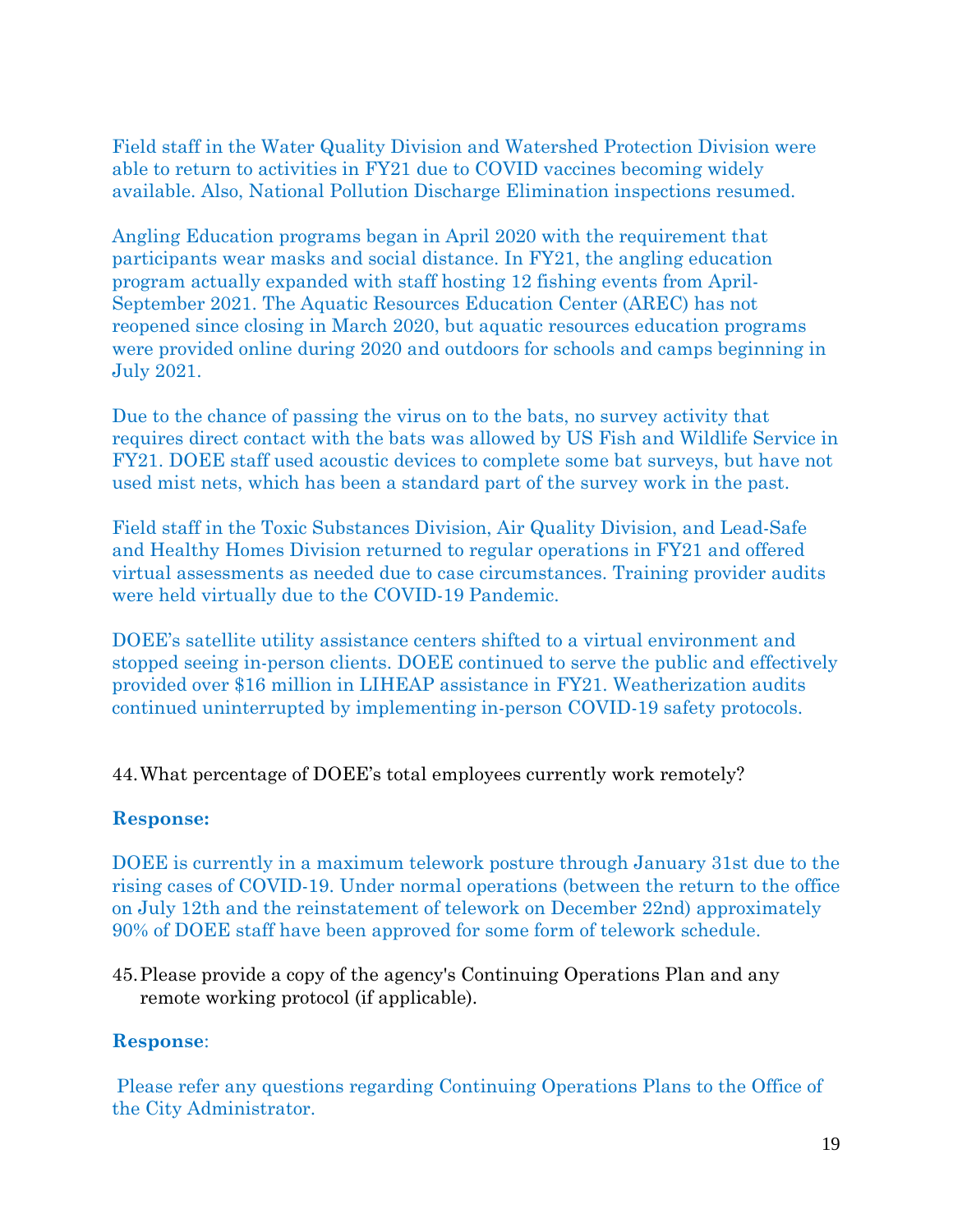Field staff in the Water Quality Division and Watershed Protection Division were able to return to activities in FY21 due to COVID vaccines becoming widely available. Also, National Pollution Discharge Elimination inspections resumed.

Angling Education programs began in April 2020 with the requirement that participants wear masks and social distance. In FY21, the angling education program actually expanded with staff hosting 12 fishing events from April-September 2021. The Aquatic Resources Education Center (AREC) has not reopened since closing in March 2020, but aquatic resources education programs were provided online during 2020 and outdoors for schools and camps beginning in July 2021.

Due to the chance of passing the virus on to the bats, no survey activity that requires direct contact with the bats was allowed by US Fish and Wildlife Service in FY21. DOEE staff used acoustic devices to complete some bat surveys, but have not used mist nets, which has been a standard part of the survey work in the past.

Field staff in the Toxic Substances Division, Air Quality Division, and Lead-Safe and Healthy Homes Division returned to regular operations in FY21 and offered virtual assessments as needed due to case circumstances. Training provider audits were held virtually due to the COVID-19 Pandemic.

DOEE's satellite utility assistance centers shifted to a virtual environment and stopped seeing in-person clients. DOEE continued to serve the public and effectively provided over $16 million in LIHEAP assistance in FY21. Weatherization audits continued uninterrupted by implementing in-person COVID-19 safety protocols.

44. What percentage of DOEE's total employees currently work remotely?

**Response:**

DOEE is currently in a maximum telework posture through January 31st due to the rising cases of COVID-19. Under normal operations (between the return to the office on July 12th and the reinstatement of telework on December 22nd) approximately 90% of DOEE staff have been approved for some form of telework schedule.

45. Please provide a copy of the agency's Continuing Operations Plan and any remote working protocol (if applicable).

**Response**:

Please refer any questions regarding Continuing Operations Plans to the Office of the City Administrator.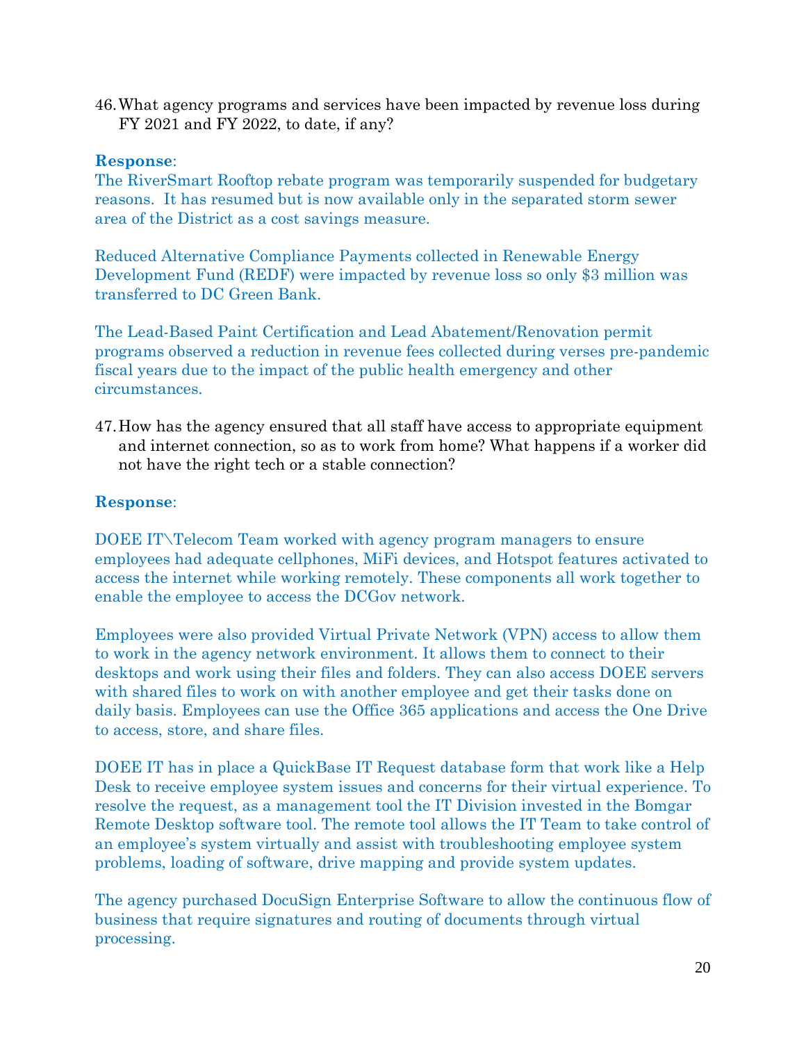46. What agency programs and services have been impacted by revenue loss during FY 2021 and FY 2022, to date, if any?

**Response**:
The RiverSmart Rooftop rebate program was temporarily suspended for budgetary reasons. It has resumed but is now available only in the separated storm sewer area of the District as a cost savings measure.

Reduced Alternative Compliance Payments collected in Renewable Energy Development Fund (REDF) were impacted by revenue loss so only $3 million was transferred to DC Green Bank.

The Lead-Based Paint Certification and Lead Abatement/Renovation permit programs observed a reduction in revenue fees collected during verses pre-pandemic fiscal years due to the impact of the public health emergency and other circumstances.

47. How has the agency ensured that all staff have access to appropriate equipment and internet connection, so as to work from home? What happens if a worker did not have the right tech or a stable connection?

**Response**:

DOEE IT\Telecom Team worked with agency program managers to ensure employees had adequate cellphones, MiFi devices, and Hotspot features activated to access the internet while working remotely. These components all work together to enable the employee to access the DCGov network.

Employees were also provided Virtual Private Network (VPN) access to allow them to work in the agency network environment. It allows them to connect to their desktops and work using their files and folders. They can also access DOEE servers with shared files to work on with another employee and get their tasks done on daily basis. Employees can use the Office 365 applications and access the One Drive to access, store, and share files.

DOEE IT has in place a QuickBase IT Request database form that work like a Help Desk to receive employee system issues and concerns for their virtual experience. To resolve the request, as a management tool the IT Division invested in the Bomgar Remote Desktop software tool. The remote tool allows the IT Team to take control of an employee's system virtually and assist with troubleshooting employee system problems, loading of software, drive mapping and provide system updates.

The agency purchased DocuSign Enterprise Software to allow the continuous flow of business that require signatures and routing of documents through virtual processing.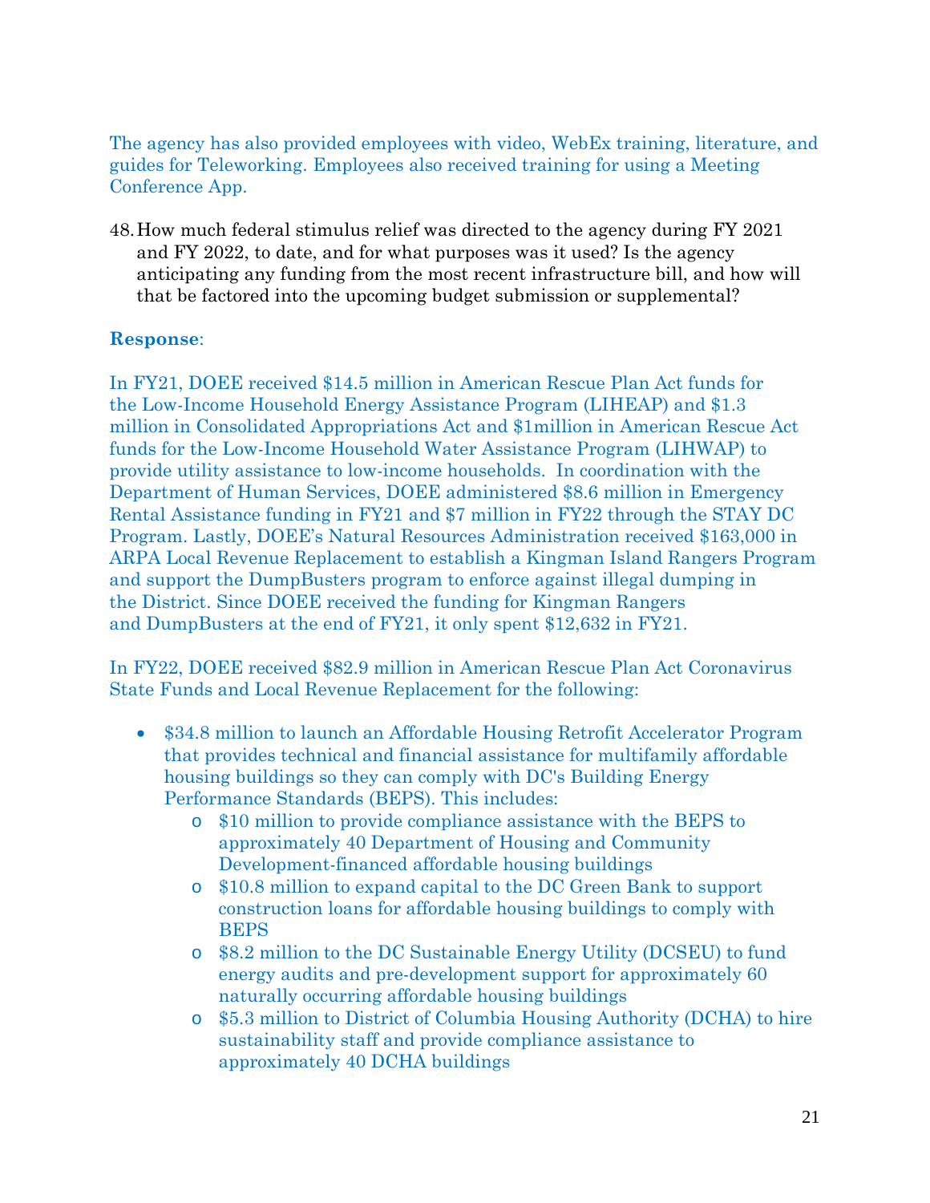The agency has also provided employees with video, WebEx training, literature, and guides for Teleworking. Employees also received training for using a Meeting Conference App.

48. How much federal stimulus relief was directed to the agency during FY 2021 and FY 2022, to date, and for what purposes was it used? Is the agency anticipating any funding from the most recent infrastructure bill, and how will that be factored into the upcoming budget submission or supplemental?

**Response**:

In FY21, DOEE received $14.5 million in American Rescue Plan Act funds for the Low-Income Household Energy Assistance Program (LIHEAP) and $1.3 million in Consolidated Appropriations Act and $1million in American Rescue Act funds for the Low-Income Household Water Assistance Program (LIHWAP) to provide utility assistance to low-income households. In coordination with the Department of Human Services, DOEE administered $8.6 million in Emergency Rental Assistance funding in FY21 and $7 million in FY22 through the STAY DC Program. Lastly, DOEE's Natural Resources Administration received $163,000 in ARPA Local Revenue Replacement to establish a Kingman Island Rangers Program and support the DumpBusters program to enforce against illegal dumping in the District. Since DOEE received the funding for Kingman Rangers and DumpBusters at the end of FY21, it only spent $12,632 in FY21.

In FY22, DOEE received $82.9 million in American Rescue Plan Act Coronavirus State Funds and Local Revenue Replacement for the following:

- $34.8 million to launch an Affordable Housing Retrofit Accelerator Program that provides technical and financial assistance for multifamily affordable housing buildings so they can comply with DC's Building Energy Performance Standards (BEPS). This includes:
  - $10 million to provide compliance assistance with the BEPS to approximately 40 Department of Housing and Community Development-financed affordable housing buildings
  - $10.8 million to expand capital to the DC Green Bank to support construction loans for affordable housing buildings to comply with BEPS
  - $8.2 million to the DC Sustainable Energy Utility (DCSEU) to fund energy audits and pre-development support for approximately 60 naturally occurring affordable housing buildings
  - $5.3 million to District of Columbia Housing Authority (DCHA) to hire sustainability staff and provide compliance assistance to approximately 40 DCHA buildings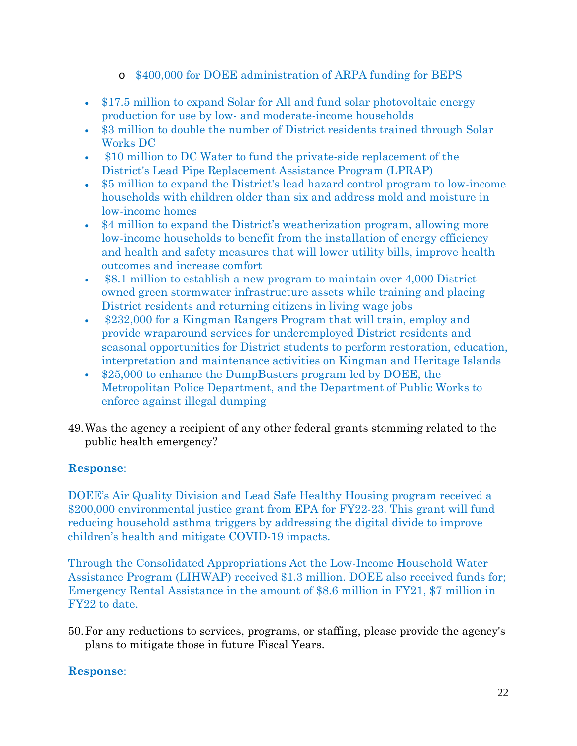- $400,000 for DOEE administration of ARPA funding for BEPS

- $17.5 million to expand Solar for All and fund solar photovoltaic energy production for use by low- and moderate-income households
- $3 million to double the number of District residents trained through Solar Works DC
- $10 million to DC Water to fund the private-side replacement of the District's Lead Pipe Replacement Assistance Program (LPRAP)
- $5 million to expand the District's lead hazard control program to low-income households with children older than six and address mold and moisture in low-income homes
- $4 million to expand the District's weatherization program, allowing more low-income households to benefit from the installation of energy efficiency and health and safety measures that will lower utility bills, improve health outcomes and increase comfort
- $8.1 million to establish a new program to maintain over 4,000 District-owned green stormwater infrastructure assets while training and placing District residents and returning citizens in living wage jobs
- $232,000 for a Kingman Rangers Program that will train, employ and provide wraparound services for underemployed District residents and seasonal opportunities for District students to perform restoration, education, interpretation and maintenance activities on Kingman and Heritage Islands
- $25,000 to enhance the DumpBusters program led by DOEE, the Metropolitan Police Department, and the Department of Public Works to enforce against illegal dumping

49. Was the agency a recipient of any other federal grants stemming related to the public health emergency?

**Response**:

DOEE's Air Quality Division and Lead Safe Healthy Housing program received a $200,000 environmental justice grant from EPA for FY22-23. This grant will fund reducing household asthma triggers by addressing the digital divide to improve children's health and mitigate COVID-19 impacts.

Through the Consolidated Appropriations Act the Low-Income Household Water Assistance Program (LIHWAP) received $1.3 million. DOEE also received funds for; Emergency Rental Assistance in the amount of $8.6 million in FY21, $7 million in FY22 to date.

50. For any reductions to services, programs, or staffing, please provide the agency's plans to mitigate those in future Fiscal Years.

**Response**: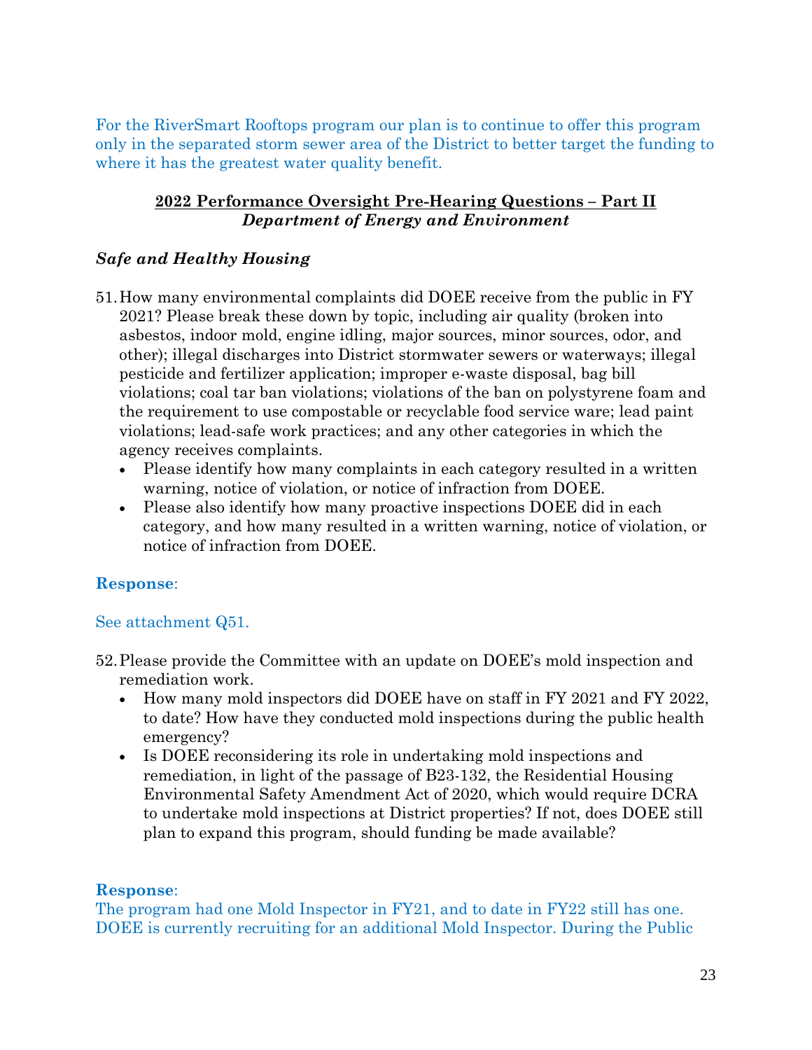For the RiverSmart Rooftops program our plan is to continue to offer this program only in the separated storm sewer area of the District to better target the funding to where it has the greatest water quality benefit.

## 2022 Performance Oversight Pre-Hearing Questions – Part II
### *Department of Energy and Environment*

### *Safe and Healthy Housing*

51. How many environmental complaints did DOEE receive from the public in FY 2021? Please break these down by topic, including air quality (broken into asbestos, indoor mold, engine idling, major sources, minor sources, odor, and other); illegal discharges into District stormwater sewers or waterways; illegal pesticide and fertilizer application; improper e-waste disposal, bag bill violations; coal tar ban violations; violations of the ban on polystyrene foam and the requirement to use compostable or recyclable food service ware; lead paint violations; lead-safe work practices; and any other categories in which the agency receives complaints.
    - Please identify how many complaints in each category resulted in a written warning, notice of violation, or notice of infraction from DOEE.
    - Please also identify how many proactive inspections DOEE did in each category, and how many resulted in a written warning, notice of violation, or notice of infraction from DOEE.

**Response**:

See attachment Q51.

52. Please provide the Committee with an update on DOEE's mold inspection and remediation work.
    - How many mold inspectors did DOEE have on staff in FY 2021 and FY 2022, to date? How have they conducted mold inspections during the public health emergency?
    - Is DOEE reconsidering its role in undertaking mold inspections and remediation, in light of the passage of B23-132, the Residential Housing Environmental Safety Amendment Act of 2020, which would require DCRA to undertake mold inspections at District properties? If not, does DOEE still plan to expand this program, should funding be made available?

**Response**:
The program had one Mold Inspector in FY21, and to date in FY22 still has one. DOEE is currently recruiting for an additional Mold Inspector. During the Public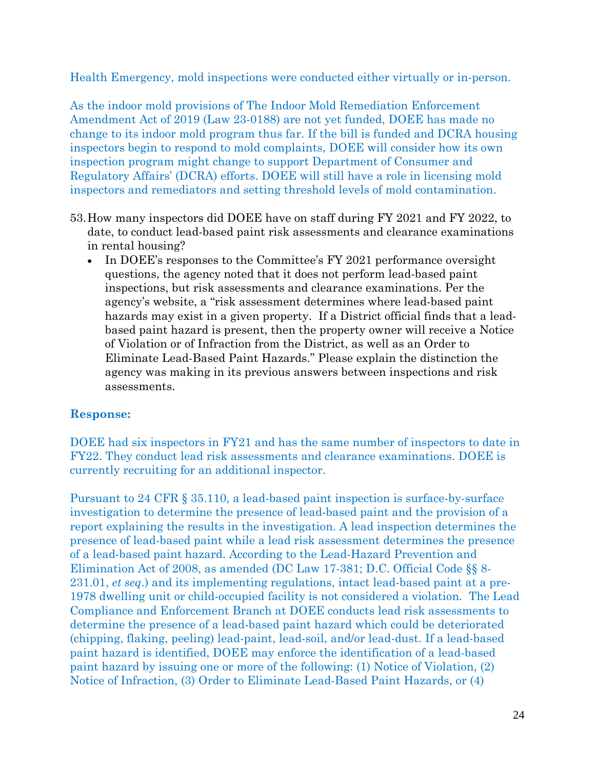Health Emergency, mold inspections were conducted either virtually or in-person.

As the indoor mold provisions of The Indoor Mold Remediation Enforcement Amendment Act of 2019 (Law 23-0188) are not yet funded, DOEE has made no change to its indoor mold program thus far. If the bill is funded and DCRA housing inspectors begin to respond to mold complaints, DOEE will consider how its own inspection program might change to support Department of Consumer and Regulatory Affairs' (DCRA) efforts. DOEE will still have a role in licensing mold inspectors and remediators and setting threshold levels of mold contamination.

53. How many inspectors did DOEE have on staff during FY 2021 and FY 2022, to date, to conduct lead-based paint risk assessments and clearance examinations in rental housing?
    - In DOEE's responses to the Committee's FY 2021 performance oversight questions, the agency noted that it does not perform lead-based paint inspections, but risk assessments and clearance examinations. Per the agency's website, a "risk assessment determines where lead-based paint hazards may exist in a given property. If a District official finds that a lead-based paint hazard is present, then the property owner will receive a Notice of Violation or of Infraction from the District, as well as an Order to Eliminate Lead-Based Paint Hazards." Please explain the distinction the agency was making in its previous answers between inspections and risk assessments.

**Response:**

DOEE had six inspectors in FY21 and has the same number of inspectors to date in FY22. They conduct lead risk assessments and clearance examinations. DOEE is currently recruiting for an additional inspector.

Pursuant to 24 CFR § 35.110, a lead-based paint inspection is surface-by-surface investigation to determine the presence of lead-based paint and the provision of a report explaining the results in the investigation. A lead inspection determines the presence of lead-based paint while a lead risk assessment determines the presence of a lead-based paint hazard. According to the Lead-Hazard Prevention and Elimination Act of 2008, as amended (DC Law 17-381; D.C. Official Code §§ 8-231.01, *et seq*.) and its implementing regulations, intact lead-based paint at a pre-1978 dwelling unit or child-occupied facility is not considered a violation. The Lead Compliance and Enforcement Branch at DOEE conducts lead risk assessments to determine the presence of a lead-based paint hazard which could be deteriorated (chipping, flaking, peeling) lead-paint, lead-soil, and/or lead-dust. If a lead-based paint hazard is identified, DOEE may enforce the identification of a lead-based paint hazard by issuing one or more of the following: (1) Notice of Violation, (2) Notice of Infraction, (3) Order to Eliminate Lead-Based Paint Hazards, or (4)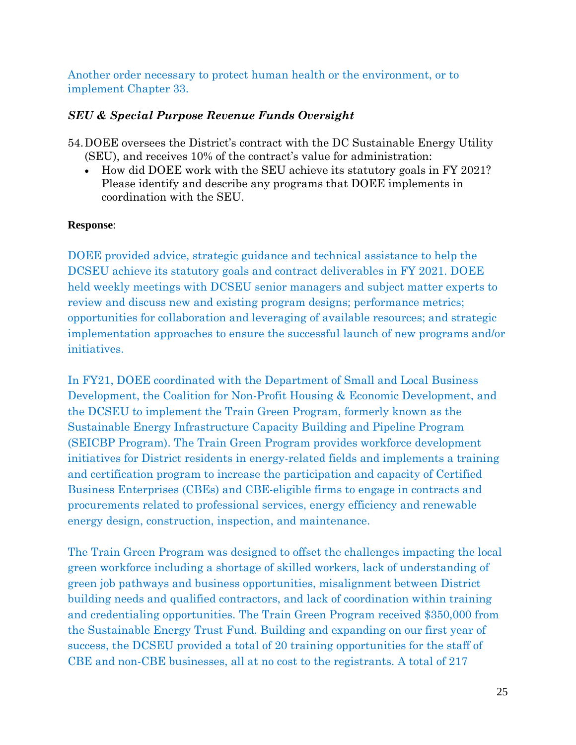Another order necessary to protect human health or the environment, or to implement Chapter 33.

***SEU & Special Purpose Revenue Funds Oversight***

54. DOEE oversees the District's contract with the DC Sustainable Energy Utility (SEU), and receives 10% of the contract's value for administration:
    - How did DOEE work with the SEU achieve its statutory goals in FY 2021? Please identify and describe any programs that DOEE implements in coordination with the SEU.

**Response**:

DOEE provided advice, strategic guidance and technical assistance to help the DCSEU achieve its statutory goals and contract deliverables in FY 2021. DOEE held weekly meetings with DCSEU senior managers and subject matter experts to review and discuss new and existing program designs; performance metrics; opportunities for collaboration and leveraging of available resources; and strategic implementation approaches to ensure the successful launch of new programs and/or initiatives.

In FY21, DOEE coordinated with the Department of Small and Local Business Development, the Coalition for Non-Profit Housing & Economic Development, and the DCSEU to implement the Train Green Program, formerly known as the Sustainable Energy Infrastructure Capacity Building and Pipeline Program (SEICBP Program). The Train Green Program provides workforce development initiatives for District residents in energy-related fields and implements a training and certification program to increase the participation and capacity of Certified Business Enterprises (CBEs) and CBE-eligible firms to engage in contracts and procurements related to professional services, energy efficiency and renewable energy design, construction, inspection, and maintenance.

The Train Green Program was designed to offset the challenges impacting the local green workforce including a shortage of skilled workers, lack of understanding of green job pathways and business opportunities, misalignment between District building needs and qualified contractors, and lack of coordination within training and credentialing opportunities. The Train Green Program received $350,000 from the Sustainable Energy Trust Fund. Building and expanding on our first year of success, the DCSEU provided a total of 20 training opportunities for the staff of CBE and non-CBE businesses, all at no cost to the registrants. A total of 217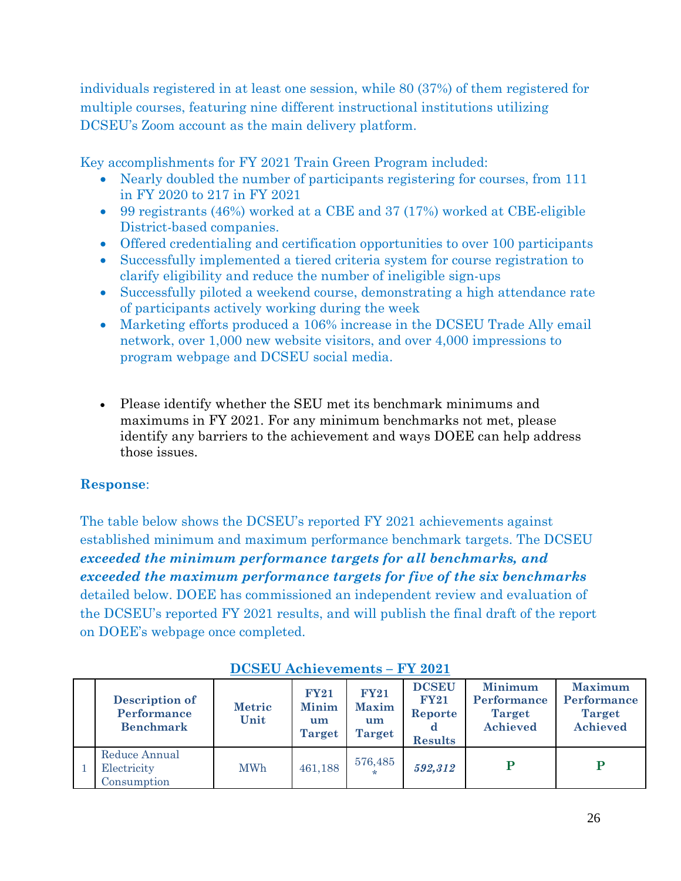individuals registered in at least one session, while 80 (37%) of them registered for multiple courses, featuring nine different instructional institutions utilizing DCSEU's Zoom account as the main delivery platform.

Key accomplishments for FY 2021 Train Green Program included:

- Nearly doubled the number of participants registering for courses, from 111 in FY 2020 to 217 in FY 2021
- 99 registrants (46%) worked at a CBE and 37 (17%) worked at CBE-eligible District-based companies.
- Offered credentialing and certification opportunities to over 100 participants
- Successfully implemented a tiered criteria system for course registration to clarify eligibility and reduce the number of ineligible sign-ups
- Successfully piloted a weekend course, demonstrating a high attendance rate of participants actively working during the week
- Marketing efforts produced a 106% increase in the DCSEU Trade Ally email network, over 1,000 new website visitors, and over 4,000 impressions to program webpage and DCSEU social media.

- Please identify whether the SEU met its benchmark minimums and maximums in FY 2021. For any minimum benchmarks not met, please identify any barriers to the achievement and ways DOEE can help address those issues.

**Response**:

The table below shows the DCSEU's reported FY 2021 achievements against established minimum and maximum performance benchmark targets. The DCSEU ***exceeded the minimum performance targets for all benchmarks, and exceeded the maximum performance targets for five of the six benchmarks*** detailed below. DOEE has commissioned an independent review and evaluation of the DCSEU's reported FY 2021 results, and will publish the final draft of the report on DOEE's webpage once completed.

**DCSEU Achievements – FY 2021**

| | Description of Performance Benchmark | Metric Unit | FY21 Minimum Target | FY21 Maximum Target | DCSEU FY21 Reported Results | Minimum Performance Target Achieved | Maximum Performance Target Achieved |
|---|---|---|---|---|---|---|---|
| 1 | Reduce Annual Electricity Consumption | MWh | 461,188 | 576,485 * | ***592,312*** | **P** | **P** |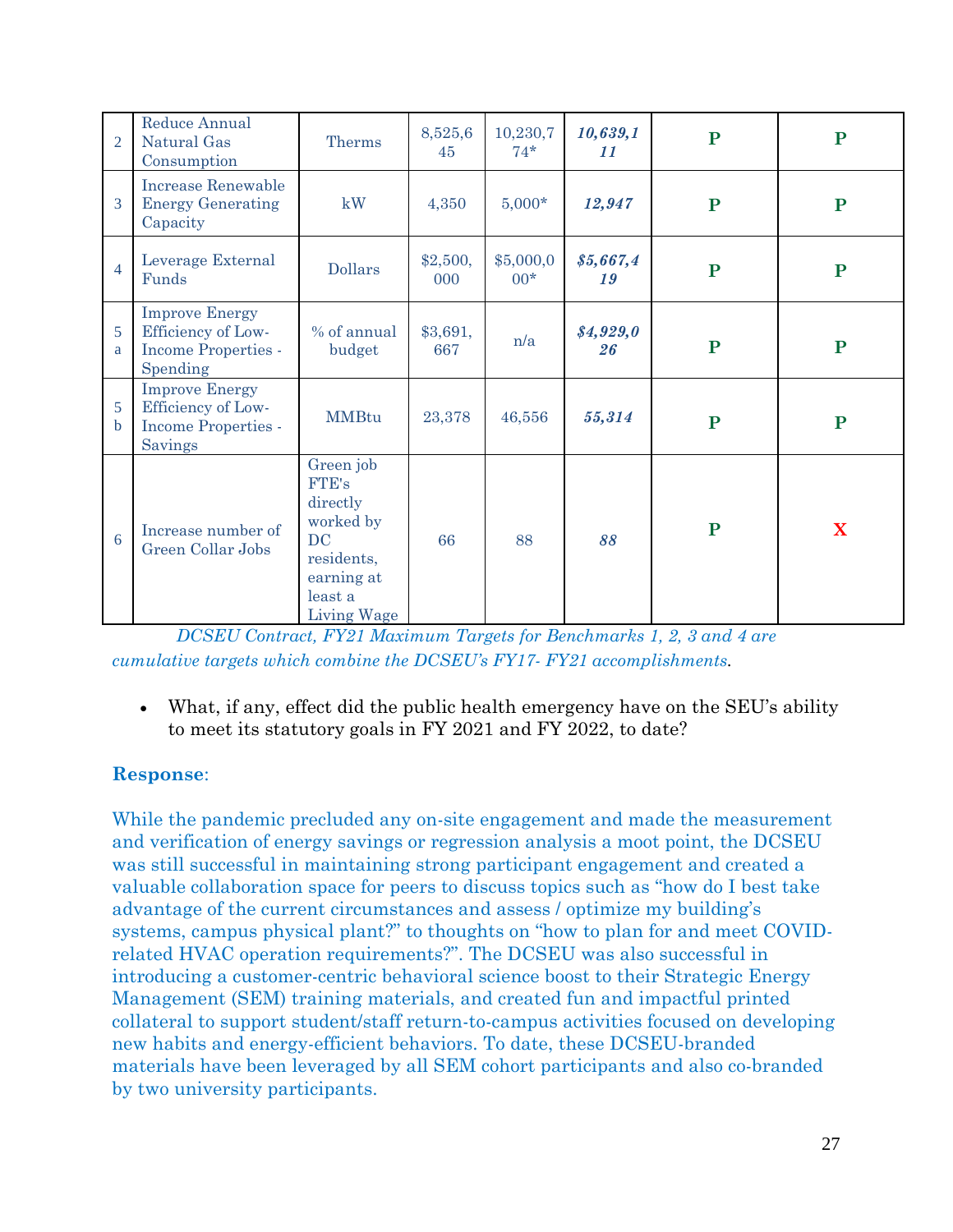| 2 | Reduce Annual Natural Gas Consumption | Therms | 8,525,645 | 10,230,774* | ***10,639,111*** | **P** | **P** |
|---|---|---|---|---|---|---|---|
| 3 | Increase Renewable Energy Generating Capacity | kW | 4,350 | 5,000* | ***12,947*** | **P** | **P** |
| 4 | Leverage External Funds | Dollars | $2,500,000 | $5,000,000* | ***$5,667,419*** | **P** | **P** |
| 5a | Improve Energy Efficiency of Low-Income Properties - Spending | % of annual budget | $3,691,667 | n/a | ***$4,929,026*** | **P** | **P** |
| 5b | Improve Energy Efficiency of Low-Income Properties - Savings | MMBtu | 23,378 | 46,556 | ***55,314*** | **P** | **P** |
| 6 | Increase number of Green Collar Jobs | Green job FTE's directly worked by DC residents, earning at least a Living Wage | 66 | 88 | ***88*** | **P** | **X** |

*DCSEU Contract, FY21 Maximum Targets for Benchmarks 1, 2, 3 and 4 are cumulative targets which combine the DCSEU's FY17- FY21 accomplishments*.

- What, if any, effect did the public health emergency have on the SEU's ability to meet its statutory goals in FY 2021 and FY 2022, to date?

**Response**:

While the pandemic precluded any on-site engagement and made the measurement and verification of energy savings or regression analysis a moot point, the DCSEU was still successful in maintaining strong participant engagement and created a valuable collaboration space for peers to discuss topics such as "how do I best take advantage of the current circumstances and assess / optimize my building's systems, campus physical plant?" to thoughts on "how to plan for and meet COVID-related HVAC operation requirements?". The DCSEU was also successful in introducing a customer-centric behavioral science boost to their Strategic Energy Management (SEM) training materials, and created fun and impactful printed collateral to support student/staff return-to-campus activities focused on developing new habits and energy-efficient behaviors. To date, these DCSEU-branded materials have been leveraged by all SEM cohort participants and also co-branded by two university participants.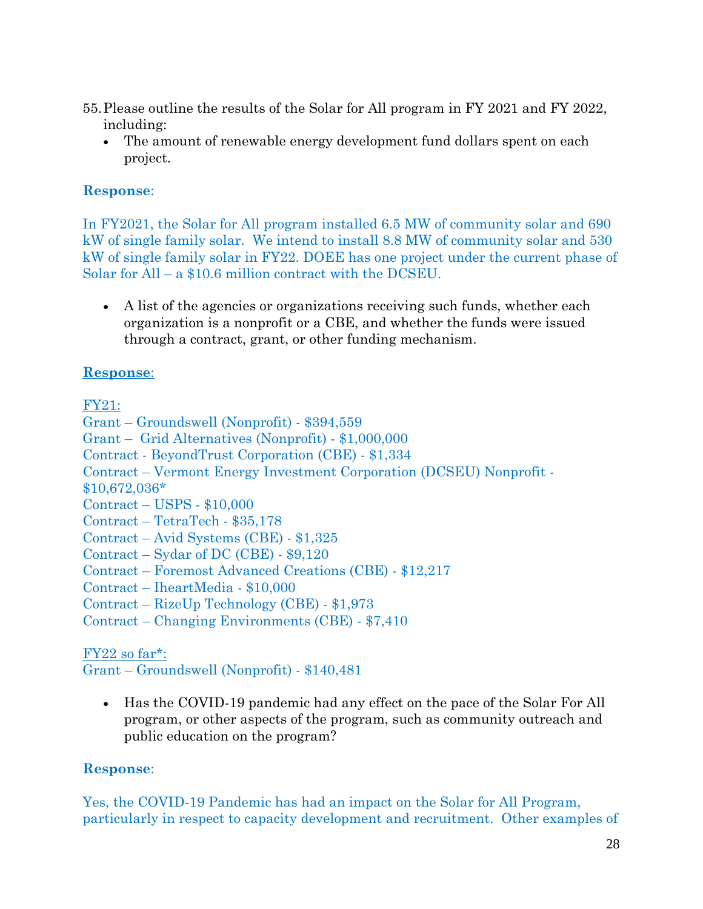55. Please outline the results of the Solar for All program in FY 2021 and FY 2022, including:
    - The amount of renewable energy development fund dollars spent on each project.

**Response**:

In FY2021, the Solar for All program installed 6.5 MW of community solar and 690 kW of single family solar. We intend to install 8.8 MW of community solar and 530 kW of single family solar in FY22. DOEE has one project under the current phase of Solar for All – a $10.6 million contract with the DCSEU.

- A list of the agencies or organizations receiving such funds, whether each organization is a nonprofit or a CBE, and whether the funds were issued through a contract, grant, or other funding mechanism.

**Response**:

FY21:
Grant – Groundswell (Nonprofit) - $394,559
Grant – Grid Alternatives (Nonprofit) - $1,000,000
Contract - BeyondTrust Corporation (CBE) - $1,334
Contract – Vermont Energy Investment Corporation (DCSEU) Nonprofit - $10,672,036*
Contract – USPS - $10,000
Contract – TetraTech - $35,178
Contract – Avid Systems (CBE) - $1,325
Contract – Sydar of DC (CBE) - $9,120
Contract – Foremost Advanced Creations (CBE) - $12,217
Contract – IheartMedia - $10,000
Contract – RizeUp Technology (CBE) - $1,973
Contract – Changing Environments (CBE) - $7,410

FY22 so far*:
Grant – Groundswell (Nonprofit) - $140,481

- Has the COVID-19 pandemic had any effect on the pace of the Solar For All program, or other aspects of the program, such as community outreach and public education on the program?

**Response**:

Yes, the COVID-19 Pandemic has had an impact on the Solar for All Program, particularly in respect to capacity development and recruitment. Other examples of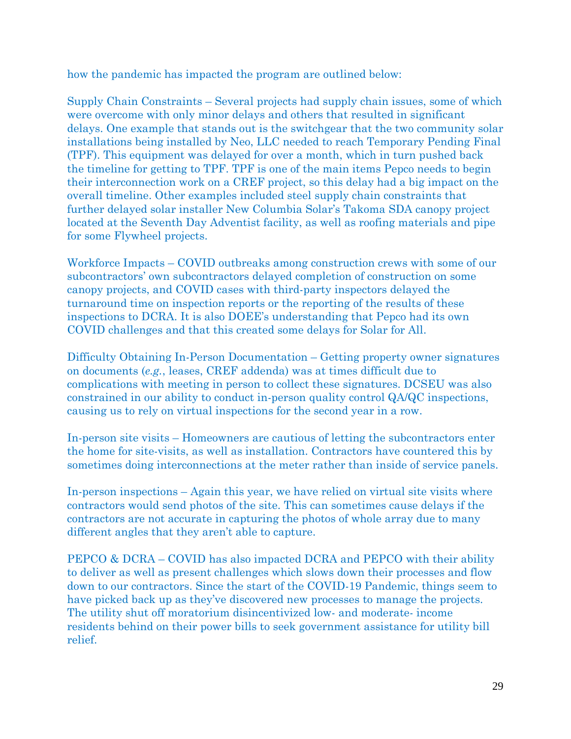how the pandemic has impacted the program are outlined below:

Supply Chain Constraints – Several projects had supply chain issues, some of which were overcome with only minor delays and others that resulted in significant delays. One example that stands out is the switchgear that the two community solar installations being installed by Neo, LLC needed to reach Temporary Pending Final (TPF). This equipment was delayed for over a month, which in turn pushed back the timeline for getting to TPF. TPF is one of the main items Pepco needs to begin their interconnection work on a CREF project, so this delay had a big impact on the overall timeline. Other examples included steel supply chain constraints that further delayed solar installer New Columbia Solar's Takoma SDA canopy project located at the Seventh Day Adventist facility, as well as roofing materials and pipe for some Flywheel projects.

Workforce Impacts – COVID outbreaks among construction crews with some of our subcontractors' own subcontractors delayed completion of construction on some canopy projects, and COVID cases with third-party inspectors delayed the turnaround time on inspection reports or the reporting of the results of these inspections to DCRA. It is also DOEE's understanding that Pepco had its own COVID challenges and that this created some delays for Solar for All.

Difficulty Obtaining In-Person Documentation – Getting property owner signatures on documents (*e.g.*, leases, CREF addenda) was at times difficult due to complications with meeting in person to collect these signatures. DCSEU was also constrained in our ability to conduct in-person quality control QA/QC inspections, causing us to rely on virtual inspections for the second year in a row.

In-person site visits – Homeowners are cautious of letting the subcontractors enter the home for site-visits, as well as installation. Contractors have countered this by sometimes doing interconnections at the meter rather than inside of service panels.

In-person inspections – Again this year, we have relied on virtual site visits where contractors would send photos of the site. This can sometimes cause delays if the contractors are not accurate in capturing the photos of whole array due to many different angles that they aren't able to capture.

PEPCO & DCRA – COVID has also impacted DCRA and PEPCO with their ability to deliver as well as present challenges which slows down their processes and flow down to our contractors. Since the start of the COVID-19 Pandemic, things seem to have picked back up as they've discovered new processes to manage the projects. The utility shut off moratorium disincentivized low- and moderate- income residents behind on their power bills to seek government assistance for utility bill relief.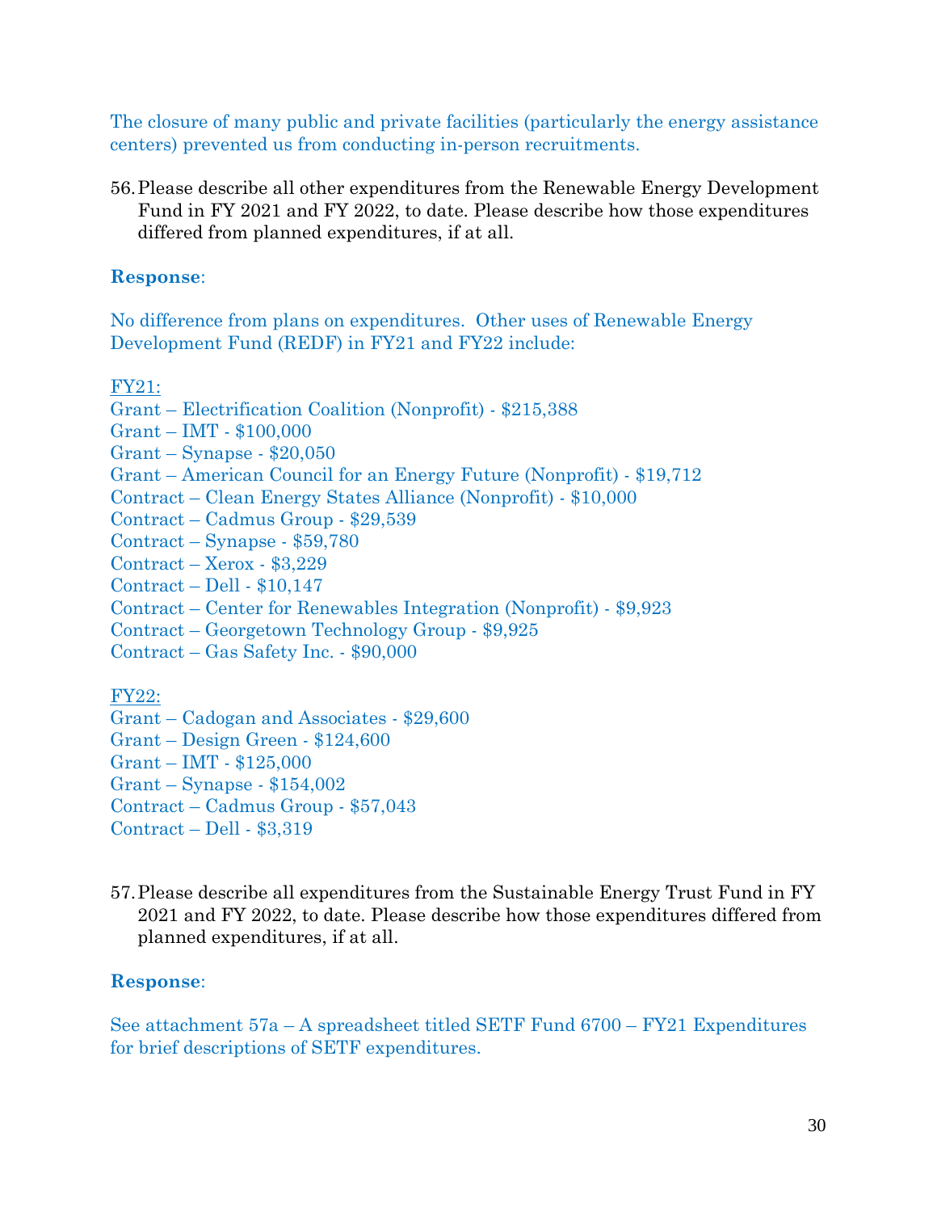The closure of many public and private facilities (particularly the energy assistance centers) prevented us from conducting in-person recruitments.

56. Please describe all other expenditures from the Renewable Energy Development Fund in FY 2021 and FY 2022, to date. Please describe how those expenditures differed from planned expenditures, if at all.

**Response**:

No difference from plans on expenditures.  Other uses of Renewable Energy Development Fund (REDF) in FY21 and FY22 include:

<u>FY21:</u>
Grant – Electrification Coalition (Nonprofit) - $215,388
Grant – IMT - $100,000
Grant – Synapse - $20,050
Grant – American Council for an Energy Future (Nonprofit) - $19,712
Contract – Clean Energy States Alliance (Nonprofit) - $10,000
Contract – Cadmus Group - $29,539
Contract – Synapse - $59,780
Contract – Xerox - $3,229
Contract – Dell - $10,147
Contract – Center for Renewables Integration (Nonprofit) - $9,923
Contract – Georgetown Technology Group - $9,925
Contract – Gas Safety Inc. - $90,000

<u>FY22:</u>
Grant – Cadogan and Associates - $29,600
Grant – Design Green - $124,600
Grant – IMT - $125,000
Grant – Synapse - $154,002
Contract – Cadmus Group - $57,043
Contract – Dell - $3,319

57. Please describe all expenditures from the Sustainable Energy Trust Fund in FY 2021 and FY 2022, to date. Please describe how those expenditures differed from planned expenditures, if at all.

**Response**:

See attachment 57a – A spreadsheet titled SETF Fund 6700 – FY21 Expenditures for brief descriptions of SETF expenditures.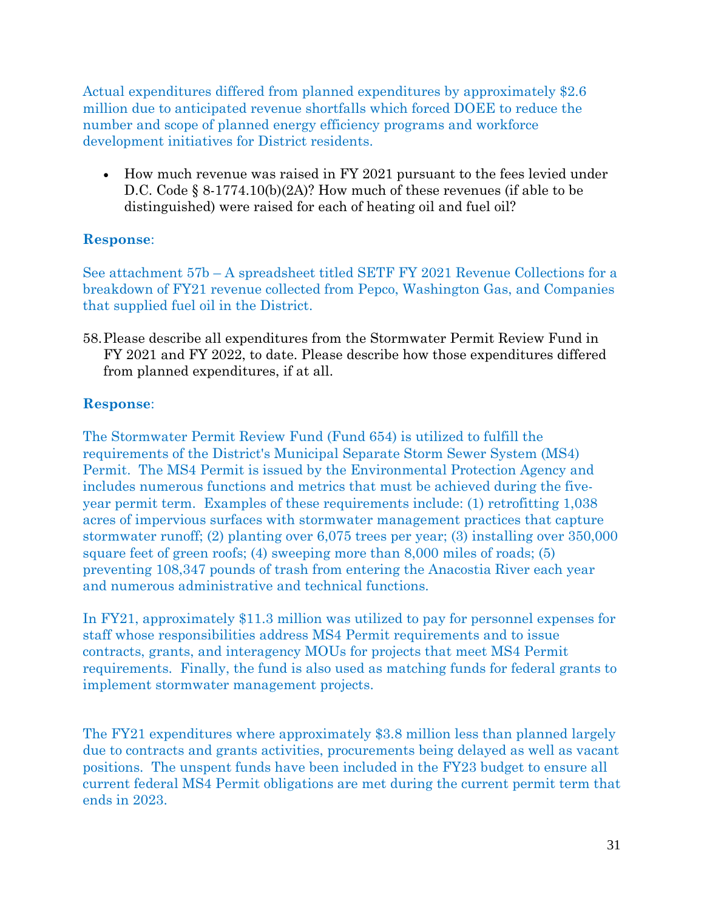Actual expenditures differed from planned expenditures by approximately $2.6 million due to anticipated revenue shortfalls which forced DOEE to reduce the number and scope of planned energy efficiency programs and workforce development initiatives for District residents.

- How much revenue was raised in FY 2021 pursuant to the fees levied under D.C. Code § 8-1774.10(b)(2A)? How much of these revenues (if able to be distinguished) were raised for each of heating oil and fuel oil?

**Response**:

See attachment 57b – A spreadsheet titled SETF FY 2021 Revenue Collections for a breakdown of FY21 revenue collected from Pepco, Washington Gas, and Companies that supplied fuel oil in the District.

58. Please describe all expenditures from the Stormwater Permit Review Fund in FY 2021 and FY 2022, to date. Please describe how those expenditures differed from planned expenditures, if at all.

**Response**:

The Stormwater Permit Review Fund (Fund 654) is utilized to fulfill the requirements of the District's Municipal Separate Storm Sewer System (MS4) Permit. The MS4 Permit is issued by the Environmental Protection Agency and includes numerous functions and metrics that must be achieved during the five-year permit term. Examples of these requirements include: (1) retrofitting 1,038 acres of impervious surfaces with stormwater management practices that capture stormwater runoff; (2) planting over 6,075 trees per year; (3) installing over 350,000 square feet of green roofs; (4) sweeping more than 8,000 miles of roads; (5) preventing 108,347 pounds of trash from entering the Anacostia River each year and numerous administrative and technical functions.

In FY21, approximately $11.3 million was utilized to pay for personnel expenses for staff whose responsibilities address MS4 Permit requirements and to issue contracts, grants, and interagency MOUs for projects that meet MS4 Permit requirements. Finally, the fund is also used as matching funds for federal grants to implement stormwater management projects.

The FY21 expenditures where approximately $3.8 million less than planned largely due to contracts and grants activities, procurements being delayed as well as vacant positions. The unspent funds have been included in the FY23 budget to ensure all current federal MS4 Permit obligations are met during the current permit term that ends in 2023.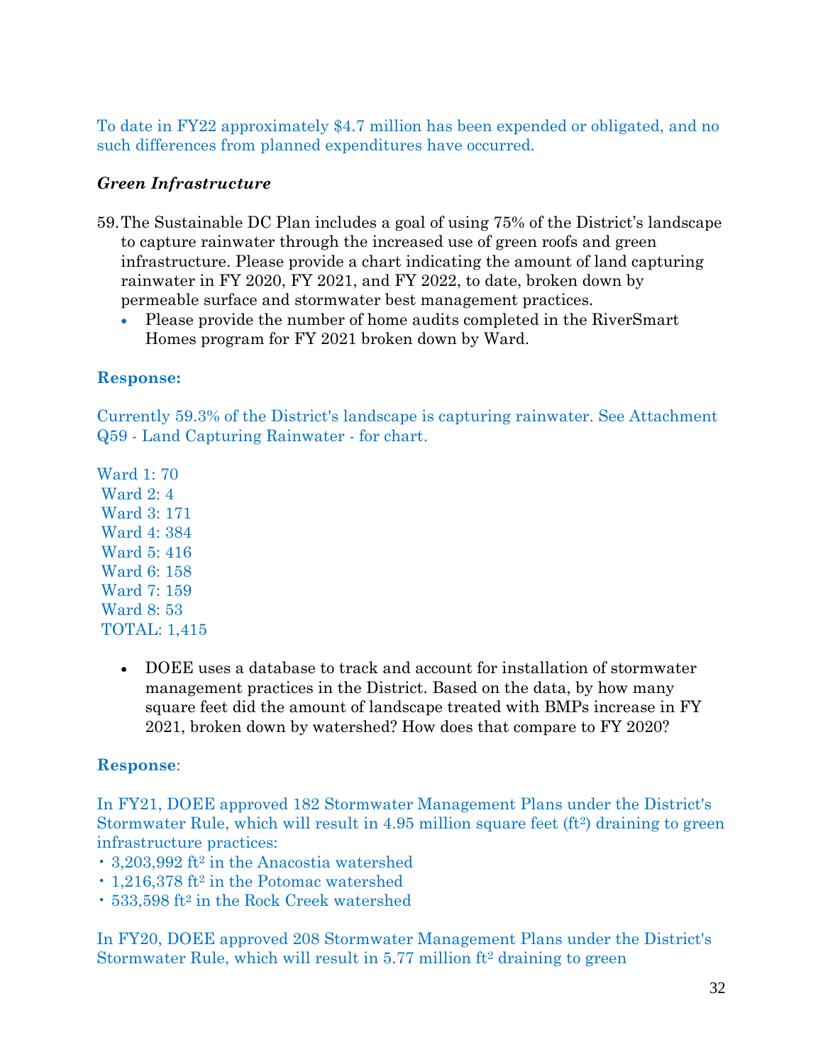To date in FY22 approximately $4.7 million has been expended or obligated, and no such differences from planned expenditures have occurred.

***Green Infrastructure***

59. The Sustainable DC Plan includes a goal of using 75% of the District's landscape to capture rainwater through the increased use of green roofs and green infrastructure. Please provide a chart indicating the amount of land capturing rainwater in FY 2020, FY 2021, and FY 2022, to date, broken down by permeable surface and stormwater best management practices.
    - Please provide the number of home audits completed in the RiverSmart Homes program for FY 2021 broken down by Ward.

**Response:**

Currently 59.3% of the District's landscape is capturing rainwater. See Attachment Q59 - Land Capturing Rainwater - for chart.

Ward 1: 70
Ward 2: 4
Ward 3: 171
Ward 4: 384
Ward 5: 416
Ward 6: 158
Ward 7: 159
Ward 8: 53
TOTAL: 1,415

- DOEE uses a database to track and account for installation of stormwater management practices in the District. Based on the data, by how many square feet did the amount of landscape treated with BMPs increase in FY 2021, broken down by watershed? How does that compare to FY 2020?

**Response**:

In FY21, DOEE approved 182 Stormwater Management Plans under the District's Stormwater Rule, which will result in 4.95 million square feet ($ft^2$) draining to green infrastructure practices:

- 3,203,992 $ft^2$ in the Anacostia watershed
- 1,216,378 $ft^2$ in the Potomac watershed
- 533,598 $ft^2$ in the Rock Creek watershed

In FY20, DOEE approved 208 Stormwater Management Plans under the District's Stormwater Rule, which will result in 5.77 million $ft^2$ draining to green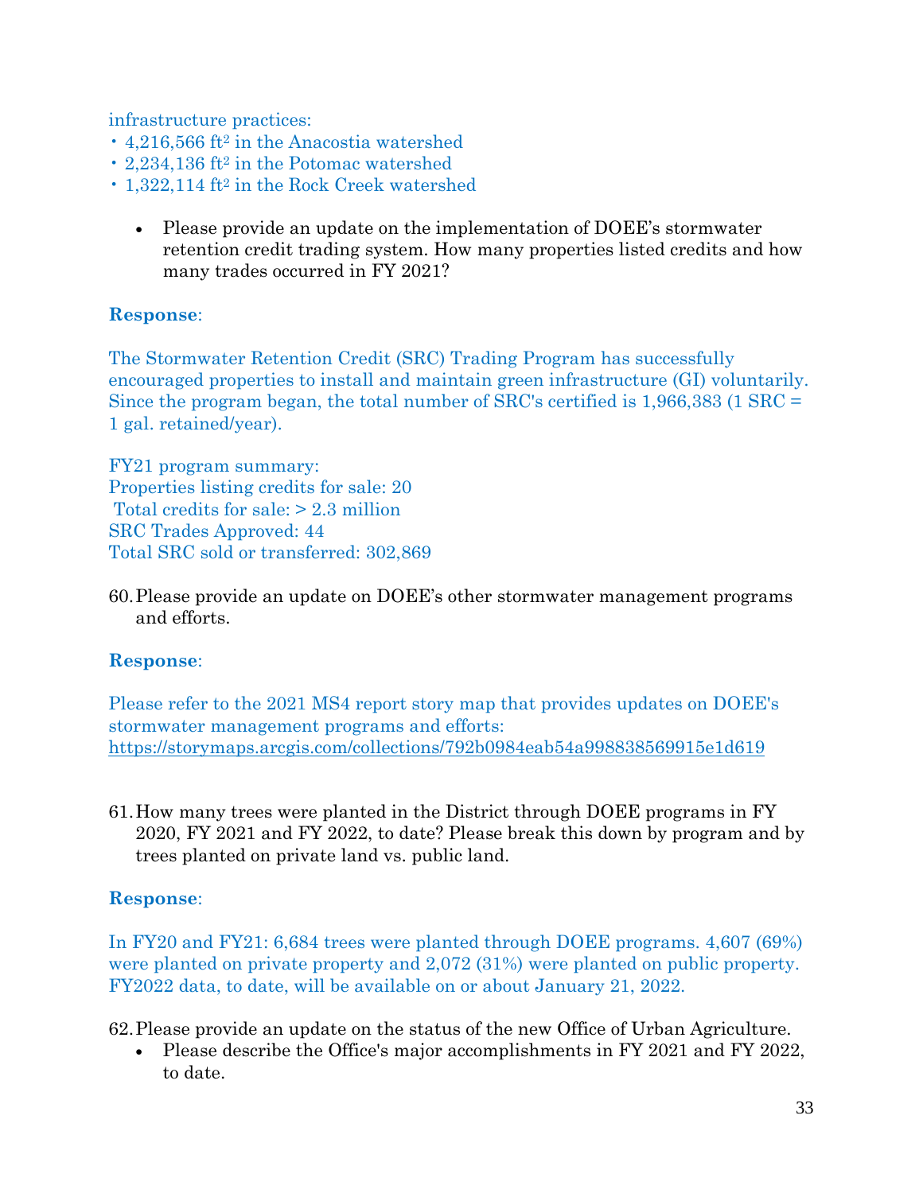infrastructure practices:
- 4,216,566 $ft^2$ in the Anacostia watershed
- 2,234,136 $ft^2$ in the Potomac watershed
- 1,322,114 $ft^2$ in the Rock Creek watershed

- Please provide an update on the implementation of DOEE's stormwater retention credit trading system. How many properties listed credits and how many trades occurred in FY 2021?

**Response**:

The Stormwater Retention Credit (SRC) Trading Program has successfully encouraged properties to install and maintain green infrastructure (GI) voluntarily. Since the program began, the total number of SRC's certified is 1,966,383 (1 SRC = 1 gal. retained/year).

FY21 program summary:
Properties listing credits for sale: 20
Total credits for sale: > 2.3 million
SRC Trades Approved: 44
Total SRC sold or transferred: 302,869

60. Please provide an update on DOEE's other stormwater management programs and efforts.

**Response**:

Please refer to the 2021 MS4 report story map that provides updates on DOEE's stormwater management programs and efforts: https://storymaps.arcgis.com/collections/792b0984eab54a998838569915e1d619

61. How many trees were planted in the District through DOEE programs in FY 2020, FY 2021 and FY 2022, to date? Please break this down by program and by trees planted on private land vs. public land.

**Response**:

In FY20 and FY21: 6,684 trees were planted through DOEE programs. 4,607 (69%) were planted on private property and 2,072 (31%) were planted on public property. FY2022 data, to date, will be available on or about January 21, 2022.

62. Please provide an update on the status of the new Office of Urban Agriculture.
    - Please describe the Office's major accomplishments in FY 2021 and FY 2022, to date.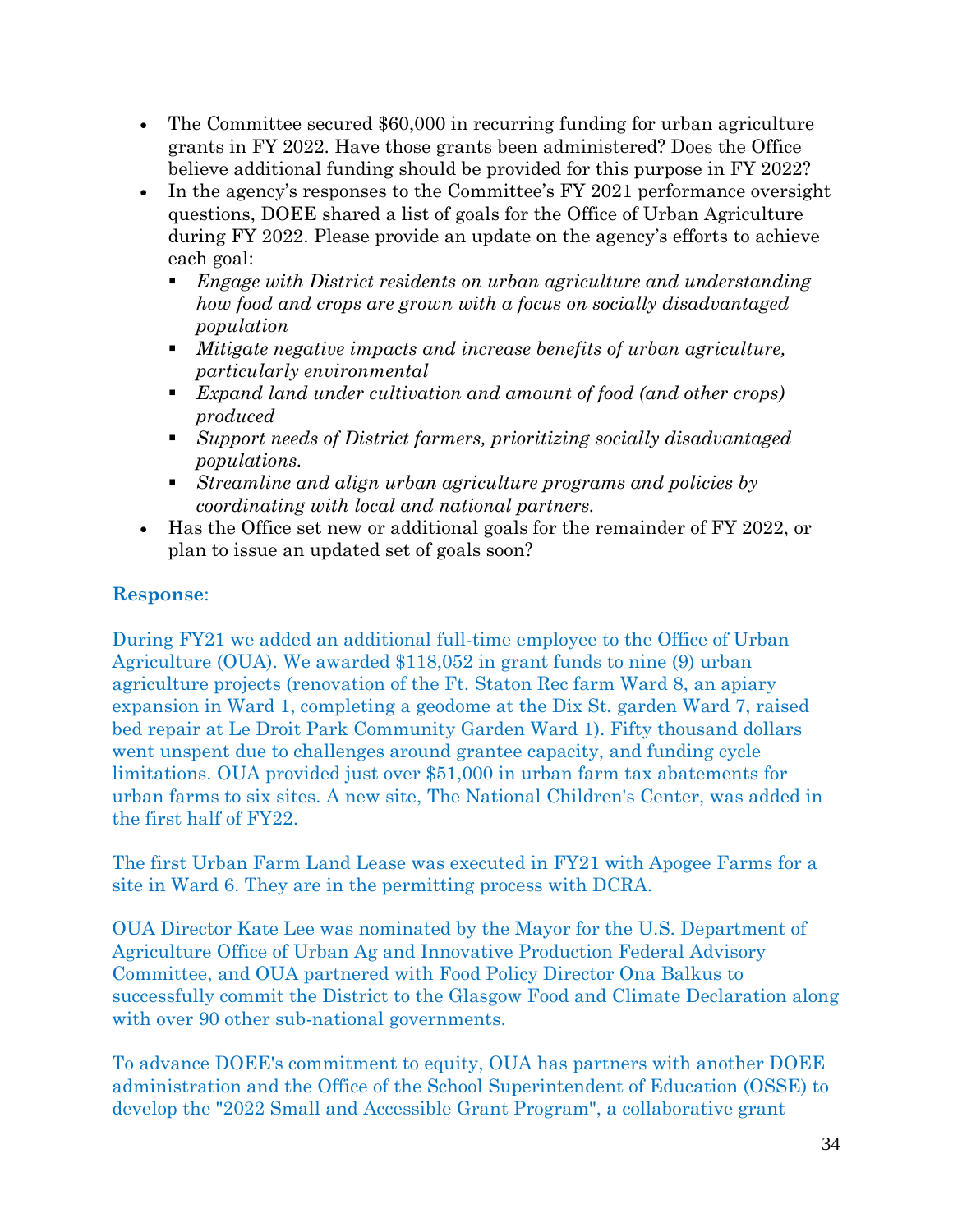- The Committee secured $60,000 in recurring funding for urban agriculture grants in FY 2022. Have those grants been administered? Does the Office believe additional funding should be provided for this purpose in FY 2022?
- In the agency's responses to the Committee's FY 2021 performance oversight questions, DOEE shared a list of goals for the Office of Urban Agriculture during FY 2022. Please provide an update on the agency's efforts to achieve each goal:
  - *Engage with District residents on urban agriculture and understanding how food and crops are grown with a focus on socially disadvantaged population*
  - *Mitigate negative impacts and increase benefits of urban agriculture, particularly environmental*
  - *Expand land under cultivation and amount of food (and other crops) produced*
  - *Support needs of District farmers, prioritizing socially disadvantaged populations.*
  - *Streamline and align urban agriculture programs and policies by coordinating with local and national partners.*
- Has the Office set new or additional goals for the remainder of FY 2022, or plan to issue an updated set of goals soon?

**Response**:

During FY21 we added an additional full-time employee to the Office of Urban Agriculture (OUA). We awarded $118,052 in grant funds to nine (9) urban agriculture projects (renovation of the Ft. Staton Rec farm Ward 8, an apiary expansion in Ward 1, completing a geodome at the Dix St. garden Ward 7, raised bed repair at Le Droit Park Community Garden Ward 1). Fifty thousand dollars went unspent due to challenges around grantee capacity, and funding cycle limitations. OUA provided just over $51,000 in urban farm tax abatements for urban farms to six sites. A new site, The National Children's Center, was added in the first half of FY22.

The first Urban Farm Land Lease was executed in FY21 with Apogee Farms for a site in Ward 6. They are in the permitting process with DCRA.

OUA Director Kate Lee was nominated by the Mayor for the U.S. Department of Agriculture Office of Urban Ag and Innovative Production Federal Advisory Committee, and OUA partnered with Food Policy Director Ona Balkus to successfully commit the District to the Glasgow Food and Climate Declaration along with over 90 other sub-national governments.

To advance DOEE's commitment to equity, OUA has partners with another DOEE administration and the Office of the School Superintendent of Education (OSSE) to develop the "2022 Small and Accessible Grant Program", a collaborative grant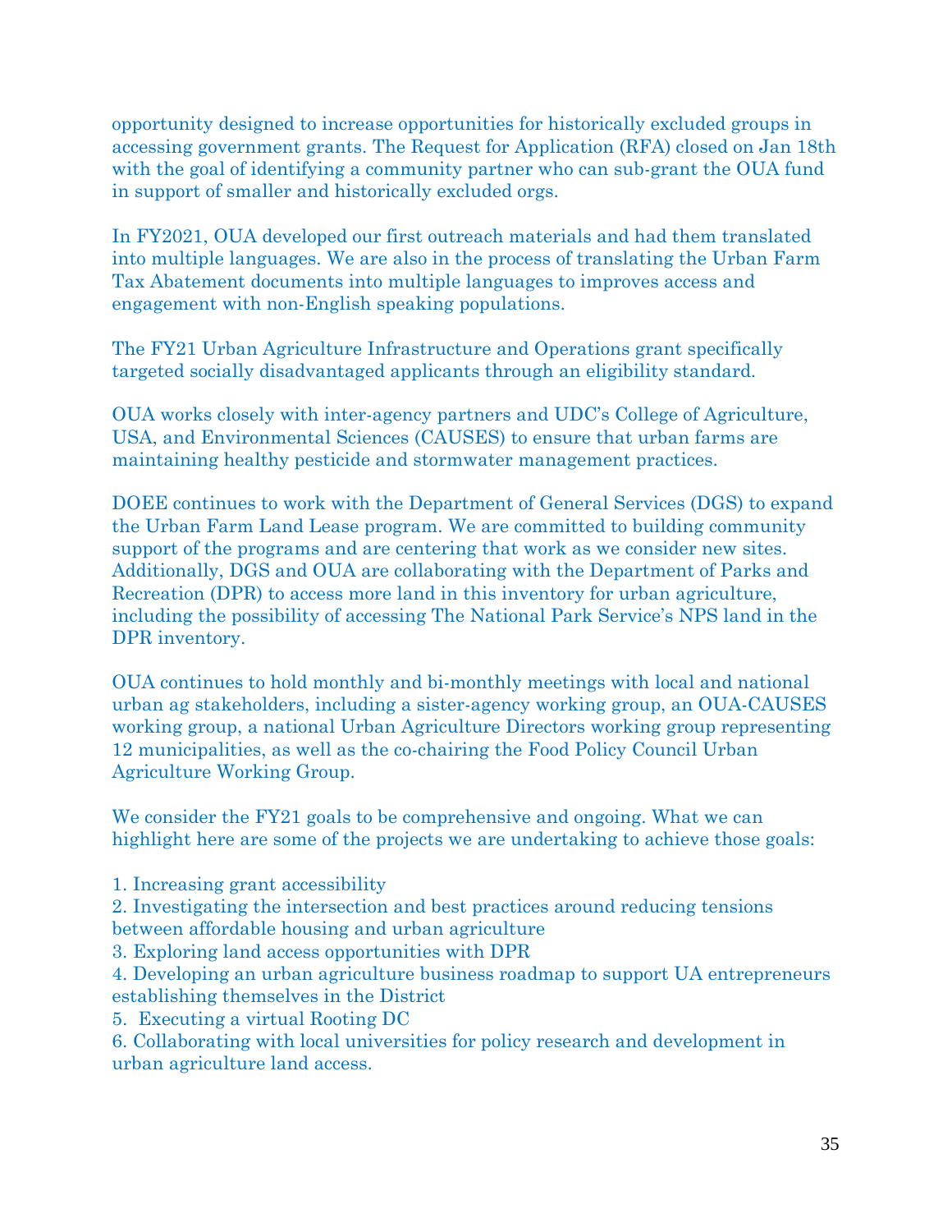opportunity designed to increase opportunities for historically excluded groups in accessing government grants. The Request for Application (RFA) closed on Jan 18th with the goal of identifying a community partner who can sub-grant the OUA fund in support of smaller and historically excluded orgs.

In FY2021, OUA developed our first outreach materials and had them translated into multiple languages. We are also in the process of translating the Urban Farm Tax Abatement documents into multiple languages to improves access and engagement with non-English speaking populations.

The FY21 Urban Agriculture Infrastructure and Operations grant specifically targeted socially disadvantaged applicants through an eligibility standard.

OUA works closely with inter-agency partners and UDC's College of Agriculture, USA, and Environmental Sciences (CAUSES) to ensure that urban farms are maintaining healthy pesticide and stormwater management practices.

DOEE continues to work with the Department of General Services (DGS) to expand the Urban Farm Land Lease program. We are committed to building community support of the programs and are centering that work as we consider new sites. Additionally, DGS and OUA are collaborating with the Department of Parks and Recreation (DPR) to access more land in this inventory for urban agriculture, including the possibility of accessing The National Park Service's NPS land in the DPR inventory.

OUA continues to hold monthly and bi-monthly meetings with local and national urban ag stakeholders, including a sister-agency working group, an OUA-CAUSES working group, a national Urban Agriculture Directors working group representing 12 municipalities, as well as the co-chairing the Food Policy Council Urban Agriculture Working Group.

We consider the FY21 goals to be comprehensive and ongoing. What we can highlight here are some of the projects we are undertaking to achieve those goals:

1. Increasing grant accessibility
2. Investigating the intersection and best practices around reducing tensions between affordable housing and urban agriculture
3. Exploring land access opportunities with DPR
4. Developing an urban agriculture business roadmap to support UA entrepreneurs establishing themselves in the District
5. Executing a virtual Rooting DC
6. Collaborating with local universities for policy research and development in urban agriculture land access.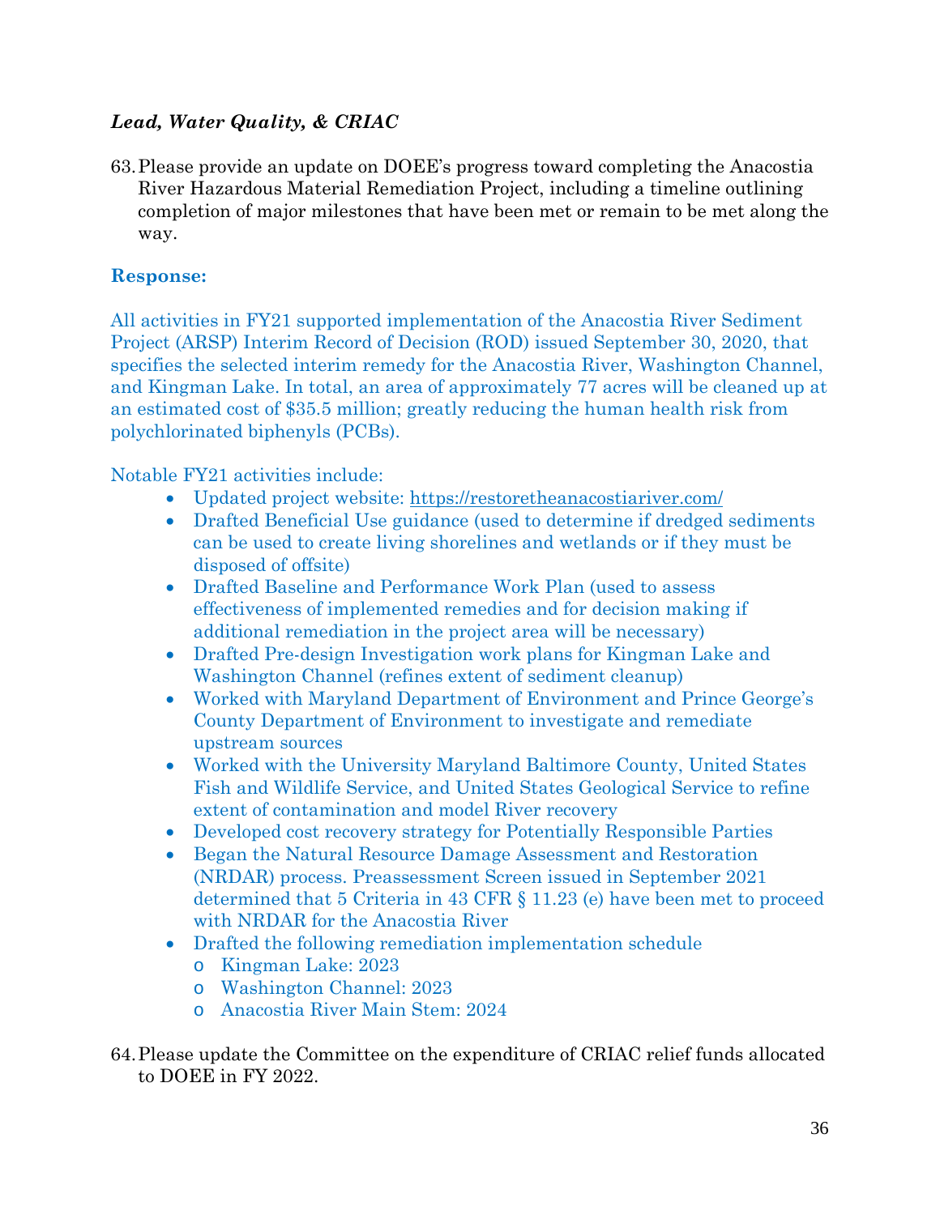***Lead, Water Quality, & CRIAC***

63. Please provide an update on DOEE's progress toward completing the Anacostia River Hazardous Material Remediation Project, including a timeline outlining completion of major milestones that have been met or remain to be met along the way.

**Response:**

All activities in FY21 supported implementation of the Anacostia River Sediment Project (ARSP) Interim Record of Decision (ROD) issued September 30, 2020, that specifies the selected interim remedy for the Anacostia River, Washington Channel, and Kingman Lake. In total, an area of approximately 77 acres will be cleaned up at an estimated cost of $35.5 million; greatly reducing the human health risk from polychlorinated biphenyls (PCBs).

Notable FY21 activities include:

- Updated project website: https://restoretheanacostiariver.com/
- Drafted Beneficial Use guidance (used to determine if dredged sediments can be used to create living shorelines and wetlands or if they must be disposed of offsite)
- Drafted Baseline and Performance Work Plan (used to assess effectiveness of implemented remedies and for decision making if additional remediation in the project area will be necessary)
- Drafted Pre-design Investigation work plans for Kingman Lake and Washington Channel (refines extent of sediment cleanup)
- Worked with Maryland Department of Environment and Prince George's County Department of Environment to investigate and remediate upstream sources
- Worked with the University Maryland Baltimore County, United States Fish and Wildlife Service, and United States Geological Service to refine extent of contamination and model River recovery
- Developed cost recovery strategy for Potentially Responsible Parties
- Began the Natural Resource Damage Assessment and Restoration (NRDAR) process. Preassessment Screen issued in September 2021 determined that 5 Criteria in 43 CFR § 11.23 (e) have been met to proceed with NRDAR for the Anacostia River
- Drafted the following remediation implementation schedule
  - Kingman Lake: 2023
  - Washington Channel: 2023
  - Anacostia River Main Stem: 2024

64. Please update the Committee on the expenditure of CRIAC relief funds allocated to DOEE in FY 2022.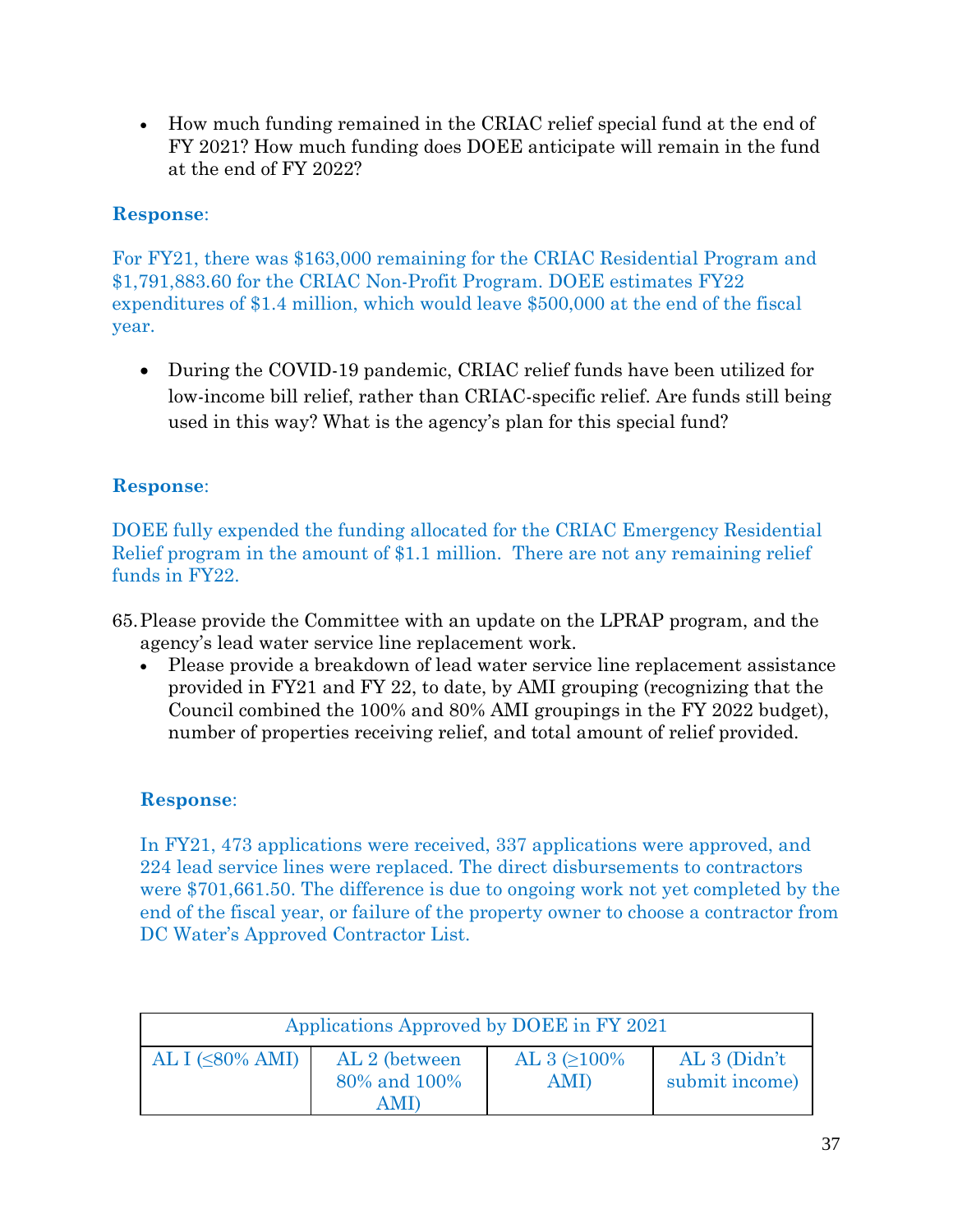- How much funding remained in the CRIAC relief special fund at the end of FY 2021? How much funding does DOEE anticipate will remain in the fund at the end of FY 2022?

**Response**:

For FY21, there was $163,000 remaining for the CRIAC Residential Program and $1,791,883.60 for the CRIAC Non-Profit Program. DOEE estimates FY22 expenditures of $1.4 million, which would leave $500,000 at the end of the fiscal year.

- During the COVID-19 pandemic, CRIAC relief funds have been utilized for low-income bill relief, rather than CRIAC-specific relief. Are funds still being used in this way? What is the agency's plan for this special fund?

**Response**:

DOEE fully expended the funding allocated for the CRIAC Emergency Residential Relief program in the amount of $1.1 million. There are not any remaining relief funds in FY22.

65. Please provide the Committee with an update on the LPRAP program, and the agency's lead water service line replacement work.
    - Please provide a breakdown of lead water service line replacement assistance provided in FY21 and FY 22, to date, by AMI grouping (recognizing that the Council combined the 100% and 80% AMI groupings in the FY 2022 budget), number of properties receiving relief, and total amount of relief provided.

**Response**:

In FY21, 473 applications were received, 337 applications were approved, and 224 lead service lines were replaced. The direct disbursements to contractors were $701,661.50. The difference is due to ongoing work not yet completed by the end of the fiscal year, or failure of the property owner to choose a contractor from DC Water's Approved Contractor List.

| Applications Approved by DOEE in FY 2021 | | | |
|---|---|---|---|
| AL I (≤80% AMI) | AL 2 (between 80% and 100% AMI) | AL 3 (≥100% AMI) | AL 3 (Didn't submit income) |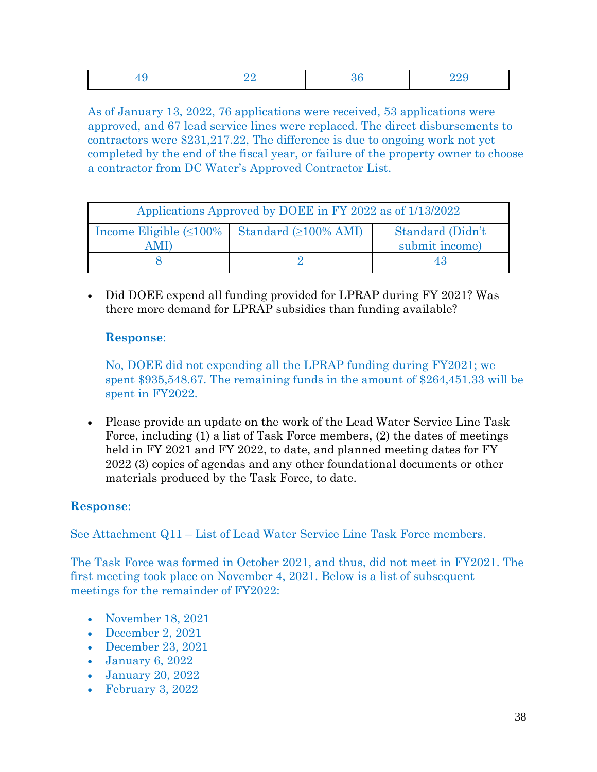| 49 | 22 | 36 | 229 |
|---|---|---|---|

As of January 13, 2022, 76 applications were received, 53 applications were approved, and 67 lead service lines were replaced. The direct disbursements to contractors were $231,217.22, The difference is due to ongoing work not yet completed by the end of the fiscal year, or failure of the property owner to choose a contractor from DC Water's Approved Contractor List.

| Applications Approved by DOEE in FY 2022 as of 1/13/2022 | | |
|---|---|---|
| Income Eligible (≤100% AMI) | Standard (≥100% AMI) | Standard (Didn't submit income) |
| 8 | 2 | 43 |

- Did DOEE expend all funding provided for LPRAP during FY 2021? Was there more demand for LPRAP subsidies than funding available?

  **Response**:

  No, DOEE did not expending all the LPRAP funding during FY2021; we spent $935,548.67. The remaining funds in the amount of $264,451.33 will be spent in FY2022.

- Please provide an update on the work of the Lead Water Service Line Task Force, including (1) a list of Task Force members, (2) the dates of meetings held in FY 2021 and FY 2022, to date, and planned meeting dates for FY 2022 (3) copies of agendas and any other foundational documents or other materials produced by the Task Force, to date.

**Response**:

See Attachment Q11 – List of Lead Water Service Line Task Force members.

The Task Force was formed in October 2021, and thus, did not meet in FY2021. The first meeting took place on November 4, 2021. Below is a list of subsequent meetings for the remainder of FY2022:

- November 18, 2021
- December 2, 2021
- December 23, 2021
- January 6, 2022
- January 20, 2022
- February 3, 2022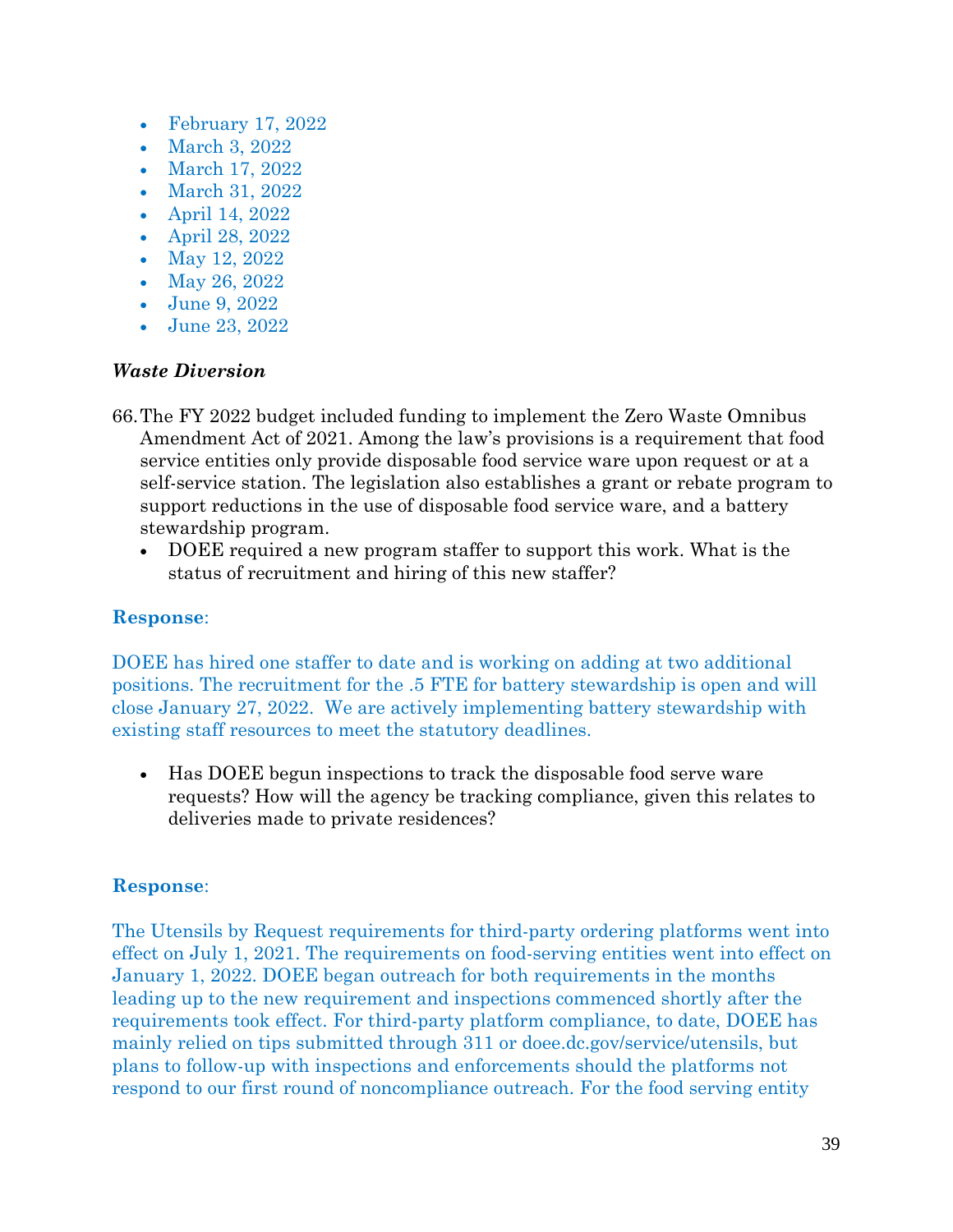- February 17, 2022
- March 3, 2022
- March 17, 2022
- March 31, 2022
- April 14, 2022
- April 28, 2022
- May 12, 2022
- May 26, 2022
- June 9, 2022
- June 23, 2022

***Waste Diversion***

66. The FY 2022 budget included funding to implement the Zero Waste Omnibus Amendment Act of 2021. Among the law's provisions is a requirement that food service entities only provide disposable food service ware upon request or at a self-service station. The legislation also establishes a grant or rebate program to support reductions in the use of disposable food service ware, and a battery stewardship program.
    - DOEE required a new program staffer to support this work. What is the status of recruitment and hiring of this new staffer?

**Response**:

DOEE has hired one staffer to date and is working on adding at two additional positions. The recruitment for the .5 FTE for battery stewardship is open and will close January 27, 2022. We are actively implementing battery stewardship with existing staff resources to meet the statutory deadlines.

- Has DOEE begun inspections to track the disposable food serve ware requests? How will the agency be tracking compliance, given this relates to deliveries made to private residences?

**Response**:

The Utensils by Request requirements for third-party ordering platforms went into effect on July 1, 2021. The requirements on food-serving entities went into effect on January 1, 2022. DOEE began outreach for both requirements in the months leading up to the new requirement and inspections commenced shortly after the requirements took effect. For third-party platform compliance, to date, DOEE has mainly relied on tips submitted through 311 or doee.dc.gov/service/utensils, but plans to follow-up with inspections and enforcements should the platforms not respond to our first round of noncompliance outreach. For the food serving entity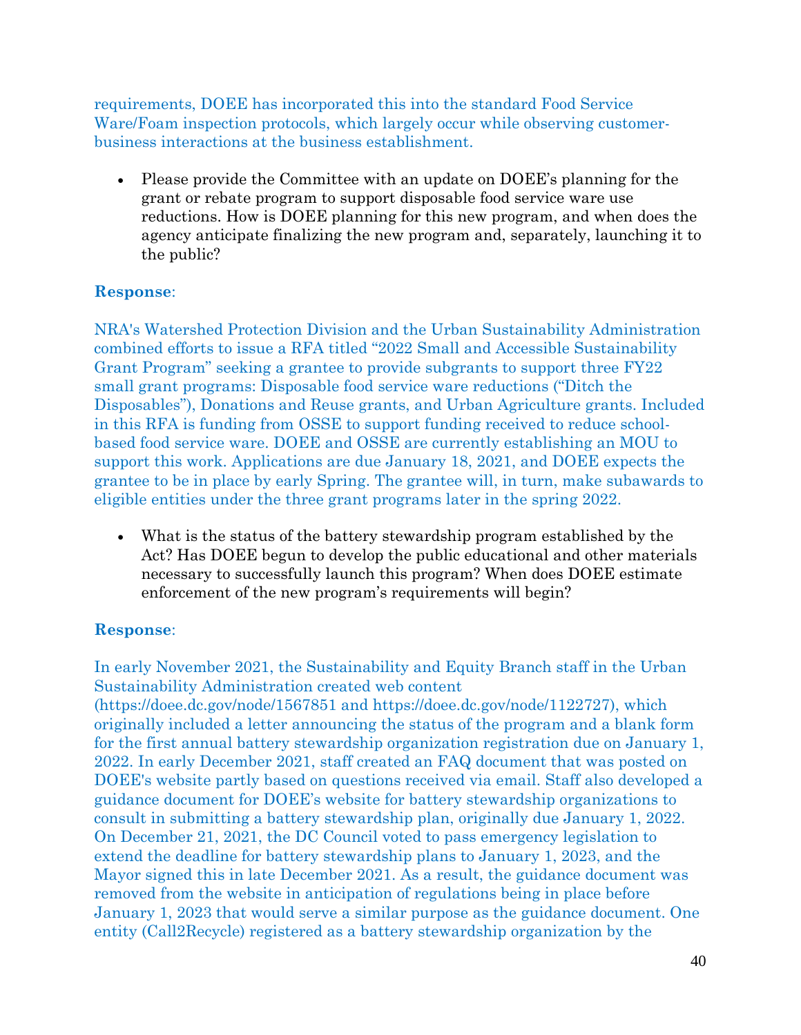requirements, DOEE has incorporated this into the standard Food Service Ware/Foam inspection protocols, which largely occur while observing customer-business interactions at the business establishment.

- Please provide the Committee with an update on DOEE's planning for the grant or rebate program to support disposable food service ware use reductions. How is DOEE planning for this new program, and when does the agency anticipate finalizing the new program and, separately, launching it to the public?

**Response**:

NRA's Watershed Protection Division and the Urban Sustainability Administration combined efforts to issue a RFA titled "2022 Small and Accessible Sustainability Grant Program" seeking a grantee to provide subgrants to support three FY22 small grant programs: Disposable food service ware reductions ("Ditch the Disposables"), Donations and Reuse grants, and Urban Agriculture grants. Included in this RFA is funding from OSSE to support funding received to reduce school-based food service ware. DOEE and OSSE are currently establishing an MOU to support this work. Applications are due January 18, 2021, and DOEE expects the grantee to be in place by early Spring. The grantee will, in turn, make subawards to eligible entities under the three grant programs later in the spring 2022.

- What is the status of the battery stewardship program established by the Act? Has DOEE begun to develop the public educational and other materials necessary to successfully launch this program? When does DOEE estimate enforcement of the new program's requirements will begin?

**Response**:

In early November 2021, the Sustainability and Equity Branch staff in the Urban Sustainability Administration created web content (https://doee.dc.gov/node/1567851 and https://doee.dc.gov/node/1122727), which originally included a letter announcing the status of the program and a blank form for the first annual battery stewardship organization registration due on January 1, 2022. In early December 2021, staff created an FAQ document that was posted on DOEE's website partly based on questions received via email. Staff also developed a guidance document for DOEE's website for battery stewardship organizations to consult in submitting a battery stewardship plan, originally due January 1, 2022. On December 21, 2021, the DC Council voted to pass emergency legislation to extend the deadline for battery stewardship plans to January 1, 2023, and the Mayor signed this in late December 2021. As a result, the guidance document was removed from the website in anticipation of regulations being in place before January 1, 2023 that would serve a similar purpose as the guidance document. One entity (Call2Recycle) registered as a battery stewardship organization by the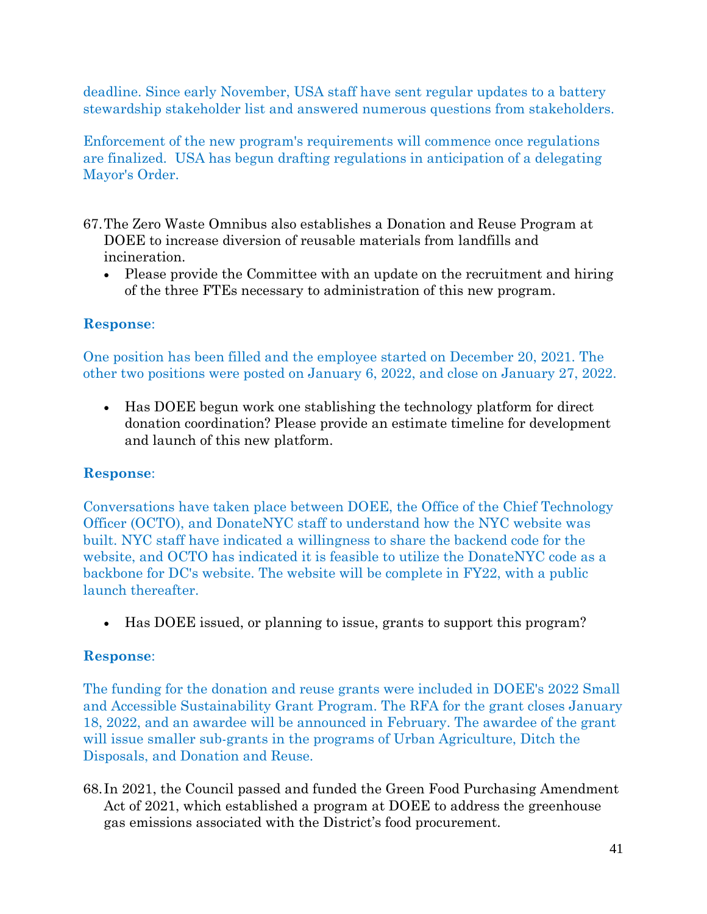deadline. Since early November, USA staff have sent regular updates to a battery stewardship stakeholder list and answered numerous questions from stakeholders.

Enforcement of the new program's requirements will commence once regulations are finalized. USA has begun drafting regulations in anticipation of a delegating Mayor's Order.

67. The Zero Waste Omnibus also establishes a Donation and Reuse Program at DOEE to increase diversion of reusable materials from landfills and incineration.
    - Please provide the Committee with an update on the recruitment and hiring of the three FTEs necessary to administration of this new program.

**Response**:

One position has been filled and the employee started on December 20, 2021. The other two positions were posted on January 6, 2022, and close on January 27, 2022.

- Has DOEE begun work one stablishing the technology platform for direct donation coordination? Please provide an estimate timeline for development and launch of this new platform.

**Response**:

Conversations have taken place between DOEE, the Office of the Chief Technology Officer (OCTO), and DonateNYC staff to understand how the NYC website was built. NYC staff have indicated a willingness to share the backend code for the website, and OCTO has indicated it is feasible to utilize the DonateNYC code as a backbone for DC's website. The website will be complete in FY22, with a public launch thereafter.

- Has DOEE issued, or planning to issue, grants to support this program?

**Response**:

The funding for the donation and reuse grants were included in DOEE's 2022 Small and Accessible Sustainability Grant Program. The RFA for the grant closes January 18, 2022, and an awardee will be announced in February. The awardee of the grant will issue smaller sub-grants in the programs of Urban Agriculture, Ditch the Disposals, and Donation and Reuse.

68. In 2021, the Council passed and funded the Green Food Purchasing Amendment Act of 2021, which established a program at DOEE to address the greenhouse gas emissions associated with the District's food procurement.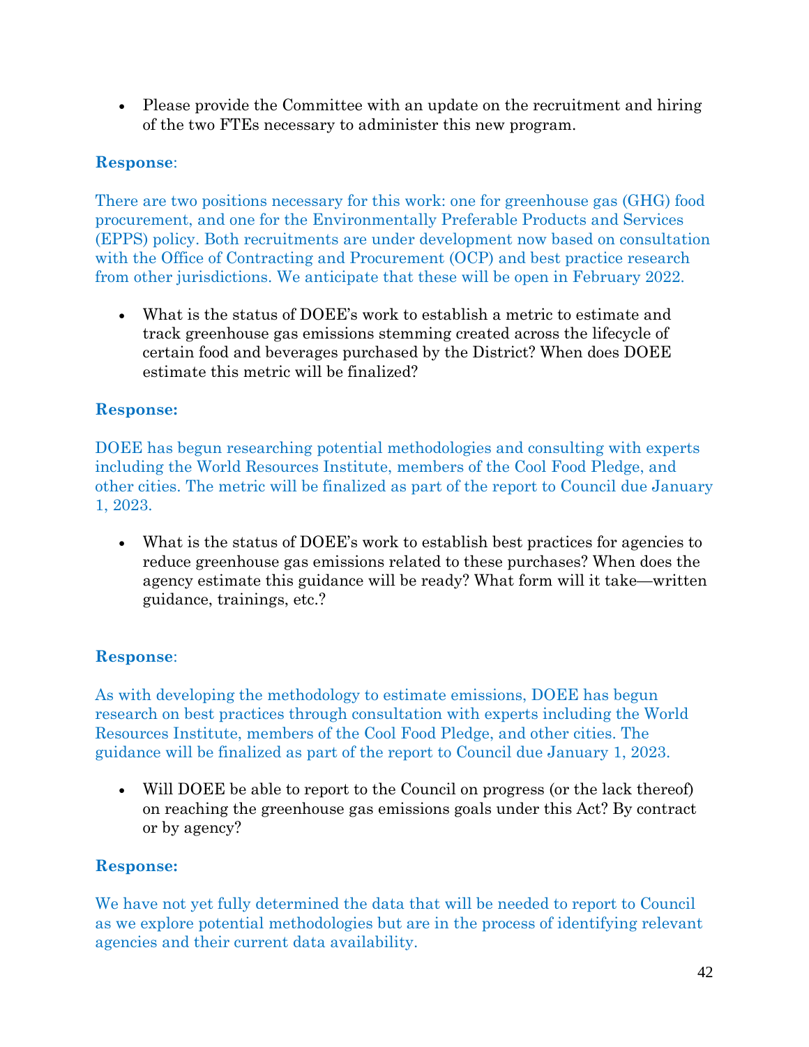- Please provide the Committee with an update on the recruitment and hiring of the two FTEs necessary to administer this new program.

**Response**:

There are two positions necessary for this work: one for greenhouse gas (GHG) food procurement, and one for the Environmentally Preferable Products and Services (EPPS) policy. Both recruitments are under development now based on consultation with the Office of Contracting and Procurement (OCP) and best practice research from other jurisdictions. We anticipate that these will be open in February 2022.

- What is the status of DOEE's work to establish a metric to estimate and track greenhouse gas emissions stemming created across the lifecycle of certain food and beverages purchased by the District? When does DOEE estimate this metric will be finalized?

**Response:**

DOEE has begun researching potential methodologies and consulting with experts including the World Resources Institute, members of the Cool Food Pledge, and other cities. The metric will be finalized as part of the report to Council due January 1, 2023.

- What is the status of DOEE's work to establish best practices for agencies to reduce greenhouse gas emissions related to these purchases? When does the agency estimate this guidance will be ready? What form will it take—written guidance, trainings, etc.?

**Response**:

As with developing the methodology to estimate emissions, DOEE has begun research on best practices through consultation with experts including the World Resources Institute, members of the Cool Food Pledge, and other cities. The guidance will be finalized as part of the report to Council due January 1, 2023.

- Will DOEE be able to report to the Council on progress (or the lack thereof) on reaching the greenhouse gas emissions goals under this Act? By contract or by agency?

**Response:**

We have not yet fully determined the data that will be needed to report to Council as we explore potential methodologies but are in the process of identifying relevant agencies and their current data availability.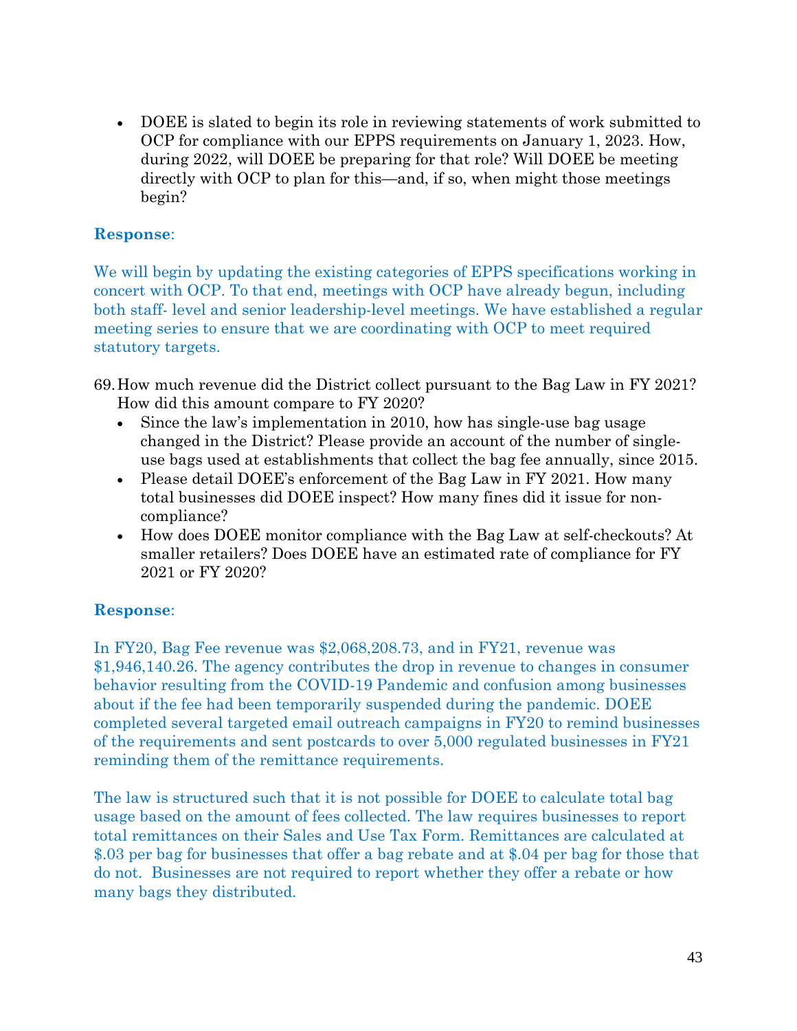- DOEE is slated to begin its role in reviewing statements of work submitted to OCP for compliance with our EPPS requirements on January 1, 2023. How, during 2022, will DOEE be preparing for that role? Will DOEE be meeting directly with OCP to plan for this—and, if so, when might those meetings begin?

**Response**:

We will begin by updating the existing categories of EPPS specifications working in concert with OCP. To that end, meetings with OCP have already begun, including both staff- level and senior leadership-level meetings. We have established a regular meeting series to ensure that we are coordinating with OCP to meet required statutory targets.

69. How much revenue did the District collect pursuant to the Bag Law in FY 2021? How did this amount compare to FY 2020?
    - Since the law's implementation in 2010, how has single-use bag usage changed in the District? Please provide an account of the number of single-use bags used at establishments that collect the bag fee annually, since 2015.
    - Please detail DOEE's enforcement of the Bag Law in FY 2021. How many total businesses did DOEE inspect? How many fines did it issue for non-compliance?
    - How does DOEE monitor compliance with the Bag Law at self-checkouts? At smaller retailers? Does DOEE have an estimated rate of compliance for FY 2021 or FY 2020?

**Response**:

In FY20, Bag Fee revenue was $2,068,208.73, and in FY21, revenue was $1,946,140.26. The agency contributes the drop in revenue to changes in consumer behavior resulting from the COVID-19 Pandemic and confusion among businesses about if the fee had been temporarily suspended during the pandemic. DOEE completed several targeted email outreach campaigns in FY20 to remind businesses of the requirements and sent postcards to over 5,000 regulated businesses in FY21 reminding them of the remittance requirements.

The law is structured such that it is not possible for DOEE to calculate total bag usage based on the amount of fees collected. The law requires businesses to report total remittances on their Sales and Use Tax Form. Remittances are calculated at $.03 per bag for businesses that offer a bag rebate and at $.04 per bag for those that do not. Businesses are not required to report whether they offer a rebate or how many bags they distributed.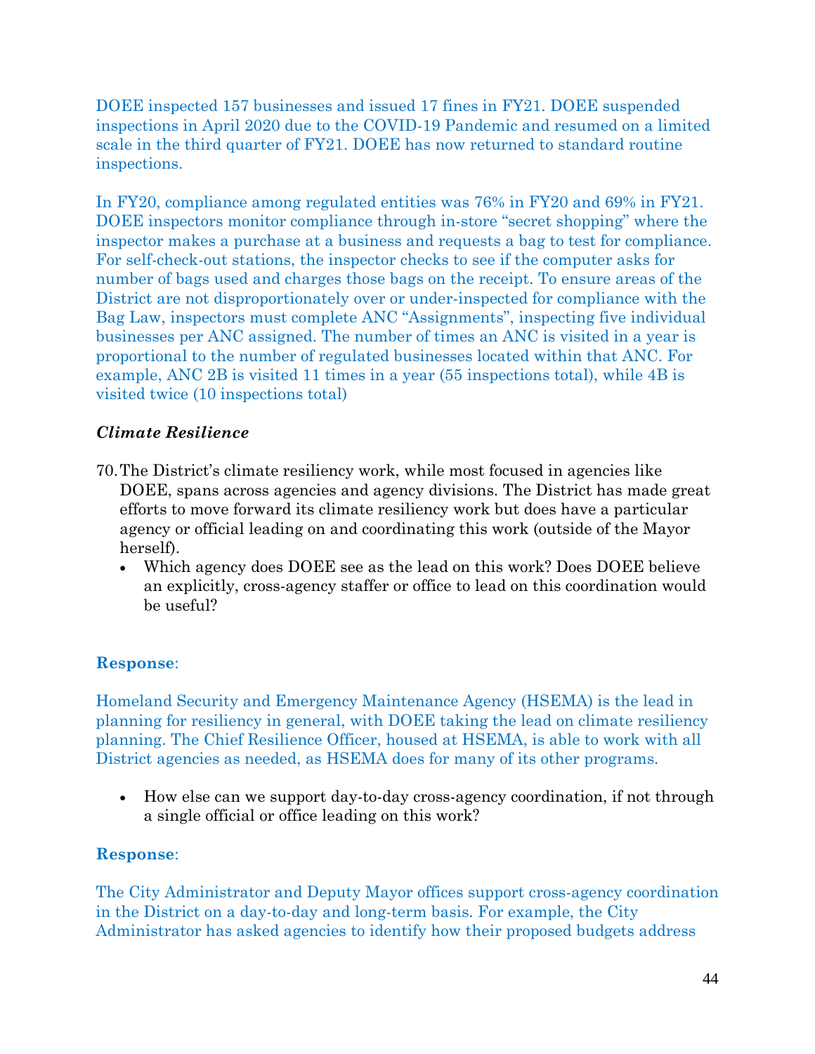DOEE inspected 157 businesses and issued 17 fines in FY21. DOEE suspended inspections in April 2020 due to the COVID-19 Pandemic and resumed on a limited scale in the third quarter of FY21. DOEE has now returned to standard routine inspections.

In FY20, compliance among regulated entities was 76% in FY20 and 69% in FY21. DOEE inspectors monitor compliance through in-store "secret shopping" where the inspector makes a purchase at a business and requests a bag to test for compliance. For self-check-out stations, the inspector checks to see if the computer asks for number of bags used and charges those bags on the receipt. To ensure areas of the District are not disproportionately over or under-inspected for compliance with the Bag Law, inspectors must complete ANC "Assignments", inspecting five individual businesses per ANC assigned. The number of times an ANC is visited in a year is proportional to the number of regulated businesses located within that ANC. For example, ANC 2B is visited 11 times in a year (55 inspections total), while 4B is visited twice (10 inspections total)

***Climate Resilience***

70. The District's climate resiliency work, while most focused in agencies like DOEE, spans across agencies and agency divisions. The District has made great efforts to move forward its climate resiliency work but does have a particular agency or official leading on and coordinating this work (outside of the Mayor herself).
    - Which agency does DOEE see as the lead on this work? Does DOEE believe an explicitly, cross-agency staffer or office to lead on this coordination would be useful?

**Response**:

Homeland Security and Emergency Maintenance Agency (HSEMA) is the lead in planning for resiliency in general, with DOEE taking the lead on climate resiliency planning. The Chief Resilience Officer, housed at HSEMA, is able to work with all District agencies as needed, as HSEMA does for many of its other programs.

- How else can we support day-to-day cross-agency coordination, if not through a single official or office leading on this work?

**Response**:

The City Administrator and Deputy Mayor offices support cross-agency coordination in the District on a day-to-day and long-term basis. For example, the City Administrator has asked agencies to identify how their proposed budgets address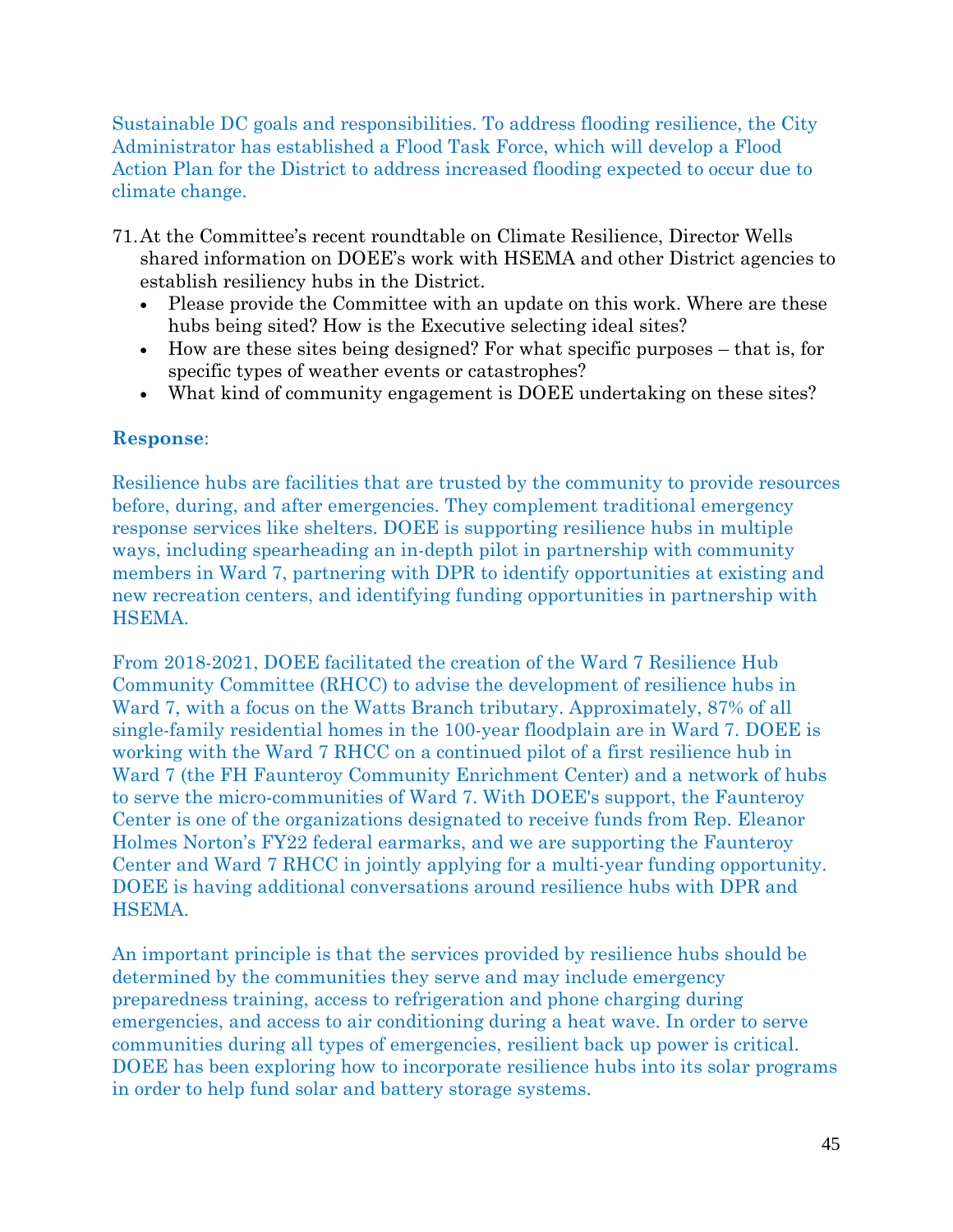Sustainable DC goals and responsibilities. To address flooding resilience, the City Administrator has established a Flood Task Force, which will develop a Flood Action Plan for the District to address increased flooding expected to occur due to climate change.

71. At the Committee's recent roundtable on Climate Resilience, Director Wells shared information on DOEE's work with HSEMA and other District agencies to establish resiliency hubs in the District.
    - Please provide the Committee with an update on this work. Where are these hubs being sited? How is the Executive selecting ideal sites?
    - How are these sites being designed? For what specific purposes – that is, for specific types of weather events or catastrophes?
    - What kind of community engagement is DOEE undertaking on these sites?

**Response**:

Resilience hubs are facilities that are trusted by the community to provide resources before, during, and after emergencies. They complement traditional emergency response services like shelters. DOEE is supporting resilience hubs in multiple ways, including spearheading an in-depth pilot in partnership with community members in Ward 7, partnering with DPR to identify opportunities at existing and new recreation centers, and identifying funding opportunities in partnership with HSEMA.

From 2018-2021, DOEE facilitated the creation of the Ward 7 Resilience Hub Community Committee (RHCC) to advise the development of resilience hubs in Ward 7, with a focus on the Watts Branch tributary. Approximately, 87% of all single-family residential homes in the 100-year floodplain are in Ward 7. DOEE is working with the Ward 7 RHCC on a continued pilot of a first resilience hub in Ward 7 (the FH Faunteroy Community Enrichment Center) and a network of hubs to serve the micro-communities of Ward 7. With DOEE's support, the Faunteroy Center is one of the organizations designated to receive funds from Rep. Eleanor Holmes Norton's FY22 federal earmarks, and we are supporting the Faunteroy Center and Ward 7 RHCC in jointly applying for a multi-year funding opportunity. DOEE is having additional conversations around resilience hubs with DPR and HSEMA.

An important principle is that the services provided by resilience hubs should be determined by the communities they serve and may include emergency preparedness training, access to refrigeration and phone charging during emergencies, and access to air conditioning during a heat wave. In order to serve communities during all types of emergencies, resilient back up power is critical. DOEE has been exploring how to incorporate resilience hubs into its solar programs in order to help fund solar and battery storage systems.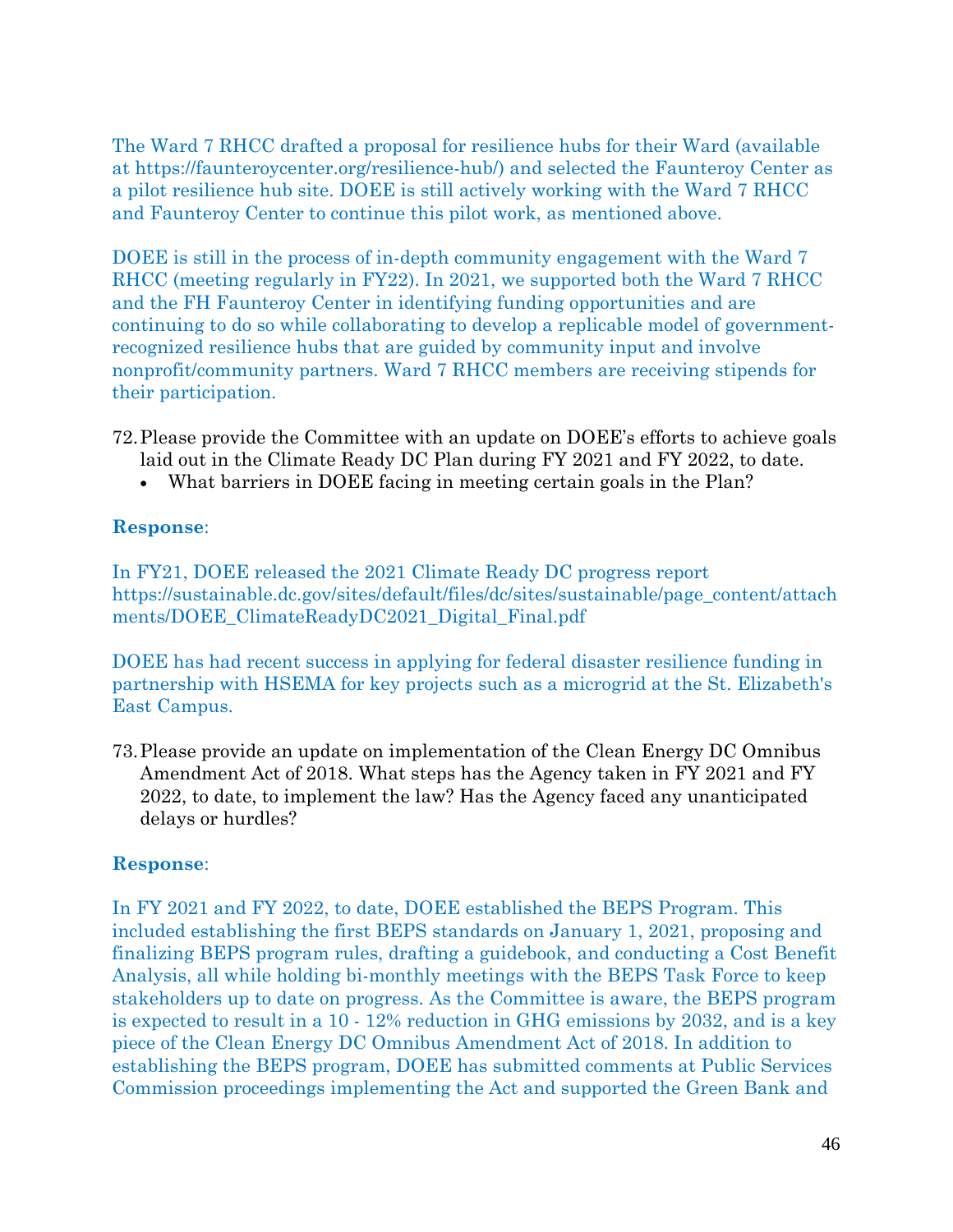The Ward 7 RHCC drafted a proposal for resilience hubs for their Ward (available at https://faunteroycenter.org/resilience-hub/) and selected the Faunteroy Center as a pilot resilience hub site. DOEE is still actively working with the Ward 7 RHCC and Faunteroy Center to continue this pilot work, as mentioned above.

DOEE is still in the process of in-depth community engagement with the Ward 7 RHCC (meeting regularly in FY22). In 2021, we supported both the Ward 7 RHCC and the FH Faunteroy Center in identifying funding opportunities and are continuing to do so while collaborating to develop a replicable model of government-recognized resilience hubs that are guided by community input and involve nonprofit/community partners. Ward 7 RHCC members are receiving stipends for their participation.

72. Please provide the Committee with an update on DOEE's efforts to achieve goals laid out in the Climate Ready DC Plan during FY 2021 and FY 2022, to date.
    - What barriers in DOEE facing in meeting certain goals in the Plan?

**Response**:

In FY21, DOEE released the 2021 Climate Ready DC progress report https://sustainable.dc.gov/sites/default/files/dc/sites/sustainable/page_content/attachments/DOEE_ClimateReadyDC2021_Digital_Final.pdf

DOEE has had recent success in applying for federal disaster resilience funding in partnership with HSEMA for key projects such as a microgrid at the St. Elizabeth's East Campus.

73. Please provide an update on implementation of the Clean Energy DC Omnibus Amendment Act of 2018. What steps has the Agency taken in FY 2021 and FY 2022, to date, to implement the law? Has the Agency faced any unanticipated delays or hurdles?

**Response**:

In FY 2021 and FY 2022, to date, DOEE established the BEPS Program. This included establishing the first BEPS standards on January 1, 2021, proposing and finalizing BEPS program rules, drafting a guidebook, and conducting a Cost Benefit Analysis, all while holding bi-monthly meetings with the BEPS Task Force to keep stakeholders up to date on progress. As the Committee is aware, the BEPS program is expected to result in a 10 - 12% reduction in GHG emissions by 2032, and is a key piece of the Clean Energy DC Omnibus Amendment Act of 2018. In addition to establishing the BEPS program, DOEE has submitted comments at Public Services Commission proceedings implementing the Act and supported the Green Bank and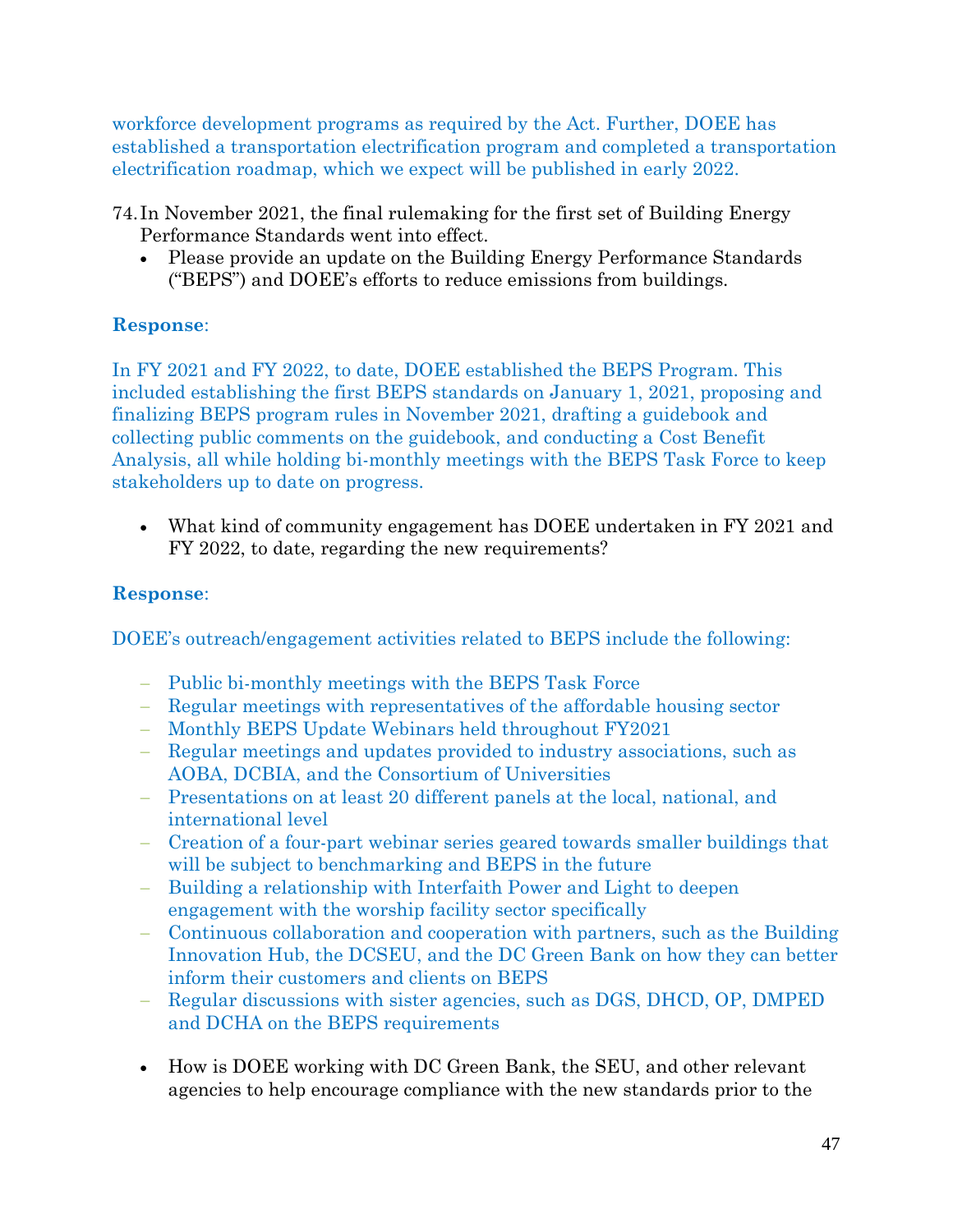workforce development programs as required by the Act. Further, DOEE has established a transportation electrification program and completed a transportation electrification roadmap, which we expect will be published in early 2022.

74. In November 2021, the final rulemaking for the first set of Building Energy Performance Standards went into effect.
    - Please provide an update on the Building Energy Performance Standards ("BEPS") and DOEE's efforts to reduce emissions from buildings.

**Response**:

In FY 2021 and FY 2022, to date, DOEE established the BEPS Program. This included establishing the first BEPS standards on January 1, 2021, proposing and finalizing BEPS program rules in November 2021, drafting a guidebook and collecting public comments on the guidebook, and conducting a Cost Benefit Analysis, all while holding bi-monthly meetings with the BEPS Task Force to keep stakeholders up to date on progress.

- What kind of community engagement has DOEE undertaken in FY 2021 and FY 2022, to date, regarding the new requirements?

**Response**:

DOEE's outreach/engagement activities related to BEPS include the following:

- Public bi-monthly meetings with the BEPS Task Force
- Regular meetings with representatives of the affordable housing sector
- Monthly BEPS Update Webinars held throughout FY2021
- Regular meetings and updates provided to industry associations, such as AOBA, DCBIA, and the Consortium of Universities
- Presentations on at least 20 different panels at the local, national, and international level
- Creation of a four-part webinar series geared towards smaller buildings that will be subject to benchmarking and BEPS in the future
- Building a relationship with Interfaith Power and Light to deepen engagement with the worship facility sector specifically
- Continuous collaboration and cooperation with partners, such as the Building Innovation Hub, the DCSEU, and the DC Green Bank on how they can better inform their customers and clients on BEPS
- Regular discussions with sister agencies, such as DGS, DHCD, OP, DMPED and DCHA on the BEPS requirements

- How is DOEE working with DC Green Bank, the SEU, and other relevant agencies to help encourage compliance with the new standards prior to the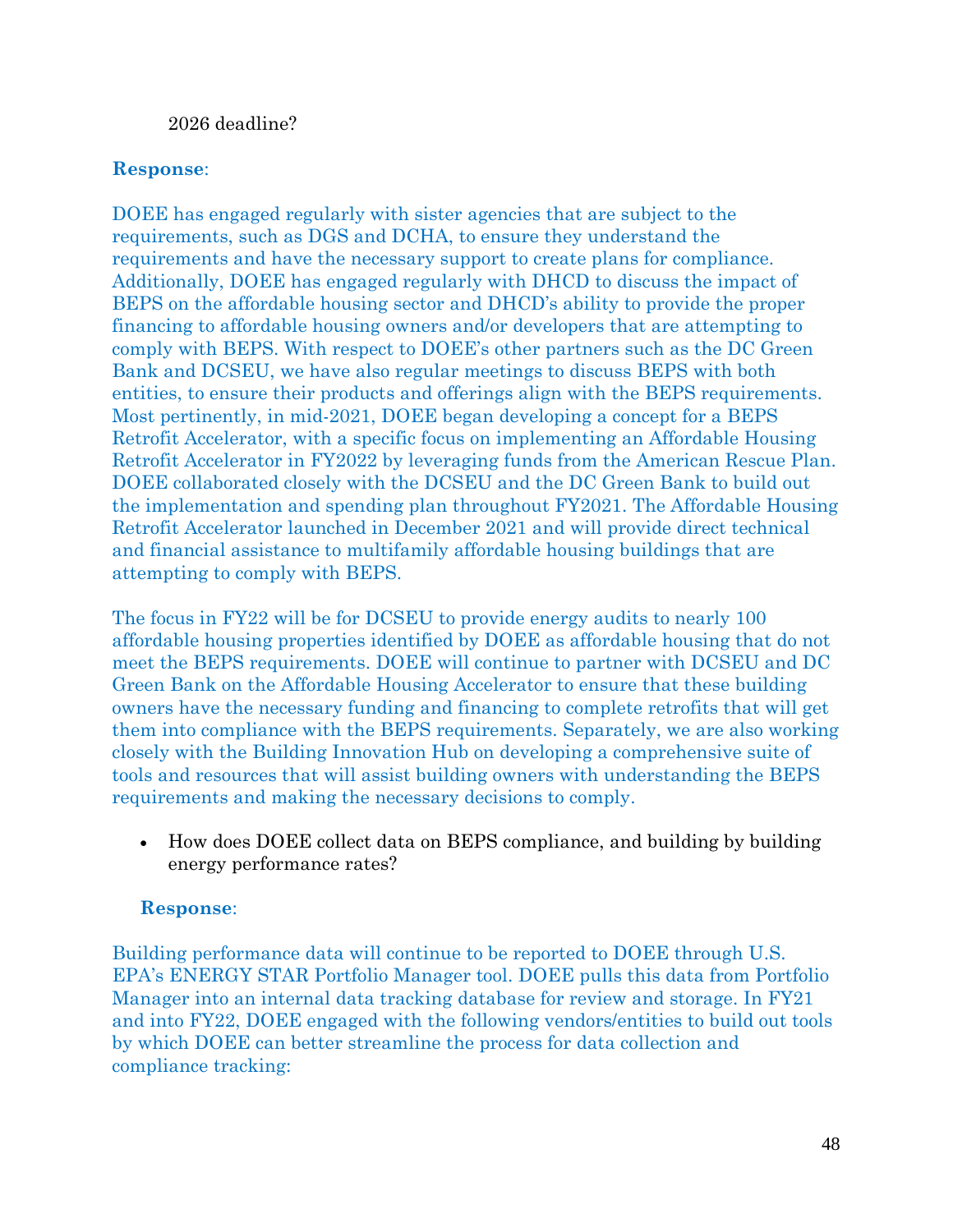2026 deadline?

**Response**:

DOEE has engaged regularly with sister agencies that are subject to the requirements, such as DGS and DCHA, to ensure they understand the requirements and have the necessary support to create plans for compliance. Additionally, DOEE has engaged regularly with DHCD to discuss the impact of BEPS on the affordable housing sector and DHCD's ability to provide the proper financing to affordable housing owners and/or developers that are attempting to comply with BEPS. With respect to DOEE's other partners such as the DC Green Bank and DCSEU, we have also regular meetings to discuss BEPS with both entities, to ensure their products and offerings align with the BEPS requirements. Most pertinently, in mid-2021, DOEE began developing a concept for a BEPS Retrofit Accelerator, with a specific focus on implementing an Affordable Housing Retrofit Accelerator in FY2022 by leveraging funds from the American Rescue Plan. DOEE collaborated closely with the DCSEU and the DC Green Bank to build out the implementation and spending plan throughout FY2021. The Affordable Housing Retrofit Accelerator launched in December 2021 and will provide direct technical and financial assistance to multifamily affordable housing buildings that are attempting to comply with BEPS.

The focus in FY22 will be for DCSEU to provide energy audits to nearly 100 affordable housing properties identified by DOEE as affordable housing that do not meet the BEPS requirements. DOEE will continue to partner with DCSEU and DC Green Bank on the Affordable Housing Accelerator to ensure that these building owners have the necessary funding and financing to complete retrofits that will get them into compliance with the BEPS requirements. Separately, we are also working closely with the Building Innovation Hub on developing a comprehensive suite of tools and resources that will assist building owners with understanding the BEPS requirements and making the necessary decisions to comply.

- How does DOEE collect data on BEPS compliance, and building by building energy performance rates?

**Response**:

Building performance data will continue to be reported to DOEE through U.S. EPA's ENERGY STAR Portfolio Manager tool. DOEE pulls this data from Portfolio Manager into an internal data tracking database for review and storage. In FY21 and into FY22, DOEE engaged with the following vendors/entities to build out tools by which DOEE can better streamline the process for data collection and compliance tracking: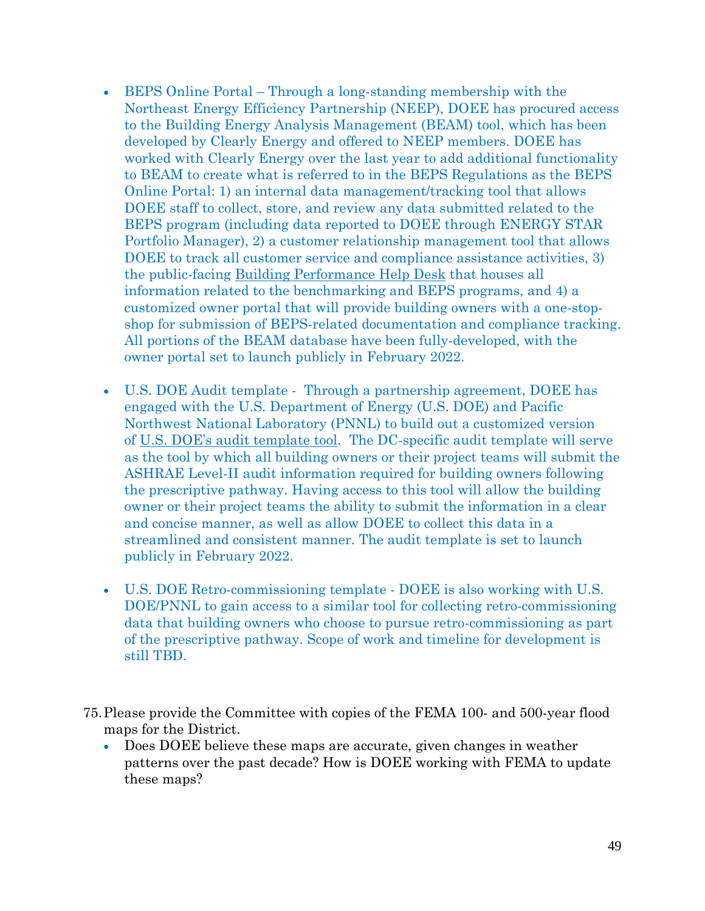- BEPS Online Portal – Through a long-standing membership with the Northeast Energy Efficiency Partnership (NEEP), DOEE has procured access to the Building Energy Analysis Management (BEAM) tool, which has been developed by Clearly Energy and offered to NEEP members. DOEE has worked with Clearly Energy over the last year to add additional functionality to BEAM to create what is referred to in the BEPS Regulations as the BEPS Online Portal: 1) an internal data management/tracking tool that allows DOEE staff to collect, store, and review any data submitted related to the BEPS program (including data reported to DOEE through ENERGY STAR Portfolio Manager), 2) a customer relationship management tool that allows DOEE to track all customer service and compliance assistance activities, 3) the public-facing Building Performance Help Desk that houses all information related to the benchmarking and BEPS programs, and 4) a customized owner portal that will provide building owners with a one-stop-shop for submission of BEPS-related documentation and compliance tracking. All portions of the BEAM database have been fully-developed, with the owner portal set to launch publicly in February 2022.

- U.S. DOE Audit template - Through a partnership agreement, DOEE has engaged with the U.S. Department of Energy (U.S. DOE) and Pacific Northwest National Laboratory (PNNL) to build out a customized version of U.S. DOE's audit template tool. The DC-specific audit template will serve as the tool by which all building owners or their project teams will submit the ASHRAE Level-II audit information required for building owners following the prescriptive pathway. Having access to this tool will allow the building owner or their project teams the ability to submit the information in a clear and concise manner, as well as allow DOEE to collect this data in a streamlined and consistent manner. The audit template is set to launch publicly in February 2022.

- U.S. DOE Retro-commissioning template - DOEE is also working with U.S. DOE/PNNL to gain access to a similar tool for collecting retro-commissioning data that building owners who choose to pursue retro-commissioning as part of the prescriptive pathway. Scope of work and timeline for development is still TBD.

75. Please provide the Committee with copies of the FEMA 100- and 500-year flood maps for the District.
    - Does DOEE believe these maps are accurate, given changes in weather patterns over the past decade? How is DOEE working with FEMA to update these maps?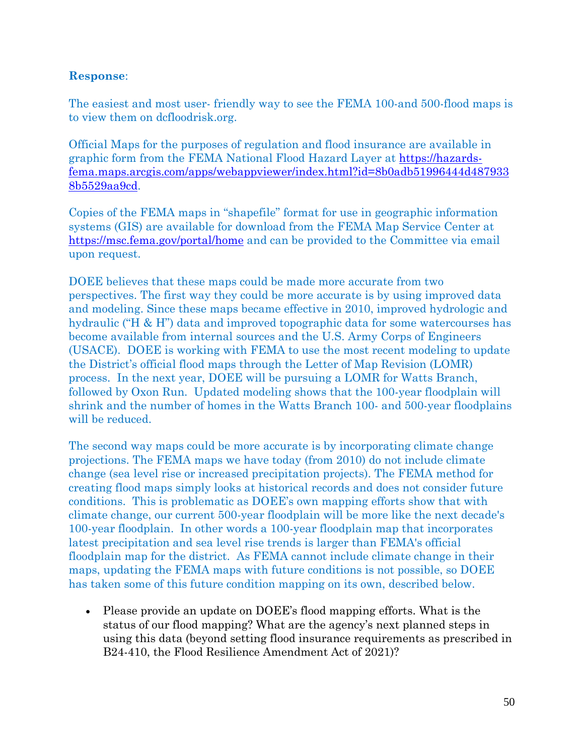**Response**:

The easiest and most user- friendly way to see the FEMA 100-and 500-flood maps is to view them on dcfloodrisk.org.

Official Maps for the purposes of regulation and flood insurance are available in graphic form from the FEMA National Flood Hazard Layer at [https://hazards-fema.maps.arcgis.com/apps/webappviewer/index.html?id=8b0adb51996444d4879338b5529aa9cd](https://hazards-fema.maps.arcgis.com/apps/webappviewer/index.html?id=8b0adb51996444d4879338b5529aa9cd).

Copies of the FEMA maps in "shapefile" format for use in geographic information systems (GIS) are available for download from the FEMA Map Service Center at [https://msc.fema.gov/portal/home](https://msc.fema.gov/portal/home) and can be provided to the Committee via email upon request.

DOEE believes that these maps could be made more accurate from two perspectives. The first way they could be more accurate is by using improved data and modeling. Since these maps became effective in 2010, improved hydrologic and hydraulic ("H & H") data and improved topographic data for some watercourses has become available from internal sources and the U.S. Army Corps of Engineers (USACE). DOEE is working with FEMA to use the most recent modeling to update the District's official flood maps through the Letter of Map Revision (LOMR) process. In the next year, DOEE will be pursuing a LOMR for Watts Branch, followed by Oxon Run. Updated modeling shows that the 100-year floodplain will shrink and the number of homes in the Watts Branch 100- and 500-year floodplains will be reduced.

The second way maps could be more accurate is by incorporating climate change projections. The FEMA maps we have today (from 2010) do not include climate change (sea level rise or increased precipitation projects). The FEMA method for creating flood maps simply looks at historical records and does not consider future conditions. This is problematic as DOEE's own mapping efforts show that with climate change, our current 500-year floodplain will be more like the next decade's 100-year floodplain. In other words a 100-year floodplain map that incorporates latest precipitation and sea level rise trends is larger than FEMA's official floodplain map for the district. As FEMA cannot include climate change in their maps, updating the FEMA maps with future conditions is not possible, so DOEE has taken some of this future condition mapping on its own, described below.

- Please provide an update on DOEE's flood mapping efforts. What is the status of our flood mapping? What are the agency's next planned steps in using this data (beyond setting flood insurance requirements as prescribed in B24-410, the Flood Resilience Amendment Act of 2021)?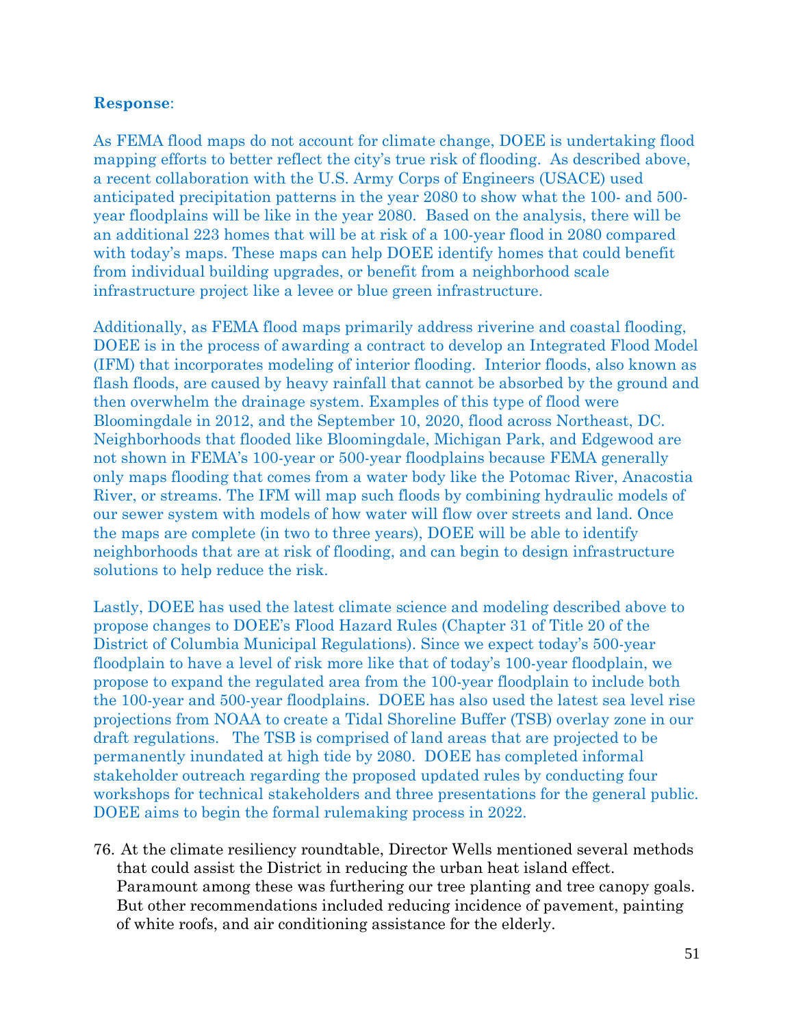**Response**:

As FEMA flood maps do not account for climate change, DOEE is undertaking flood mapping efforts to better reflect the city's true risk of flooding. As described above, a recent collaboration with the U.S. Army Corps of Engineers (USACE) used anticipated precipitation patterns in the year 2080 to show what the 100- and 500-year floodplains will be like in the year 2080. Based on the analysis, there will be an additional 223 homes that will be at risk of a 100-year flood in 2080 compared with today's maps. These maps can help DOEE identify homes that could benefit from individual building upgrades, or benefit from a neighborhood scale infrastructure project like a levee or blue green infrastructure.

Additionally, as FEMA flood maps primarily address riverine and coastal flooding, DOEE is in the process of awarding a contract to develop an Integrated Flood Model (IFM) that incorporates modeling of interior flooding. Interior floods, also known as flash floods, are caused by heavy rainfall that cannot be absorbed by the ground and then overwhelm the drainage system. Examples of this type of flood were Bloomingdale in 2012, and the September 10, 2020, flood across Northeast, DC. Neighborhoods that flooded like Bloomingdale, Michigan Park, and Edgewood are not shown in FEMA's 100-year or 500-year floodplains because FEMA generally only maps flooding that comes from a water body like the Potomac River, Anacostia River, or streams. The IFM will map such floods by combining hydraulic models of our sewer system with models of how water will flow over streets and land. Once the maps are complete (in two to three years), DOEE will be able to identify neighborhoods that are at risk of flooding, and can begin to design infrastructure solutions to help reduce the risk.

Lastly, DOEE has used the latest climate science and modeling described above to propose changes to DOEE's Flood Hazard Rules (Chapter 31 of Title 20 of the District of Columbia Municipal Regulations). Since we expect today's 500-year floodplain to have a level of risk more like that of today's 100-year floodplain, we propose to expand the regulated area from the 100-year floodplain to include both the 100-year and 500-year floodplains. DOEE has also used the latest sea level rise projections from NOAA to create a Tidal Shoreline Buffer (TSB) overlay zone in our draft regulations. The TSB is comprised of land areas that are projected to be permanently inundated at high tide by 2080. DOEE has completed informal stakeholder outreach regarding the proposed updated rules by conducting four workshops for technical stakeholders and three presentations for the general public. DOEE aims to begin the formal rulemaking process in 2022.

76. At the climate resiliency roundtable, Director Wells mentioned several methods that could assist the District in reducing the urban heat island effect. Paramount among these was furthering our tree planting and tree canopy goals. But other recommendations included reducing incidence of pavement, painting of white roofs, and air conditioning assistance for the elderly.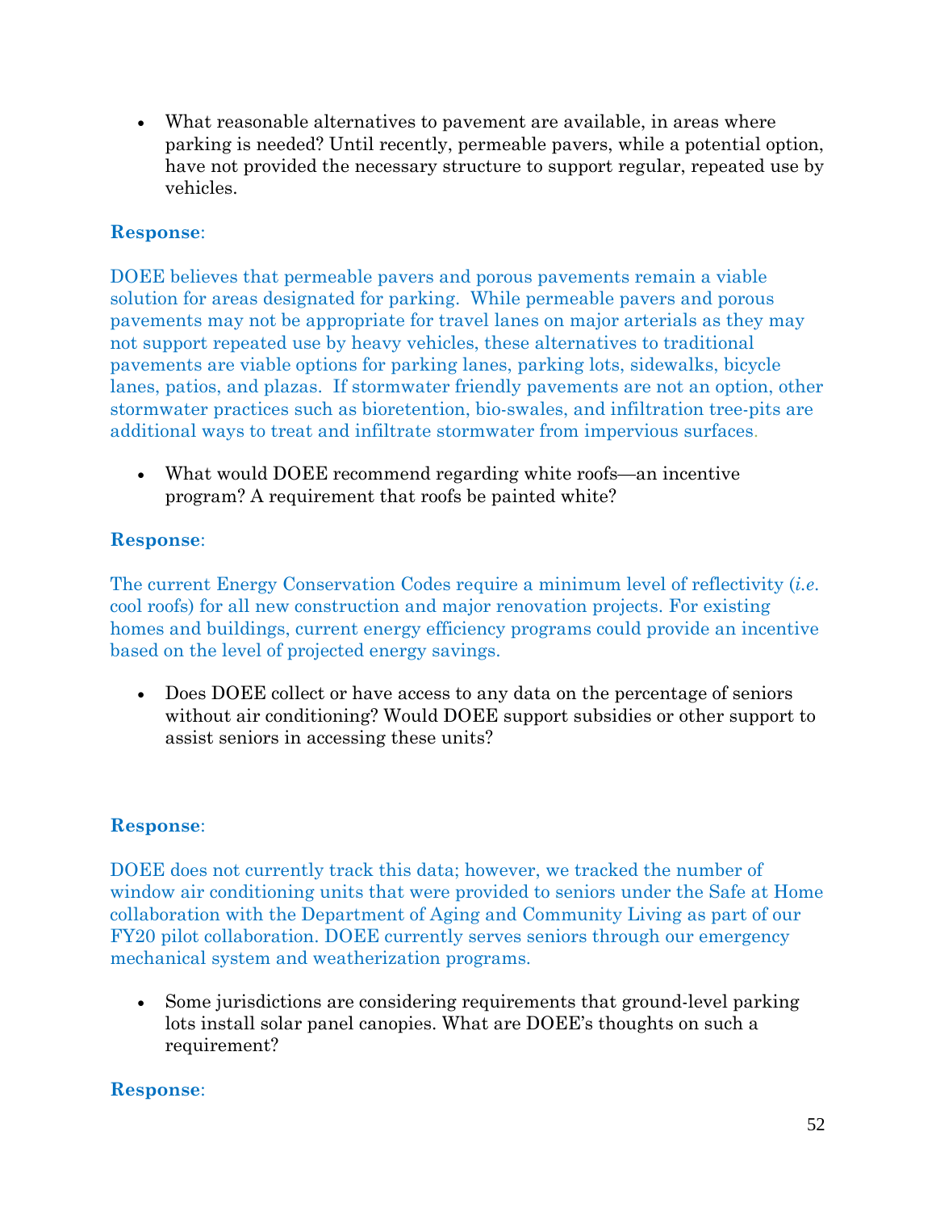- What reasonable alternatives to pavement are available, in areas where parking is needed? Until recently, permeable pavers, while a potential option, have not provided the necessary structure to support regular, repeated use by vehicles.

**Response**:

DOEE believes that permeable pavers and porous pavements remain a viable solution for areas designated for parking. While permeable pavers and porous pavements may not be appropriate for travel lanes on major arterials as they may not support repeated use by heavy vehicles, these alternatives to traditional pavements are viable options for parking lanes, parking lots, sidewalks, bicycle lanes, patios, and plazas. If stormwater friendly pavements are not an option, other stormwater practices such as bioretention, bio-swales, and infiltration tree-pits are additional ways to treat and infiltrate stormwater from impervious surfaces.

- What would DOEE recommend regarding white roofs—an incentive program? A requirement that roofs be painted white?

**Response**:

The current Energy Conservation Codes require a minimum level of reflectivity (*i.e.* cool roofs) for all new construction and major renovation projects. For existing homes and buildings, current energy efficiency programs could provide an incentive based on the level of projected energy savings.

- Does DOEE collect or have access to any data on the percentage of seniors without air conditioning? Would DOEE support subsidies or other support to assist seniors in accessing these units?

**Response**:

DOEE does not currently track this data; however, we tracked the number of window air conditioning units that were provided to seniors under the Safe at Home collaboration with the Department of Aging and Community Living as part of our FY20 pilot collaboration. DOEE currently serves seniors through our emergency mechanical system and weatherization programs.

- Some jurisdictions are considering requirements that ground-level parking lots install solar panel canopies. What are DOEE's thoughts on such a requirement?

**Response**: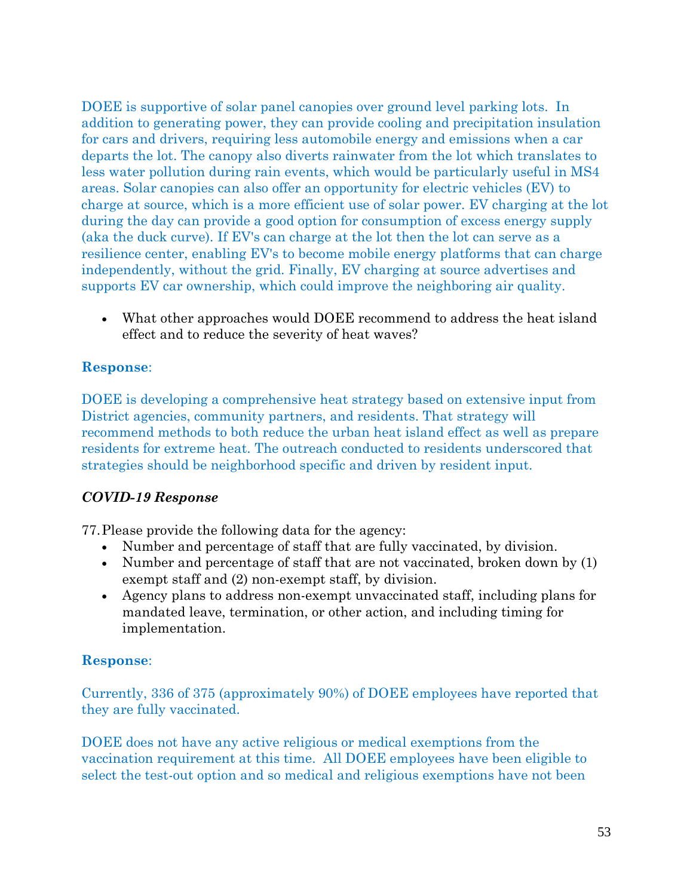DOEE is supportive of solar panel canopies over ground level parking lots. In addition to generating power, they can provide cooling and precipitation insulation for cars and drivers, requiring less automobile energy and emissions when a car departs the lot. The canopy also diverts rainwater from the lot which translates to less water pollution during rain events, which would be particularly useful in MS4 areas. Solar canopies can also offer an opportunity for electric vehicles (EV) to charge at source, which is a more efficient use of solar power. EV charging at the lot during the day can provide a good option for consumption of excess energy supply (aka the duck curve). If EV's can charge at the lot then the lot can serve as a resilience center, enabling EV's to become mobile energy platforms that can charge independently, without the grid. Finally, EV charging at source advertises and supports EV car ownership, which could improve the neighboring air quality.

- What other approaches would DOEE recommend to address the heat island effect and to reduce the severity of heat waves?

**Response**:

DOEE is developing a comprehensive heat strategy based on extensive input from District agencies, community partners, and residents. That strategy will recommend methods to both reduce the urban heat island effect as well as prepare residents for extreme heat. The outreach conducted to residents underscored that strategies should be neighborhood specific and driven by resident input.

***COVID-19 Response***

77. Please provide the following data for the agency:
    - Number and percentage of staff that are fully vaccinated, by division.
    - Number and percentage of staff that are not vaccinated, broken down by (1) exempt staff and (2) non-exempt staff, by division.
    - Agency plans to address non-exempt unvaccinated staff, including plans for mandated leave, termination, or other action, and including timing for implementation.

**Response**:

Currently, 336 of 375 (approximately 90%) of DOEE employees have reported that they are fully vaccinated.

DOEE does not have any active religious or medical exemptions from the vaccination requirement at this time. All DOEE employees have been eligible to select the test-out option and so medical and religious exemptions have not been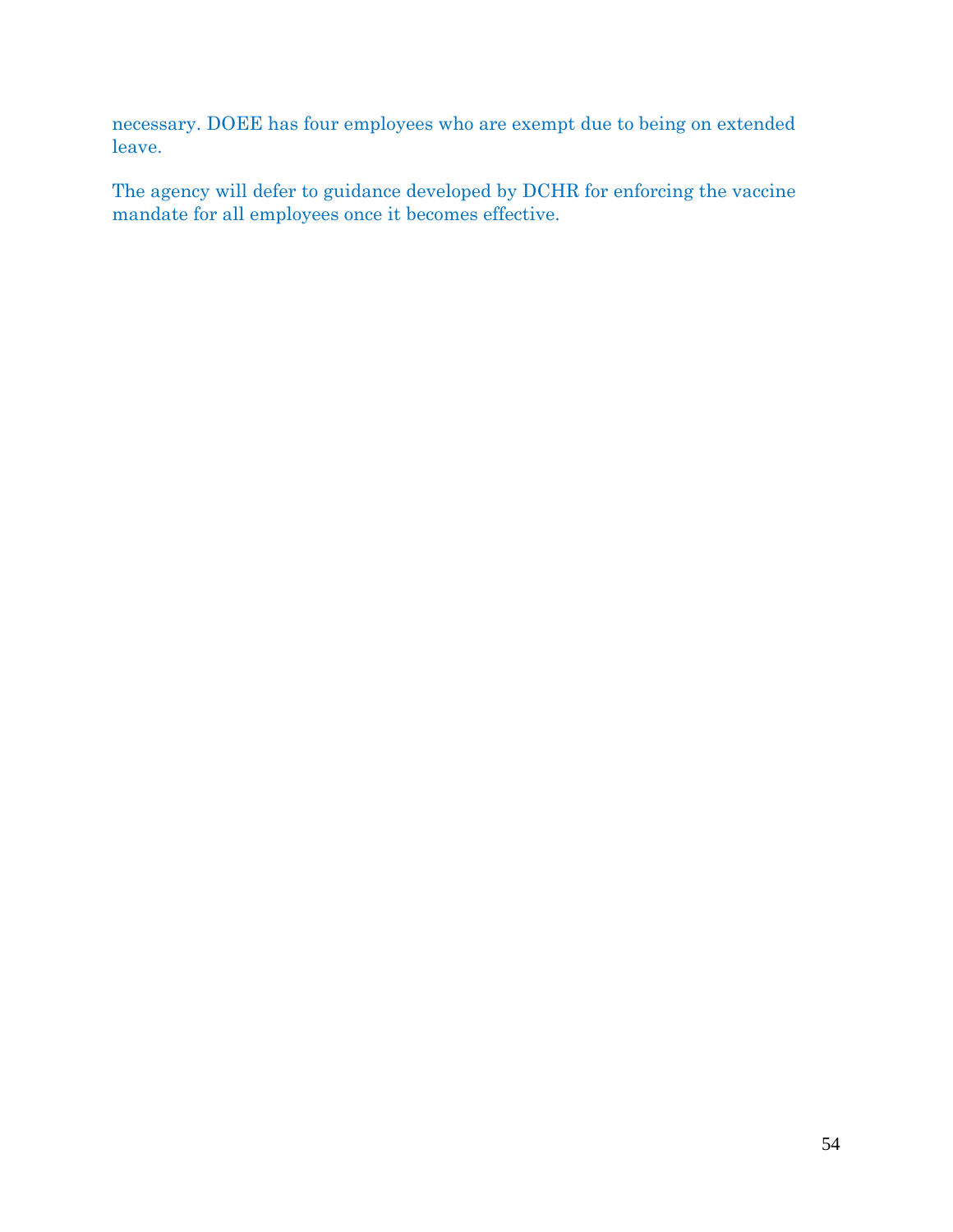necessary. DOEE has four employees who are exempt due to being on extended leave.

The agency will defer to guidance developed by DCHR for enforcing the vaccine mandate for all employees once it becomes effective.